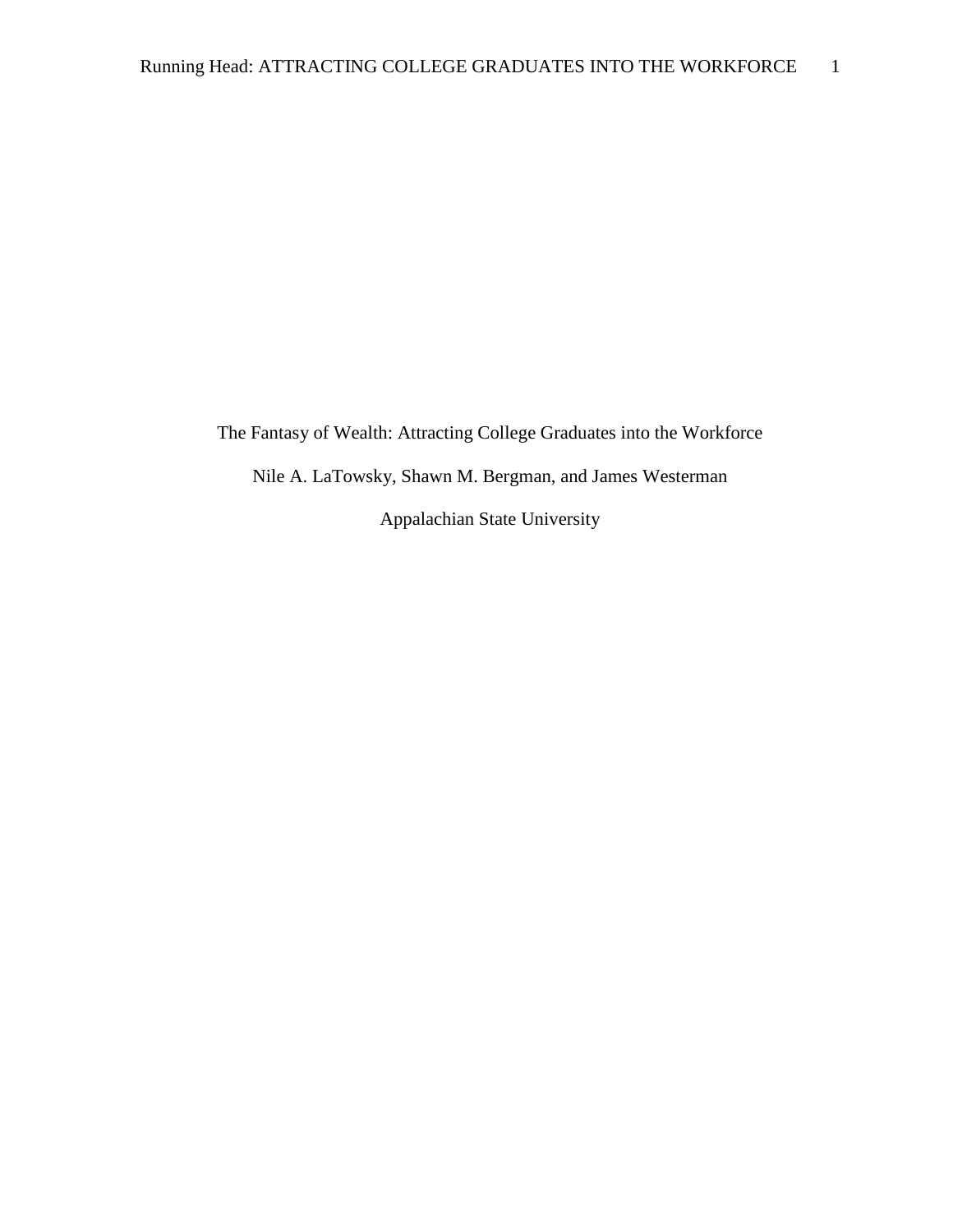# The Fantasy of Wealth: Attracting College Graduates into the Workforce

Nile A. LaTowsky, Shawn M. Bergman, and James Westerman

Appalachian State University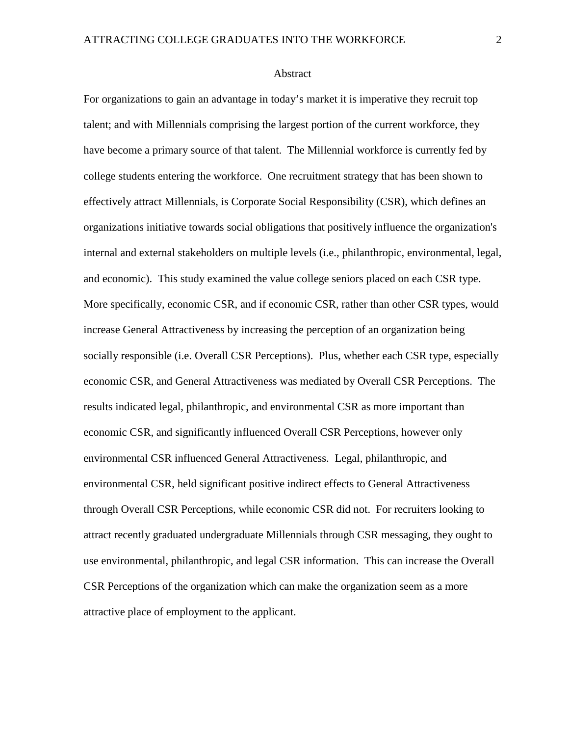# Abstract

For organizations to gain an advantage in today's market it is imperative they recruit top talent; and with Millennials comprising the largest portion of the current workforce, they have become a primary source of that talent. The Millennial workforce is currently fed by college students entering the workforce. One recruitment strategy that has been shown to effectively attract Millennials, is Corporate Social Responsibility (CSR), which defines an organizations initiative towards social obligations that positively influence the organization's internal and external stakeholders on multiple levels (i.e., philanthropic, environmental, legal, and economic). This study examined the value college seniors placed on each CSR type. More specifically, economic CSR, and if economic CSR, rather than other CSR types, would increase General Attractiveness by increasing the perception of an organization being socially responsible (i.e. Overall CSR Perceptions). Plus, whether each CSR type, especially economic CSR, and General Attractiveness was mediated by Overall CSR Perceptions. The results indicated legal, philanthropic, and environmental CSR as more important than economic CSR, and significantly influenced Overall CSR Perceptions, however only environmental CSR influenced General Attractiveness. Legal, philanthropic, and environmental CSR, held significant positive indirect effects to General Attractiveness through Overall CSR Perceptions, while economic CSR did not. For recruiters looking to attract recently graduated undergraduate Millennials through CSR messaging, they ought to use environmental, philanthropic, and legal CSR information. This can increase the Overall CSR Perceptions of the organization which can make the organization seem as a more attractive place of employment to the applicant.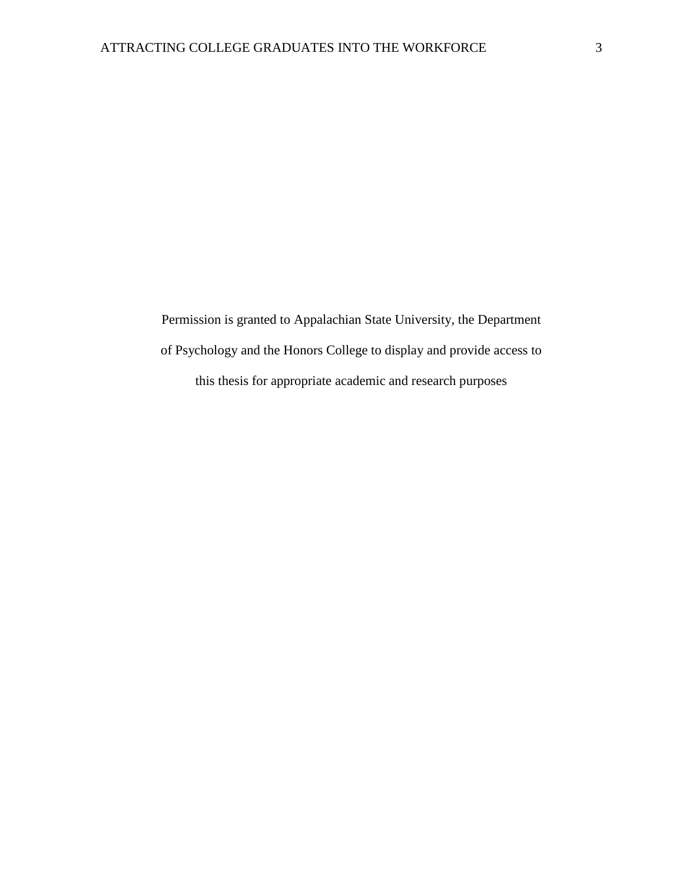Permission is granted to Appalachian State University, the Department of Psychology and the Honors College to display and provide access to this thesis for appropriate academic and research purposes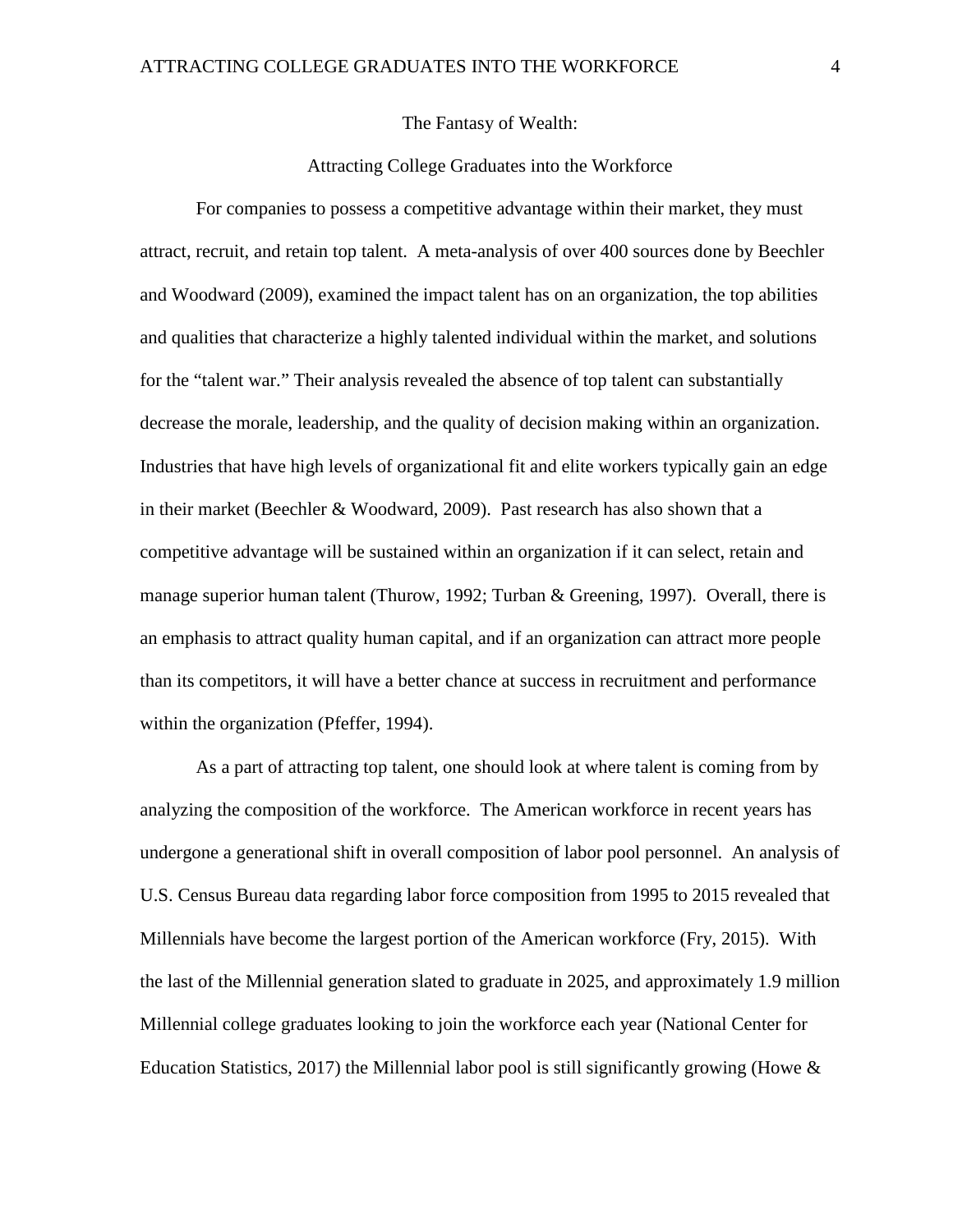# The Fantasy of Wealth:

## Attracting College Graduates into the Workforce

For companies to possess a competitive advantage within their market, they must attract, recruit, and retain top talent. A meta-analysis of over 400 sources done by Beechler and Woodward (2009), examined the impact talent has on an organization, the top abilities and qualities that characterize a highly talented individual within the market, and solutions for the "talent war." Their analysis revealed the absence of top talent can substantially decrease the morale, leadership, and the quality of decision making within an organization. Industries that have high levels of organizational fit and elite workers typically gain an edge in their market (Beechler & Woodward, 2009). Past research has also shown that a competitive advantage will be sustained within an organization if it can select, retain and manage superior human talent (Thurow, 1992; Turban & Greening, 1997). Overall, there is an emphasis to attract quality human capital, and if an organization can attract more people than its competitors, it will have a better chance at success in recruitment and performance within the organization (Pfeffer, 1994).

As a part of attracting top talent, one should look at where talent is coming from by analyzing the composition of the workforce. The American workforce in recent years has undergone a generational shift in overall composition of labor pool personnel. An analysis of U.S. Census Bureau data regarding labor force composition from 1995 to 2015 revealed that Millennials have become the largest portion of the American workforce (Fry, 2015). With the last of the Millennial generation slated to graduate in 2025, and approximately 1.9 million Millennial college graduates looking to join the workforce each year (National Center for Education Statistics, 2017) the Millennial labor pool is still significantly growing (Howe &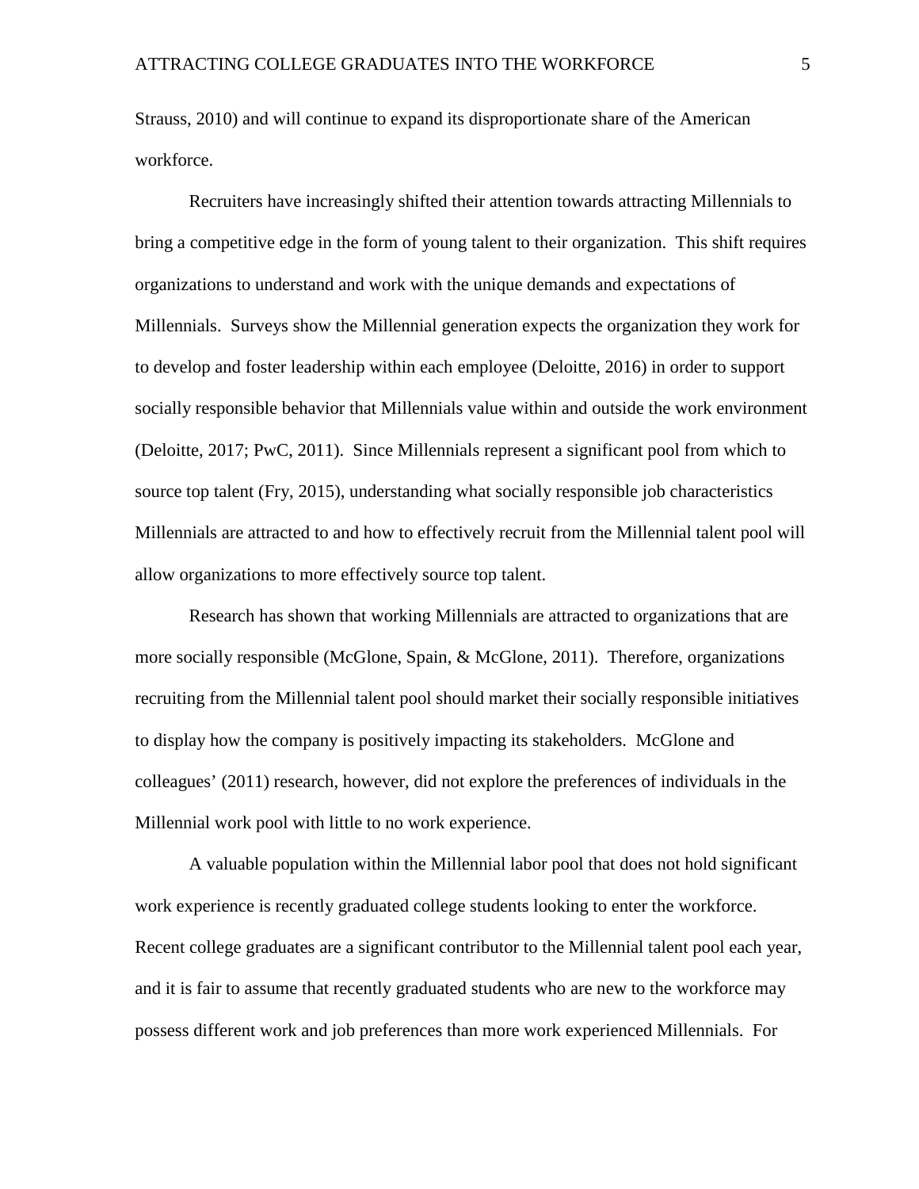Strauss, 2010) and will continue to expand its disproportionate share of the American workforce.

Recruiters have increasingly shifted their attention towards attracting Millennials to bring a competitive edge in the form of young talent to their organization. This shift requires organizations to understand and work with the unique demands and expectations of Millennials. Surveys show the Millennial generation expects the organization they work for to develop and foster leadership within each employee (Deloitte, 2016) in order to support socially responsible behavior that Millennials value within and outside the work environment (Deloitte, 2017; PwC, 2011). Since Millennials represent a significant pool from which to source top talent (Fry, 2015), understanding what socially responsible job characteristics Millennials are attracted to and how to effectively recruit from the Millennial talent pool will allow organizations to more effectively source top talent.

Research has shown that working Millennials are attracted to organizations that are more socially responsible (McGlone, Spain, & McGlone, 2011). Therefore, organizations recruiting from the Millennial talent pool should market their socially responsible initiatives to display how the company is positively impacting its stakeholders. McGlone and colleagues' (2011) research, however, did not explore the preferences of individuals in the Millennial work pool with little to no work experience.

A valuable population within the Millennial labor pool that does not hold significant work experience is recently graduated college students looking to enter the workforce. Recent college graduates are a significant contributor to the Millennial talent pool each year, and it is fair to assume that recently graduated students who are new to the workforce may possess different work and job preferences than more work experienced Millennials. For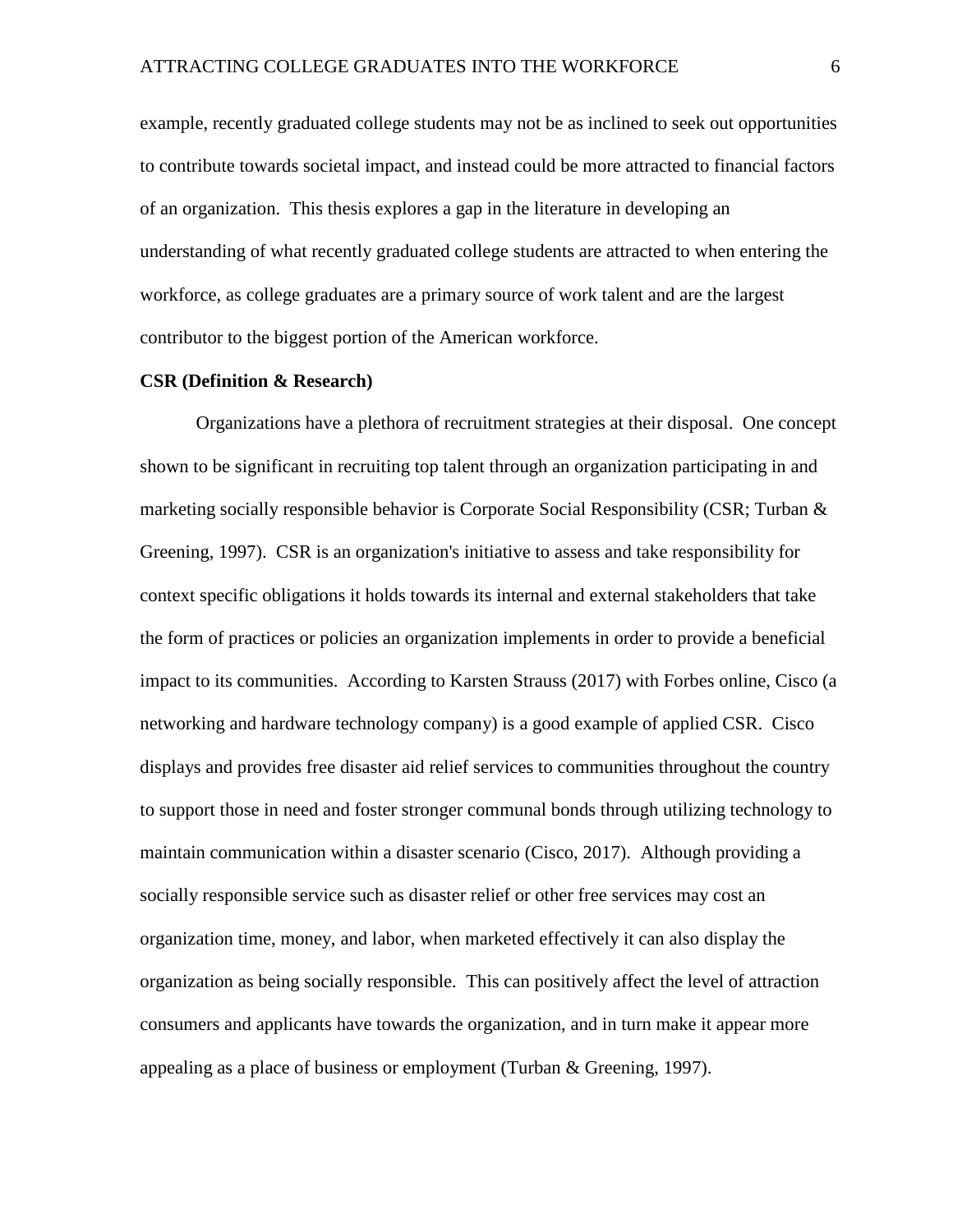example, recently graduated college students may not be as inclined to seek out opportunities to contribute towards societal impact, and instead could be more attracted to financial factors of an organization. This thesis explores a gap in the literature in developing an understanding of what recently graduated college students are attracted to when entering the workforce, as college graduates are a primary source of work talent and are the largest contributor to the biggest portion of the American workforce.

**CSR (Definition & Research)**

Organizations have a plethora of recruitment strategies at their disposal. One concept shown to be significant in recruiting top talent through an organization participating in and marketing socially responsible behavior is Corporate Social Responsibility (CSR; Turban & Greening, 1997). CSR is an organization's initiative to assess and take responsibility for context specific obligations it holds towards its internal and external stakeholders that take the form of practices or policies an organization implements in order to provide a beneficial impact to its communities. According to Karsten Strauss (2017) with Forbes online, Cisco (a networking and hardware technology company) is a good example of applied CSR. Cisco displays and provides free disaster aid relief services to communities throughout the country to support those in need and foster stronger communal bonds through utilizing technology to maintain communication within a disaster scenario (Cisco, 2017). Although providing a socially responsible service such as disaster relief or other free services may cost an organization time, money, and labor, when marketed effectively it can also display the organization as being socially responsible. This can positively affect the level of attraction consumers and applicants have towards the organization, and in turn make it appear more appealing as a place of business or employment (Turban & Greening, 1997).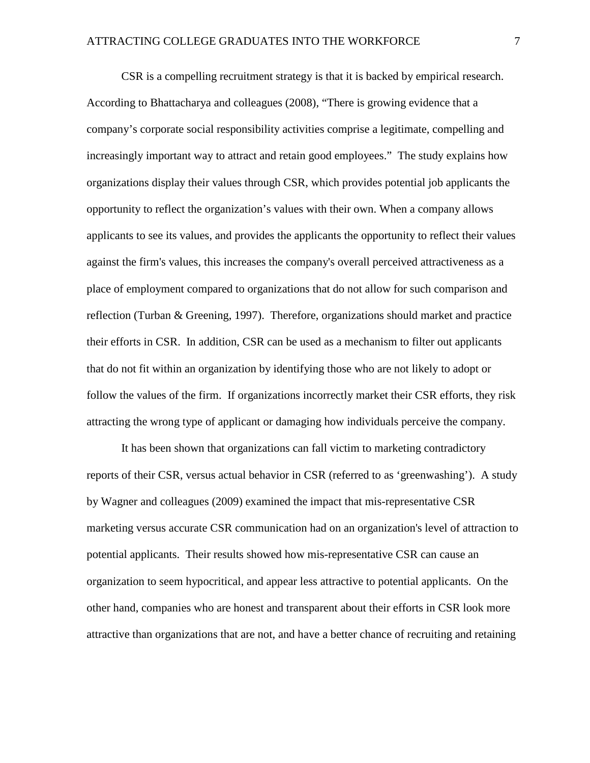CSR is a compelling recruitment strategy is that it is backed by empirical research. According to Bhattacharya and colleagues (2008), "There is growing evidence that a company's corporate social responsibility activities comprise a legitimate, compelling and increasingly important way to attract and retain good employees." The study explains how organizations display their values through CSR, which provides potential job applicants the opportunity to reflect the organization's values with their own. When a company allows applicants to see its values, and provides the applicants the opportunity to reflect their values against the firm's values, this increases the company's overall perceived attractiveness as a place of employment compared to organizations that do not allow for such comparison and reflection (Turban & Greening, 1997). Therefore, organizations should market and practice their efforts in CSR. In addition, CSR can be used as a mechanism to filter out applicants that do not fit within an organization by identifying those who are not likely to adopt or follow the values of the firm. If organizations incorrectly market their CSR efforts, they risk attracting the wrong type of applicant or damaging how individuals perceive the company.

It has been shown that organizations can fall victim to marketing contradictory reports of their CSR, versus actual behavior in CSR (referred to as 'greenwashing'). A study by Wagner and colleagues (2009) examined the impact that mis-representative CSR marketing versus accurate CSR communication had on an organization's level of attraction to potential applicants. Their results showed how mis-representative CSR can cause an organization to seem hypocritical, and appear less attractive to potential applicants. On the other hand, companies who are honest and transparent about their efforts in CSR look more attractive than organizations that are not, and have a better chance of recruiting and retaining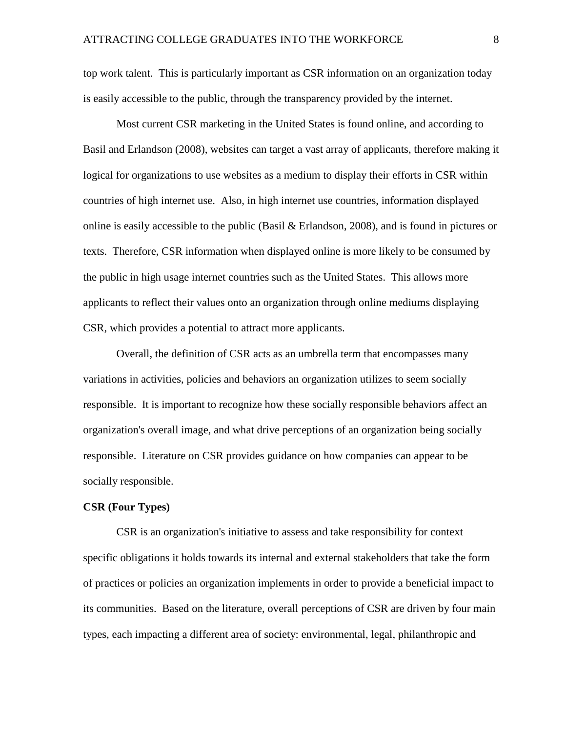top work talent. This is particularly important as CSR information on an organization today is easily accessible to the public, through the transparency provided by the internet.

Most current CSR marketing in the United States is found online, and according to Basil and Erlandson (2008), websites can target a vast array of applicants, therefore making it logical for organizations to use websites as a medium to display their efforts in CSR within countries of high internet use. Also, in high internet use countries, information displayed online is easily accessible to the public (Basil & Erlandson, 2008), and is found in pictures or texts. Therefore, CSR information when displayed online is more likely to be consumed by the public in high usage internet countries such as the United States. This allows more applicants to reflect their values onto an organization through online mediums displaying CSR, which provides a potential to attract more applicants.

Overall, the definition of CSR acts as an umbrella term that encompasses many variations in activities, policies and behaviors an organization utilizes to seem socially responsible. It is important to recognize how these socially responsible behaviors affect an organization's overall image, and what drive perceptions of an organization being socially responsible. Literature on CSR provides guidance on how companies can appear to be socially responsible.

**CSR (Four Types)**

CSR is an organization's initiative to assess and take responsibility for context specific obligations it holds towards its internal and external stakeholders that take the form of practices or policies an organization implements in order to provide a beneficial impact to its communities. Based on the literature, overall perceptions of CSR are driven by four main types, each impacting a different area of society: environmental, legal, philanthropic and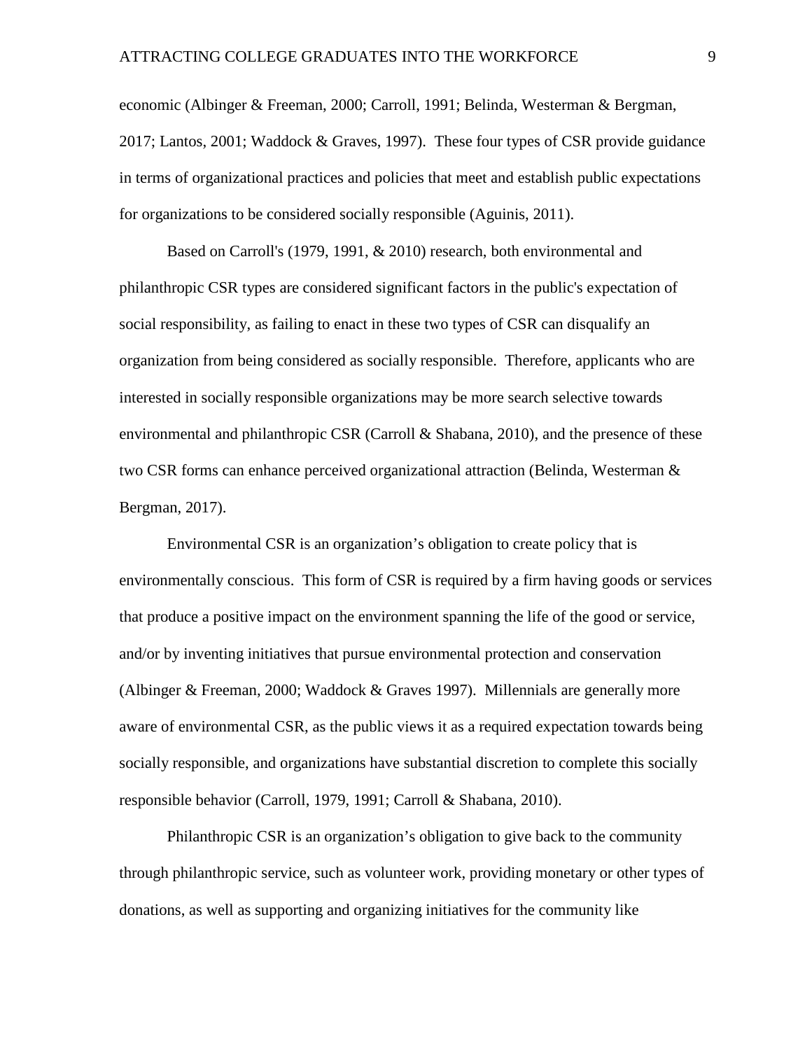economic (Albinger & Freeman, 2000; Carroll, 1991; Belinda, Westerman & Bergman, 2017; Lantos, 2001; Waddock & Graves, 1997). These four types of CSR provide guidance in terms of organizational practices and policies that meet and establish public expectations for organizations to be considered socially responsible (Aguinis, 2011).

Based on Carroll's (1979, 1991, & 2010) research, both environmental and philanthropic CSR types are considered significant factors in the public's expectation of social responsibility, as failing to enact in these two types of CSR can disqualify an organization from being considered as socially responsible. Therefore, applicants who are interested in socially responsible organizations may be more search selective towards environmental and philanthropic CSR (Carroll & Shabana, 2010), and the presence of these two CSR forms can enhance perceived organizational attraction (Belinda, Westerman & Bergman, 2017).

Environmental CSR is an organization's obligation to create policy that is environmentally conscious. This form of CSR is required by a firm having goods or services that produce a positive impact on the environment spanning the life of the good or service, and/or by inventing initiatives that pursue environmental protection and conservation (Albinger & Freeman, 2000; Waddock & Graves 1997). Millennials are generally more aware of environmental CSR, as the public views it as a required expectation towards being socially responsible, and organizations have substantial discretion to complete this socially responsible behavior (Carroll, 1979, 1991; Carroll & Shabana, 2010).

Philanthropic CSR is an organization's obligation to give back to the community through philanthropic service, such as volunteer work, providing monetary or other types of donations, as well as supporting and organizing initiatives for the community like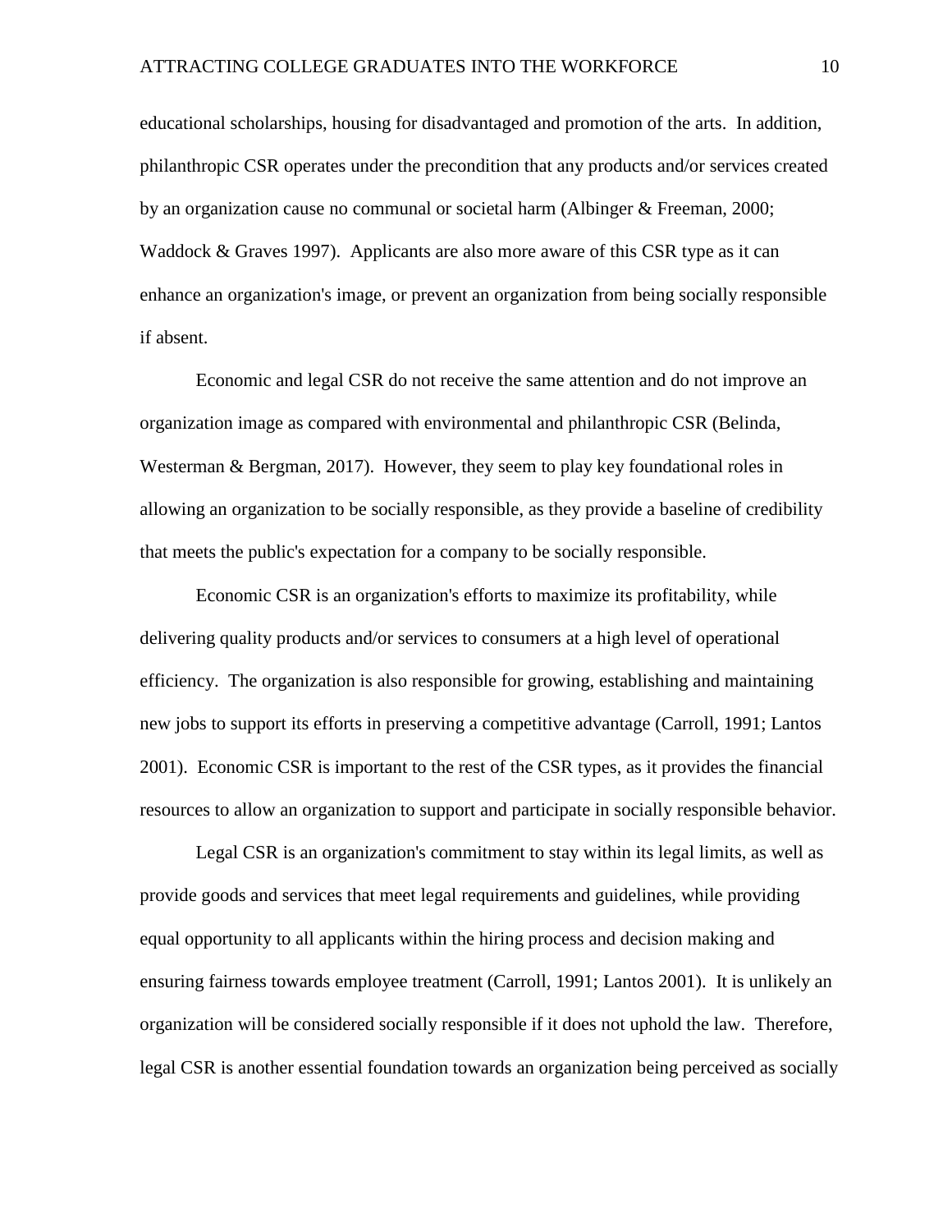educational scholarships, housing for disadvantaged and promotion of the arts.  In addition, philanthropic CSR operates under the precondition that any products and/or services created by an organization cause no communal or societal harm (Albinger & Freeman, 2000; Waddock & Graves 1997).  Applicants are also more aware of this CSR type as it can enhance an organization's image, or prevent an organization from being socially responsible if absent.

Economic and legal CSR do not receive the same attention and do not improve an organization image as compared with environmental and philanthropic CSR (Belinda, Westerman & Bergman, 2017).  However, they seem to play key foundational roles in allowing an organization to be socially responsible, as they provide a baseline of credibility that meets the public's expectation for a company to be socially responsible.

Economic CSR is an organization's efforts to maximize its profitability, while delivering quality products and/or services to consumers at a high level of operational efficiency.  The organization is also responsible for growing, establishing and maintaining new jobs to support its efforts in preserving a competitive advantage (Carroll, 1991; Lantos 2001).  Economic CSR is important to the rest of the CSR types, as it provides the financial resources to allow an organization to support and participate in socially responsible behavior.

Legal CSR is an organization's commitment to stay within its legal limits, as well as provide goods and services that meet legal requirements and guidelines, while providing equal opportunity to all applicants within the hiring process and decision making and ensuring fairness towards employee treatment (Carroll, 1991; Lantos 2001).  It is unlikely an organization will be considered socially responsible if it does not uphold the law.  Therefore, legal CSR is another essential foundation towards an organization being perceived as socially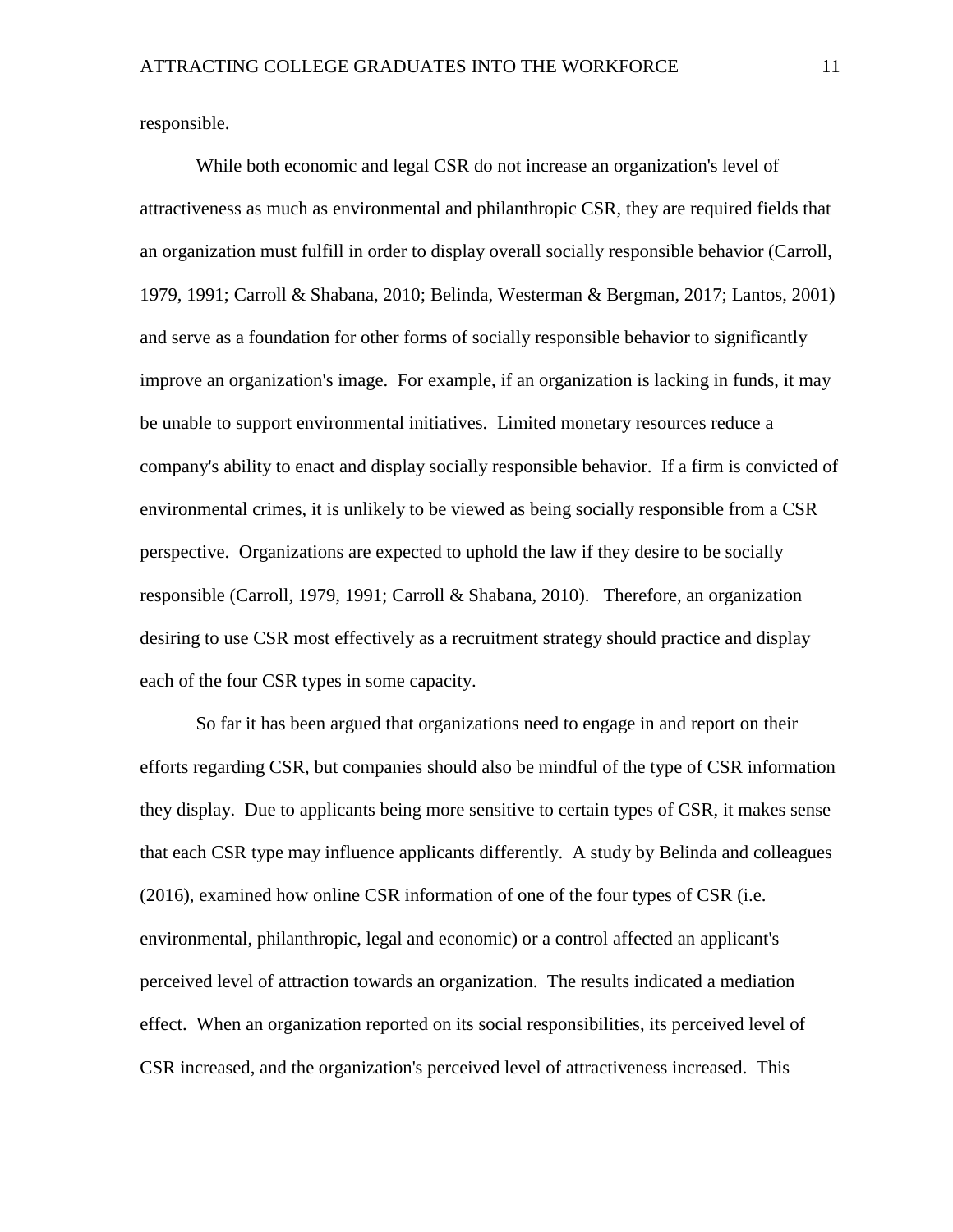responsible.

While both economic and legal CSR do not increase an organization's level of attractiveness as much as environmental and philanthropic CSR, they are required fields that an organization must fulfill in order to display overall socially responsible behavior (Carroll, 1979, 1991; Carroll & Shabana, 2010; Belinda, Westerman & Bergman, 2017; Lantos, 2001) and serve as a foundation for other forms of socially responsible behavior to significantly improve an organization's image. For example, if an organization is lacking in funds, it may be unable to support environmental initiatives. Limited monetary resources reduce a company's ability to enact and display socially responsible behavior. If a firm is convicted of environmental crimes, it is unlikely to be viewed as being socially responsible from a CSR perspective. Organizations are expected to uphold the law if they desire to be socially responsible (Carroll, 1979, 1991; Carroll & Shabana, 2010). Therefore, an organization desiring to use CSR most effectively as a recruitment strategy should practice and display each of the four CSR types in some capacity.

So far it has been argued that organizations need to engage in and report on their efforts regarding CSR, but companies should also be mindful of the type of CSR information they display. Due to applicants being more sensitive to certain types of CSR, it makes sense that each CSR type may influence applicants differently. A study by Belinda and colleagues (2016), examined how online CSR information of one of the four types of CSR (i.e. environmental, philanthropic, legal and economic) or a control affected an applicant's perceived level of attraction towards an organization. The results indicated a mediation effect. When an organization reported on its social responsibilities, its perceived level of CSR increased, and the organization's perceived level of attractiveness increased. This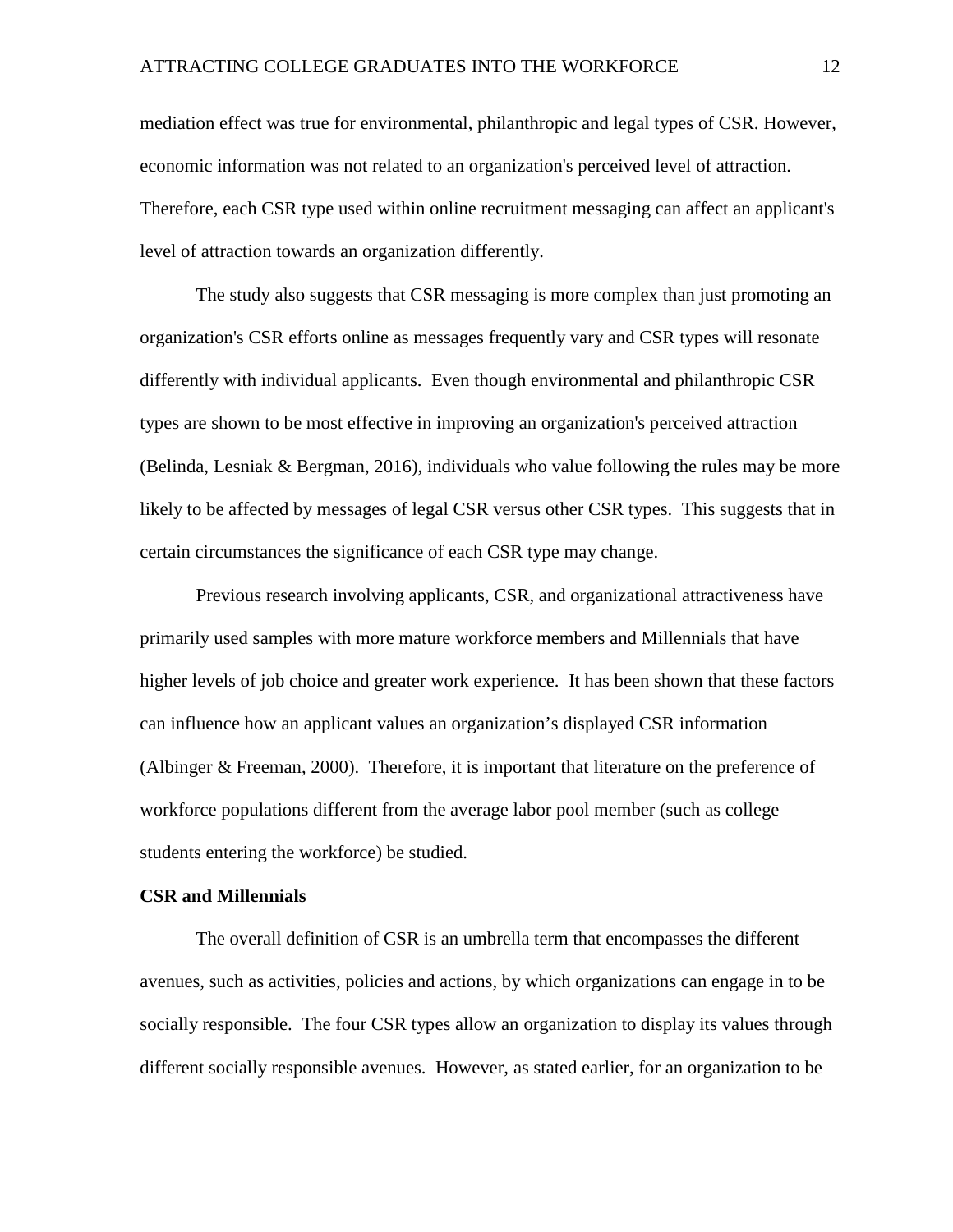mediation effect was true for environmental, philanthropic and legal types of CSR. However, economic information was not related to an organization's perceived level of attraction. Therefore, each CSR type used within online recruitment messaging can affect an applicant's level of attraction towards an organization differently.

The study also suggests that CSR messaging is more complex than just promoting an organization's CSR efforts online as messages frequently vary and CSR types will resonate differently with individual applicants. Even though environmental and philanthropic CSR types are shown to be most effective in improving an organization's perceived attraction (Belinda, Lesniak & Bergman, 2016), individuals who value following the rules may be more likely to be affected by messages of legal CSR versus other CSR types. This suggests that in certain circumstances the significance of each CSR type may change.

Previous research involving applicants, CSR, and organizational attractiveness have primarily used samples with more mature workforce members and Millennials that have higher levels of job choice and greater work experience. It has been shown that these factors can influence how an applicant values an organization's displayed CSR information (Albinger & Freeman, 2000). Therefore, it is important that literature on the preference of workforce populations different from the average labor pool member (such as college students entering the workforce) be studied.

**CSR and Millennials**

The overall definition of CSR is an umbrella term that encompasses the different avenues, such as activities, policies and actions, by which organizations can engage in to be socially responsible. The four CSR types allow an organization to display its values through different socially responsible avenues. However, as stated earlier, for an organization to be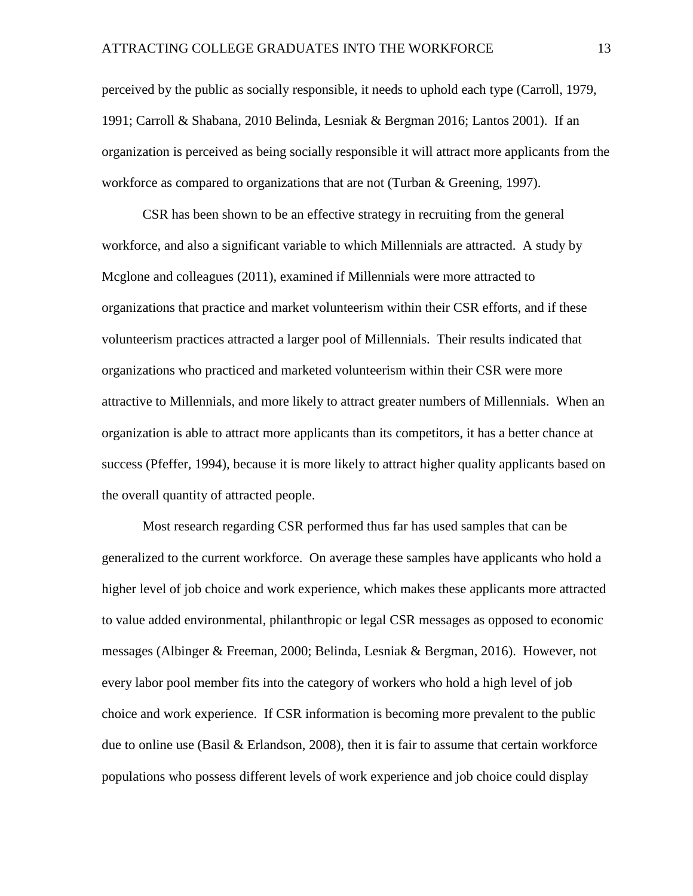perceived by the public as socially responsible, it needs to uphold each type (Carroll, 1979, 1991; Carroll & Shabana, 2010 Belinda, Lesniak & Bergman 2016; Lantos 2001). If an organization is perceived as being socially responsible it will attract more applicants from the workforce as compared to organizations that are not (Turban & Greening, 1997).

CSR has been shown to be an effective strategy in recruiting from the general workforce, and also a significant variable to which Millennials are attracted. A study by Mcglone and colleagues (2011), examined if Millennials were more attracted to organizations that practice and market volunteerism within their CSR efforts, and if these volunteerism practices attracted a larger pool of Millennials. Their results indicated that organizations who practiced and marketed volunteerism within their CSR were more attractive to Millennials, and more likely to attract greater numbers of Millennials. When an organization is able to attract more applicants than its competitors, it has a better chance at success (Pfeffer, 1994), because it is more likely to attract higher quality applicants based on the overall quantity of attracted people.

Most research regarding CSR performed thus far has used samples that can be generalized to the current workforce. On average these samples have applicants who hold a higher level of job choice and work experience, which makes these applicants more attracted to value added environmental, philanthropic or legal CSR messages as opposed to economic messages (Albinger & Freeman, 2000; Belinda, Lesniak & Bergman, 2016). However, not every labor pool member fits into the category of workers who hold a high level of job choice and work experience. If CSR information is becoming more prevalent to the public due to online use (Basil & Erlandson, 2008), then it is fair to assume that certain workforce populations who possess different levels of work experience and job choice could display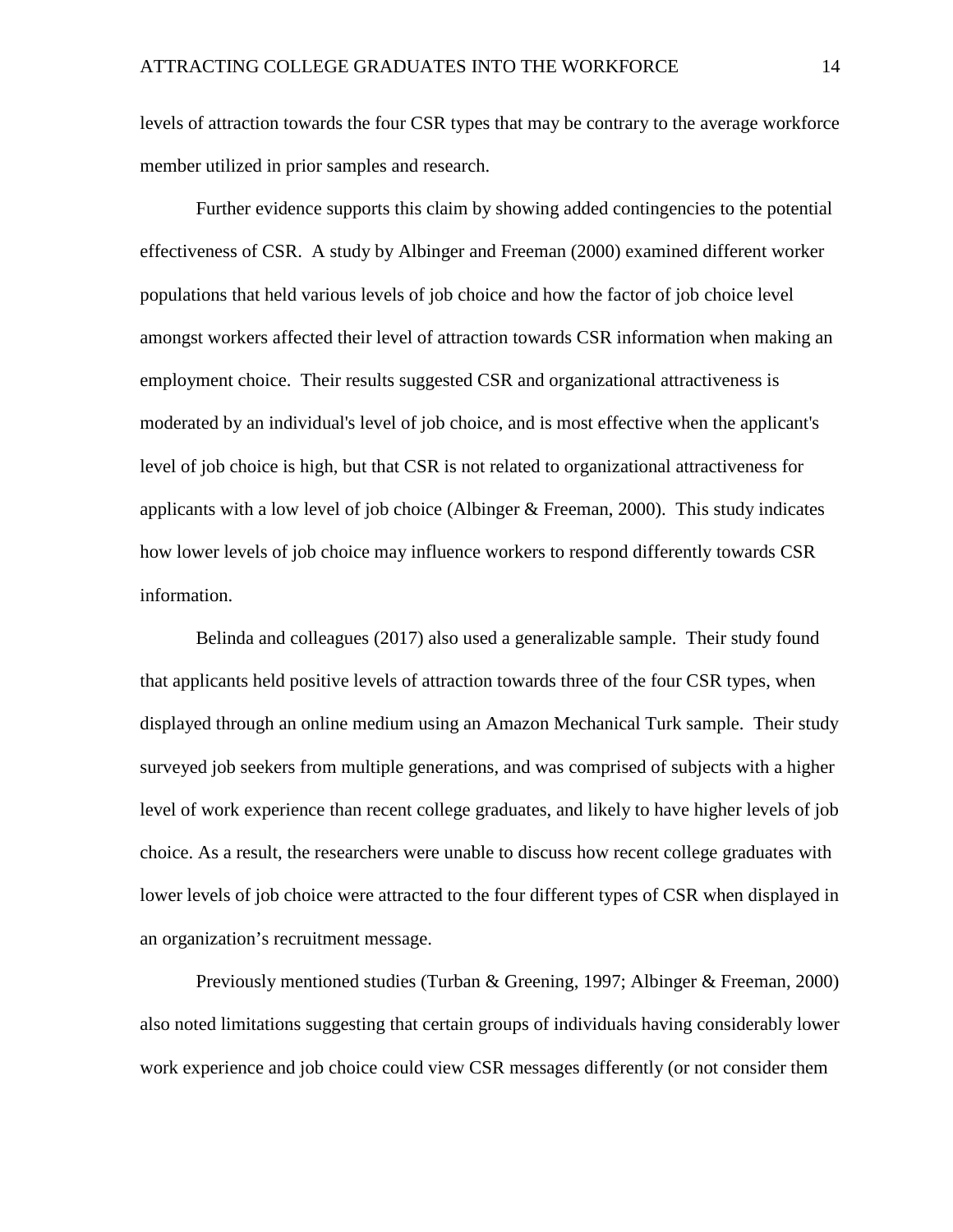levels of attraction towards the four CSR types that may be contrary to the average workforce member utilized in prior samples and research.

Further evidence supports this claim by showing added contingencies to the potential effectiveness of CSR. A study by Albinger and Freeman (2000) examined different worker populations that held various levels of job choice and how the factor of job choice level amongst workers affected their level of attraction towards CSR information when making an employment choice. Their results suggested CSR and organizational attractiveness is moderated by an individual's level of job choice, and is most effective when the applicant's level of job choice is high, but that CSR is not related to organizational attractiveness for applicants with a low level of job choice (Albinger & Freeman, 2000). This study indicates how lower levels of job choice may influence workers to respond differently towards CSR information.

Belinda and colleagues (2017) also used a generalizable sample. Their study found that applicants held positive levels of attraction towards three of the four CSR types, when displayed through an online medium using an Amazon Mechanical Turk sample. Their study surveyed job seekers from multiple generations, and was comprised of subjects with a higher level of work experience than recent college graduates, and likely to have higher levels of job choice. As a result, the researchers were unable to discuss how recent college graduates with lower levels of job choice were attracted to the four different types of CSR when displayed in an organization's recruitment message.

Previously mentioned studies (Turban & Greening, 1997; Albinger & Freeman, 2000) also noted limitations suggesting that certain groups of individuals having considerably lower work experience and job choice could view CSR messages differently (or not consider them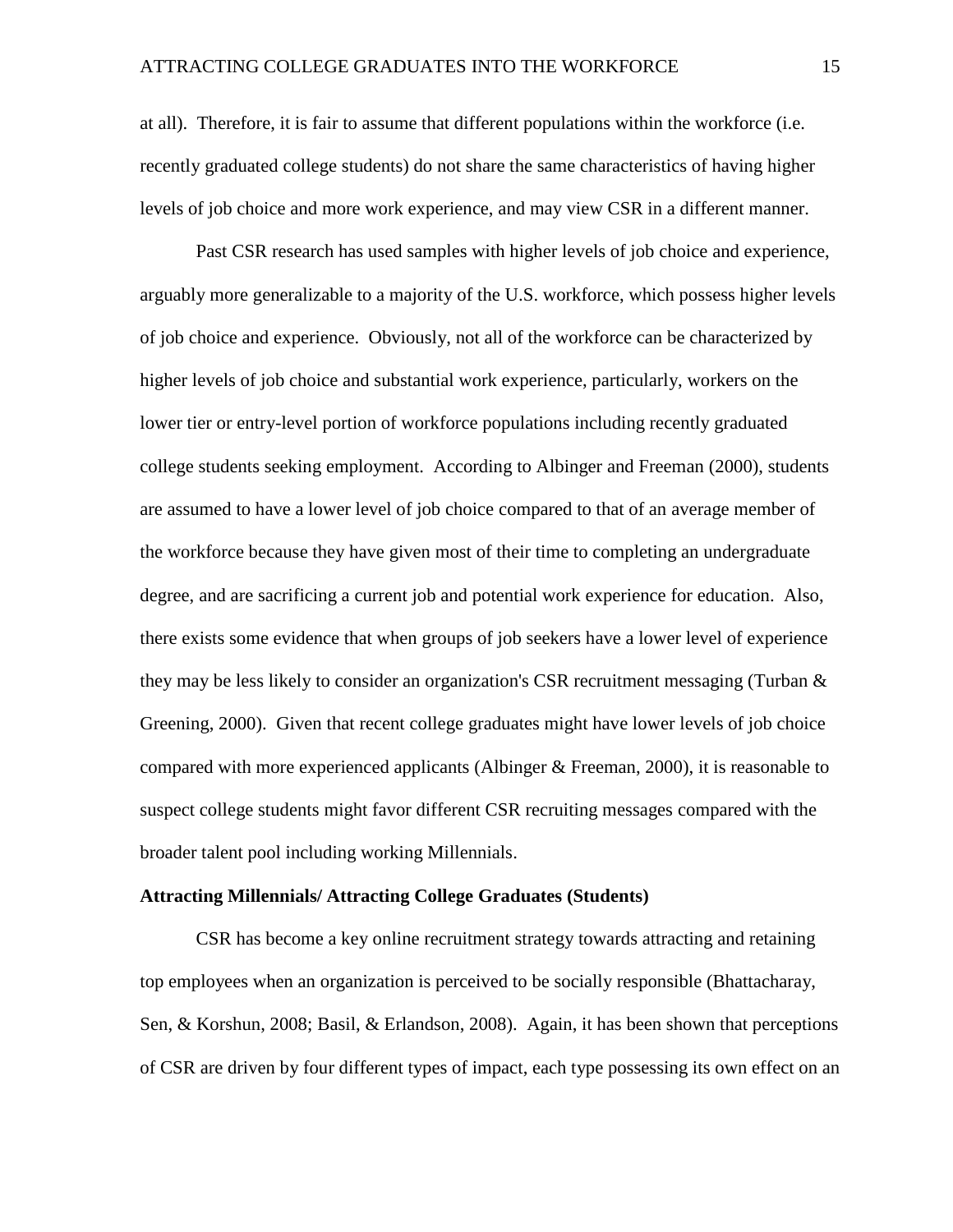at all). Therefore, it is fair to assume that different populations within the workforce (i.e. recently graduated college students) do not share the same characteristics of having higher levels of job choice and more work experience, and may view CSR in a different manner.

Past CSR research has used samples with higher levels of job choice and experience, arguably more generalizable to a majority of the U.S. workforce, which possess higher levels of job choice and experience. Obviously, not all of the workforce can be characterized by higher levels of job choice and substantial work experience, particularly, workers on the lower tier or entry-level portion of workforce populations including recently graduated college students seeking employment. According to Albinger and Freeman (2000), students are assumed to have a lower level of job choice compared to that of an average member of the workforce because they have given most of their time to completing an undergraduate degree, and are sacrificing a current job and potential work experience for education. Also, there exists some evidence that when groups of job seekers have a lower level of experience they may be less likely to consider an organization's CSR recruitment messaging (Turban & Greening, 2000). Given that recent college graduates might have lower levels of job choice compared with more experienced applicants (Albinger & Freeman, 2000), it is reasonable to suspect college students might favor different CSR recruiting messages compared with the broader talent pool including working Millennials.

**Attracting Millennials/ Attracting College Graduates (Students)**

CSR has become a key online recruitment strategy towards attracting and retaining top employees when an organization is perceived to be socially responsible (Bhattacharay, Sen, & Korshun, 2008; Basil, & Erlandson, 2008). Again, it has been shown that perceptions of CSR are driven by four different types of impact, each type possessing its own effect on an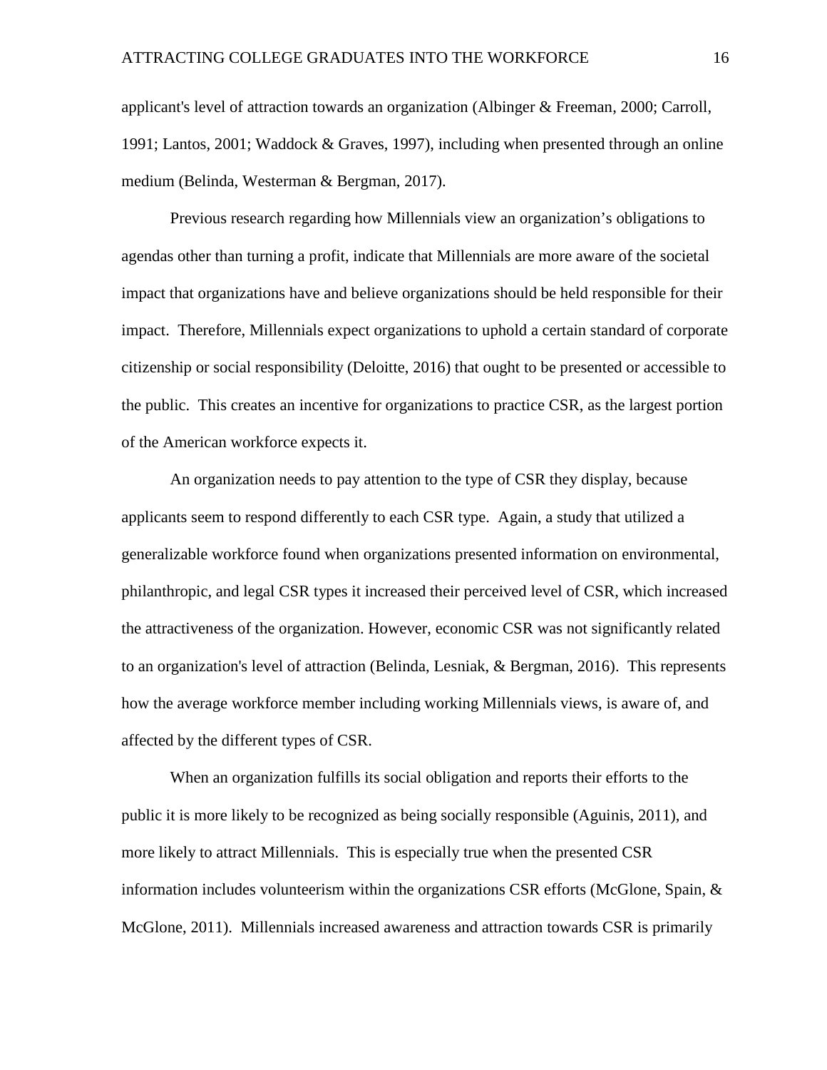applicant's level of attraction towards an organization (Albinger & Freeman, 2000; Carroll, 1991; Lantos, 2001; Waddock & Graves, 1997), including when presented through an online medium (Belinda, Westerman & Bergman, 2017).

Previous research regarding how Millennials view an organization's obligations to agendas other than turning a profit, indicate that Millennials are more aware of the societal impact that organizations have and believe organizations should be held responsible for their impact. Therefore, Millennials expect organizations to uphold a certain standard of corporate citizenship or social responsibility (Deloitte, 2016) that ought to be presented or accessible to the public. This creates an incentive for organizations to practice CSR, as the largest portion of the American workforce expects it.

An organization needs to pay attention to the type of CSR they display, because applicants seem to respond differently to each CSR type. Again, a study that utilized a generalizable workforce found when organizations presented information on environmental, philanthropic, and legal CSR types it increased their perceived level of CSR, which increased the attractiveness of the organization. However, economic CSR was not significantly related to an organization's level of attraction (Belinda, Lesniak, & Bergman, 2016). This represents how the average workforce member including working Millennials views, is aware of, and affected by the different types of CSR.

When an organization fulfills its social obligation and reports their efforts to the public it is more likely to be recognized as being socially responsible (Aguinis, 2011), and more likely to attract Millennials. This is especially true when the presented CSR information includes volunteerism within the organizations CSR efforts (McGlone, Spain, & McGlone, 2011). Millennials increased awareness and attraction towards CSR is primarily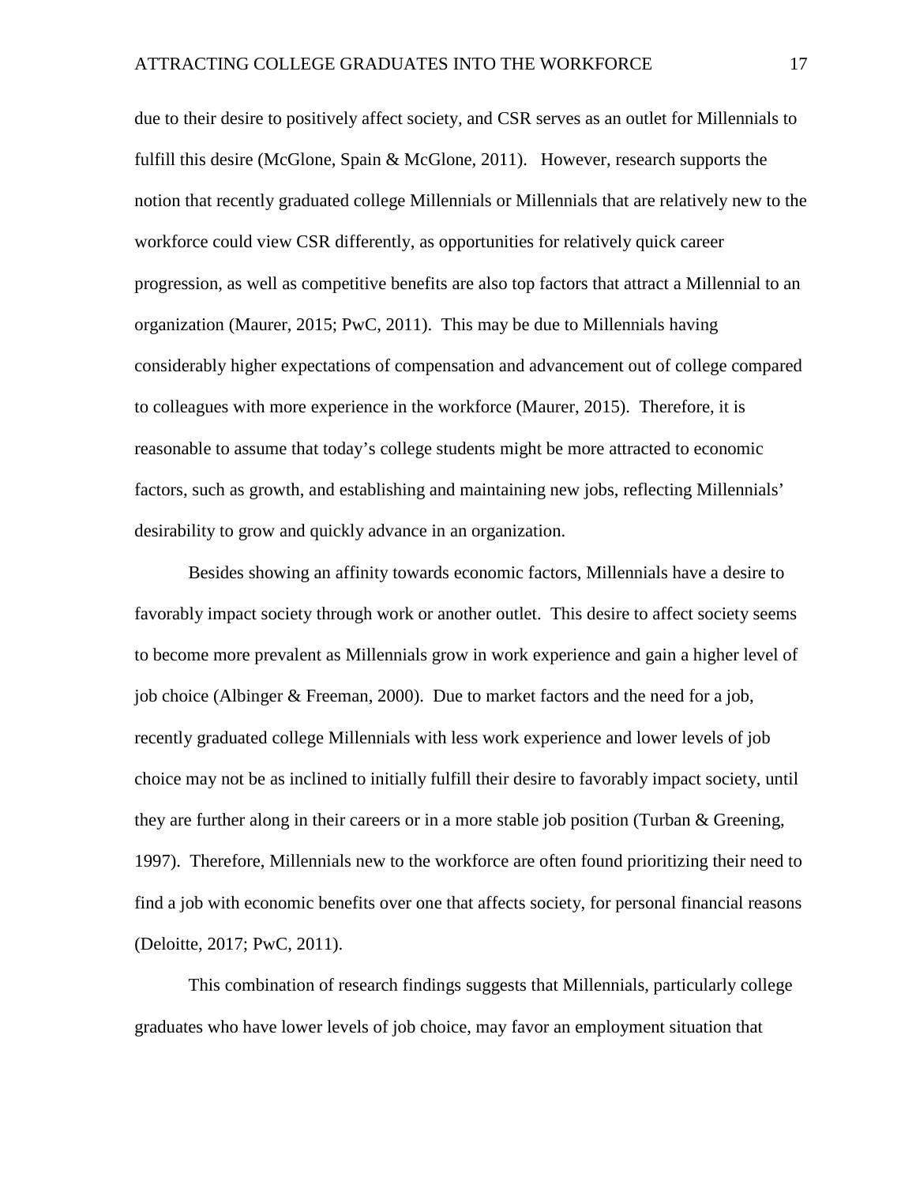due to their desire to positively affect society, and CSR serves as an outlet for Millennials to fulfill this desire (McGlone, Spain & McGlone, 2011). However, research supports the notion that recently graduated college Millennials or Millennials that are relatively new to the workforce could view CSR differently, as opportunities for relatively quick career progression, as well as competitive benefits are also top factors that attract a Millennial to an organization (Maurer, 2015; PwC, 2011). This may be due to Millennials having considerably higher expectations of compensation and advancement out of college compared to colleagues with more experience in the workforce (Maurer, 2015). Therefore, it is reasonable to assume that today's college students might be more attracted to economic factors, such as growth, and establishing and maintaining new jobs, reflecting Millennials' desirability to grow and quickly advance in an organization.

Besides showing an affinity towards economic factors, Millennials have a desire to favorably impact society through work or another outlet. This desire to affect society seems to become more prevalent as Millennials grow in work experience and gain a higher level of job choice (Albinger & Freeman, 2000). Due to market factors and the need for a job, recently graduated college Millennials with less work experience and lower levels of job choice may not be as inclined to initially fulfill their desire to favorably impact society, until they are further along in their careers or in a more stable job position (Turban & Greening, 1997). Therefore, Millennials new to the workforce are often found prioritizing their need to find a job with economic benefits over one that affects society, for personal financial reasons (Deloitte, 2017; PwC, 2011).

This combination of research findings suggests that Millennials, particularly college graduates who have lower levels of job choice, may favor an employment situation that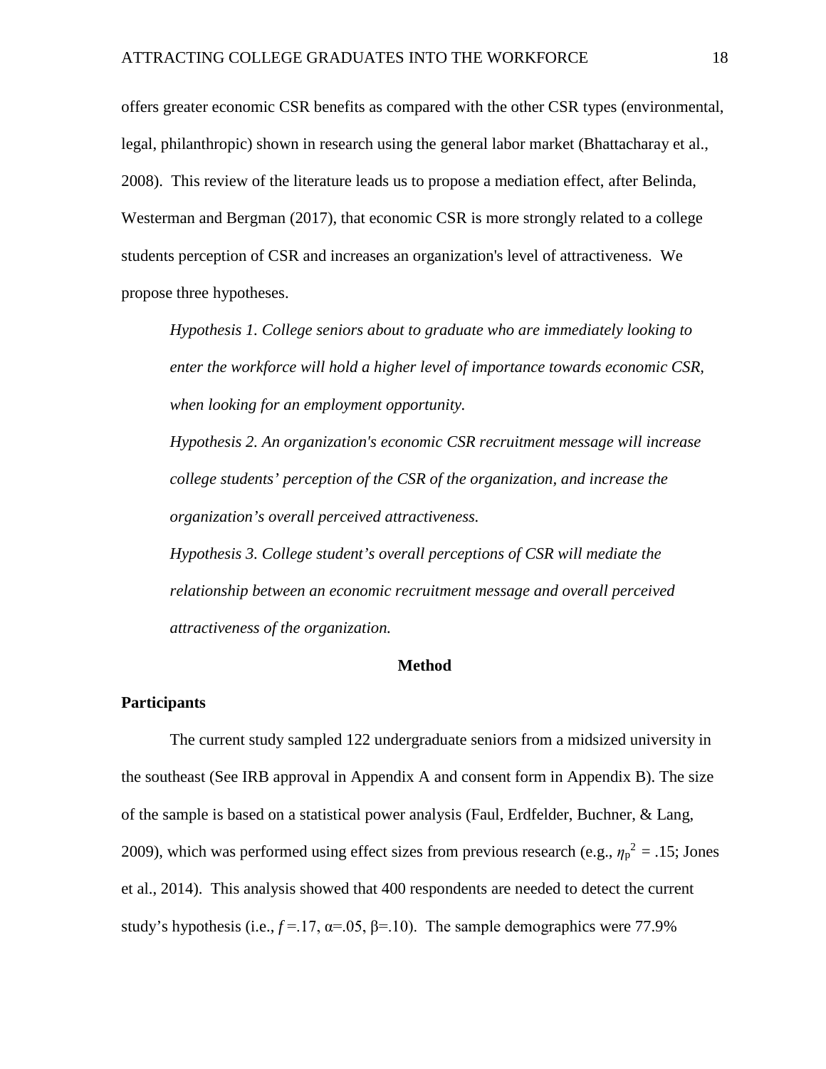offers greater economic CSR benefits as compared with the other CSR types (environmental, legal, philanthropic) shown in research using the general labor market (Bhattacharay et al., 2008). This review of the literature leads us to propose a mediation effect, after Belinda, Westerman and Bergman (2017), that economic CSR is more strongly related to a college students perception of CSR and increases an organization's level of attractiveness. We propose three hypotheses.

*Hypothesis 1. College seniors about to graduate who are immediately looking to enter the workforce will hold a higher level of importance towards economic CSR, when looking for an employment opportunity.*

*Hypothesis 2. An organization's economic CSR recruitment message will increase college students' perception of the CSR of the organization, and increase the organization's overall perceived attractiveness.*

*Hypothesis 3. College student's overall perceptions of CSR will mediate the relationship between an economic recruitment message and overall perceived attractiveness of the organization.*

## Method

### Participants

The current study sampled 122 undergraduate seniors from a midsized university in the southeast (See IRB approval in Appendix A and consent form in Appendix B). The size of the sample is based on a statistical power analysis (Faul, Erdfelder, Buchner, & Lang, 2009), which was performed using effect sizes from previous research (e.g., $\eta_p^2$ = .15; Jones et al., 2014). This analysis showed that 400 respondents are needed to detect the current study's hypothesis (i.e., $f$ =.17, $\alpha$=.05, $\beta$=.10). The sample demographics were 77.9%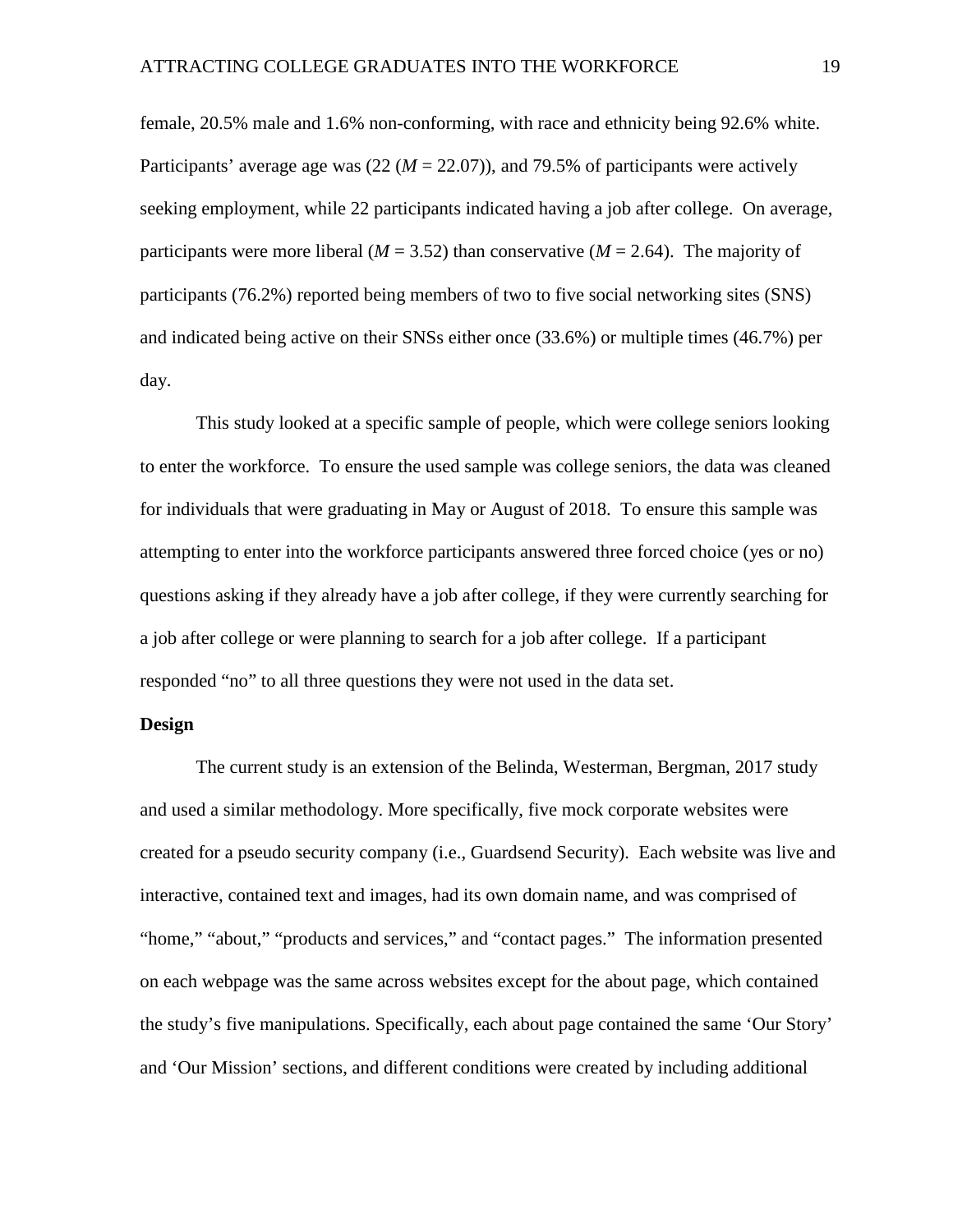female, 20.5% male and 1.6% non-conforming, with race and ethnicity being 92.6% white. Participants' average age was (22 (*M* = 22.07)), and 79.5% of participants were actively seeking employment, while 22 participants indicated having a job after college. On average, participants were more liberal (*M* = 3.52) than conservative (*M* = 2.64). The majority of participants (76.2%) reported being members of two to five social networking sites (SNS) and indicated being active on their SNSs either once (33.6%) or multiple times (46.7%) per day.

This study looked at a specific sample of people, which were college seniors looking to enter the workforce. To ensure the used sample was college seniors, the data was cleaned for individuals that were graduating in May or August of 2018. To ensure this sample was attempting to enter into the workforce participants answered three forced choice (yes or no) questions asking if they already have a job after college, if they were currently searching for a job after college or were planning to search for a job after college. If a participant responded "no" to all three questions they were not used in the data set.

**Design**

The current study is an extension of the Belinda, Westerman, Bergman, 2017 study and used a similar methodology. More specifically, five mock corporate websites were created for a pseudo security company (i.e., Guardsend Security). Each website was live and interactive, contained text and images, had its own domain name, and was comprised of "home," "about," "products and services," and "contact pages." The information presented on each webpage was the same across websites except for the about page, which contained the study's five manipulations. Specifically, each about page contained the same 'Our Story' and 'Our Mission' sections, and different conditions were created by including additional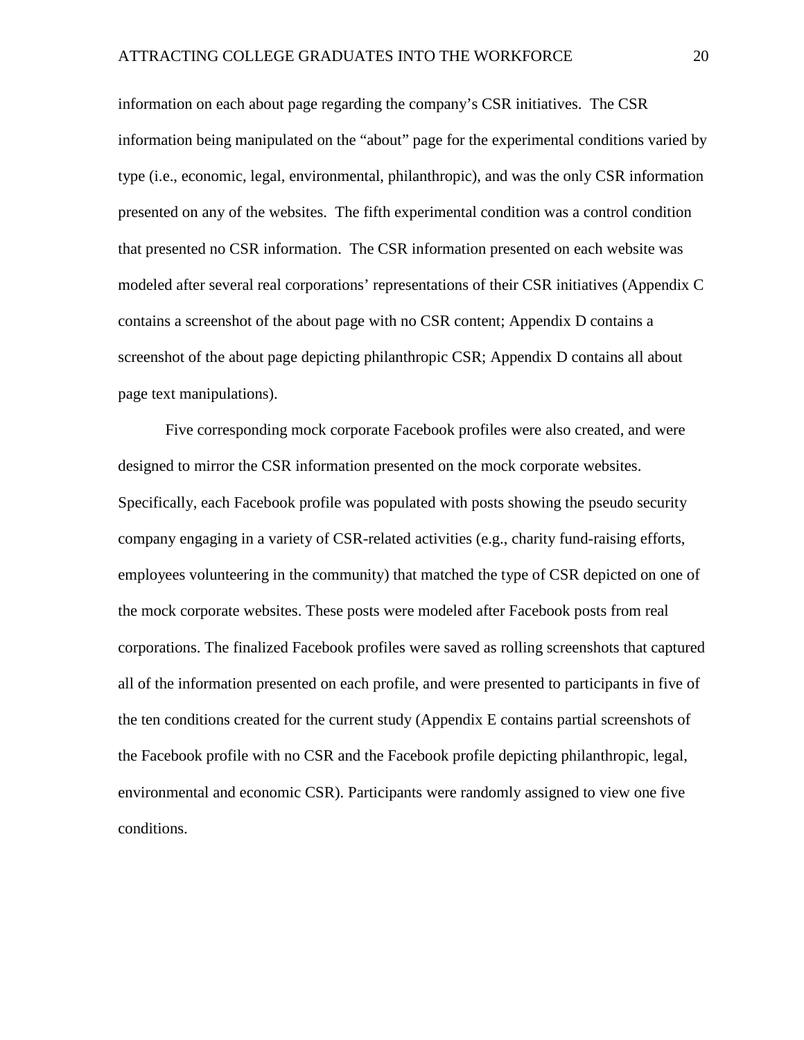information on each about page regarding the company's CSR initiatives. The CSR information being manipulated on the "about" page for the experimental conditions varied by type (i.e., economic, legal, environmental, philanthropic), and was the only CSR information presented on any of the websites. The fifth experimental condition was a control condition that presented no CSR information. The CSR information presented on each website was modeled after several real corporations' representations of their CSR initiatives (Appendix C contains a screenshot of the about page with no CSR content; Appendix D contains a screenshot of the about page depicting philanthropic CSR; Appendix D contains all about page text manipulations).

Five corresponding mock corporate Facebook profiles were also created, and were designed to mirror the CSR information presented on the mock corporate websites. Specifically, each Facebook profile was populated with posts showing the pseudo security company engaging in a variety of CSR-related activities (e.g., charity fund-raising efforts, employees volunteering in the community) that matched the type of CSR depicted on one of the mock corporate websites. These posts were modeled after Facebook posts from real corporations. The finalized Facebook profiles were saved as rolling screenshots that captured all of the information presented on each profile, and were presented to participants in five of the ten conditions created for the current study (Appendix E contains partial screenshots of the Facebook profile with no CSR and the Facebook profile depicting philanthropic, legal, environmental and economic CSR). Participants were randomly assigned to view one five conditions.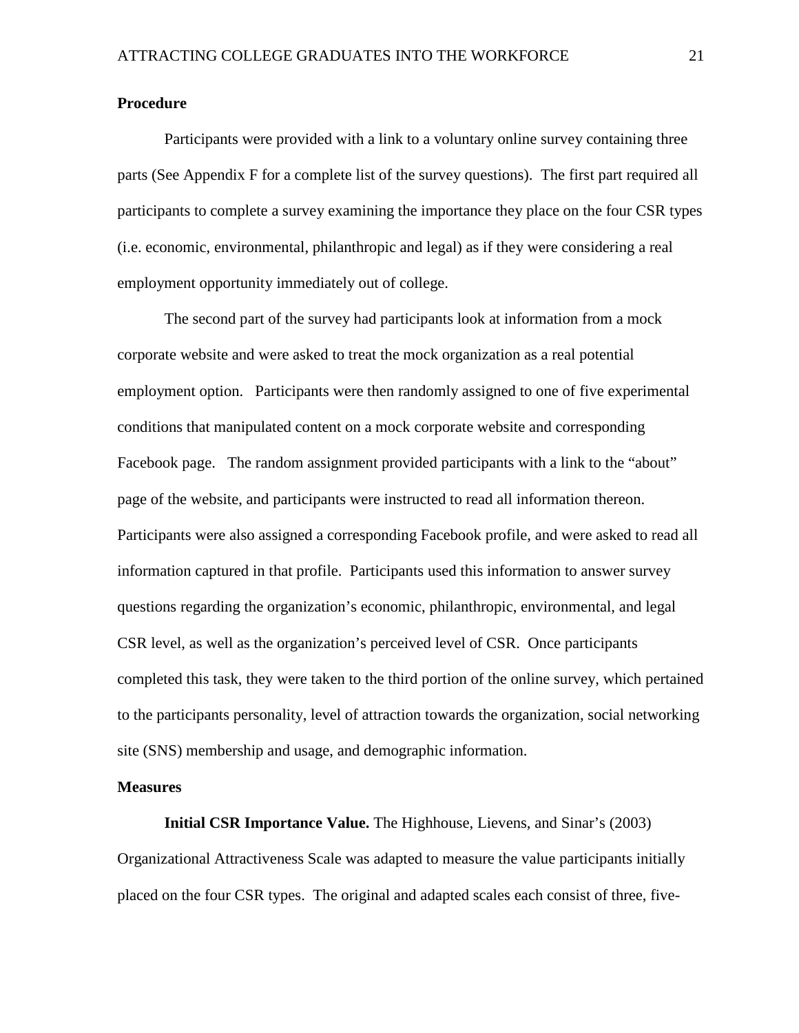## Procedure

Participants were provided with a link to a voluntary online survey containing three parts (See Appendix F for a complete list of the survey questions). The first part required all participants to complete a survey examining the importance they place on the four CSR types (i.e. economic, environmental, philanthropic and legal) as if they were considering a real employment opportunity immediately out of college.

The second part of the survey had participants look at information from a mock corporate website and were asked to treat the mock organization as a real potential employment option. Participants were then randomly assigned to one of five experimental conditions that manipulated content on a mock corporate website and corresponding Facebook page. The random assignment provided participants with a link to the "about" page of the website, and participants were instructed to read all information thereon. Participants were also assigned a corresponding Facebook profile, and were asked to read all information captured in that profile. Participants used this information to answer survey questions regarding the organization's economic, philanthropic, environmental, and legal CSR level, as well as the organization's perceived level of CSR. Once participants completed this task, they were taken to the third portion of the online survey, which pertained to the participants personality, level of attraction towards the organization, social networking site (SNS) membership and usage, and demographic information.

## Measures

**Initial CSR Importance Value.** The Highhouse, Lievens, and Sinar's (2003) Organizational Attractiveness Scale was adapted to measure the value participants initially placed on the four CSR types. The original and adapted scales each consist of three, five-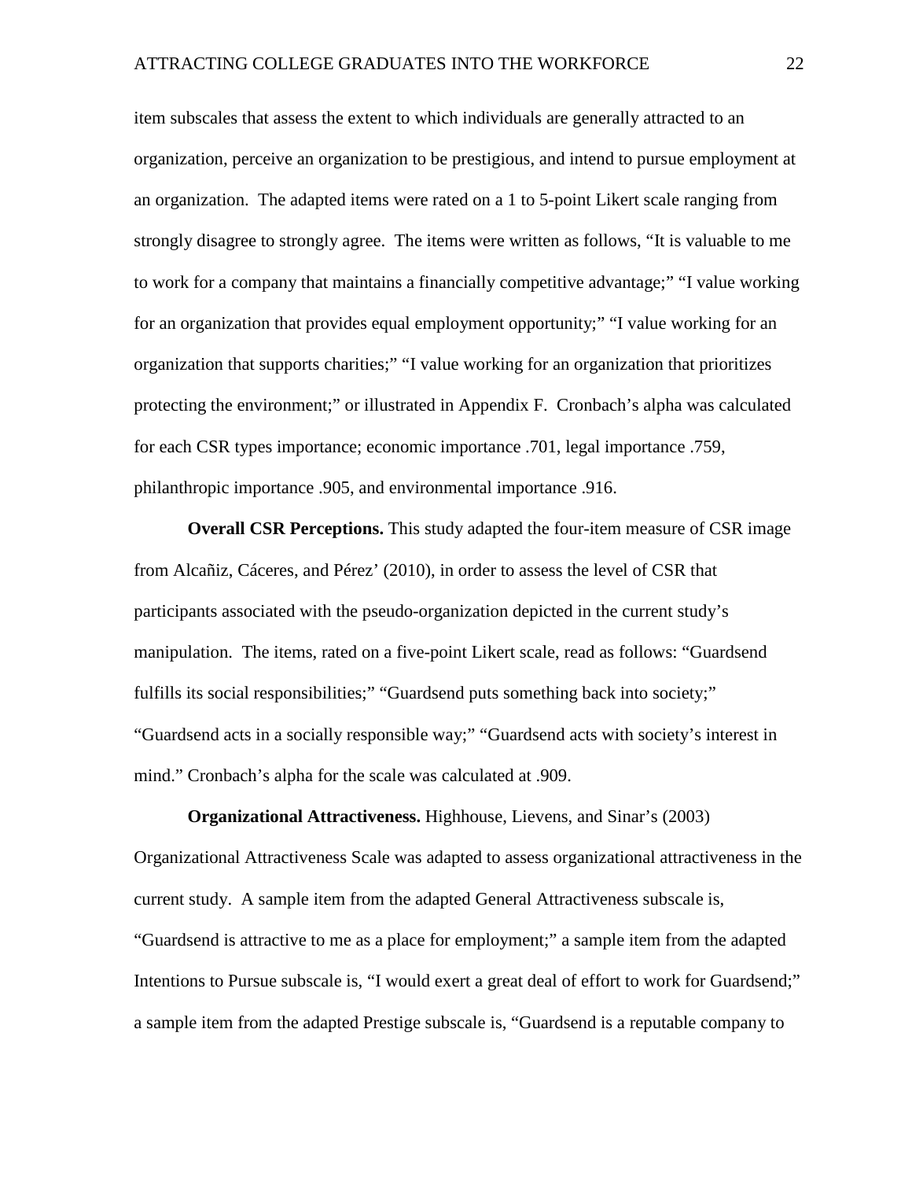item subscales that assess the extent to which individuals are generally attracted to an organization, perceive an organization to be prestigious, and intend to pursue employment at an organization. The adapted items were rated on a 1 to 5-point Likert scale ranging from strongly disagree to strongly agree. The items were written as follows, “It is valuable to me to work for a company that maintains a financially competitive advantage;” “I value working for an organization that provides equal employment opportunity;” “I value working for an organization that supports charities;” “I value working for an organization that prioritizes protecting the environment;” or illustrated in Appendix F. Cronbach’s alpha was calculated for each CSR types importance; economic importance .701, legal importance .759, philanthropic importance .905, and environmental importance .916.

**Overall CSR Perceptions.** This study adapted the four-item measure of CSR image from Alcañiz, Cáceres, and Pérez’ (2010), in order to assess the level of CSR that participants associated with the pseudo-organization depicted in the current study’s manipulation. The items, rated on a five-point Likert scale, read as follows: “Guardsend fulfills its social responsibilities;” “Guardsend puts something back into society;” “Guardsend acts in a socially responsible way;” “Guardsend acts with society’s interest in mind.” Cronbach’s alpha for the scale was calculated at .909.

**Organizational Attractiveness.** Highhouse, Lievens, and Sinar’s (2003) Organizational Attractiveness Scale was adapted to assess organizational attractiveness in the current study. A sample item from the adapted General Attractiveness subscale is, “Guardsend is attractive to me as a place for employment;” a sample item from the adapted Intentions to Pursue subscale is, “I would exert a great deal of effort to work for Guardsend;” a sample item from the adapted Prestige subscale is, “Guardsend is a reputable company to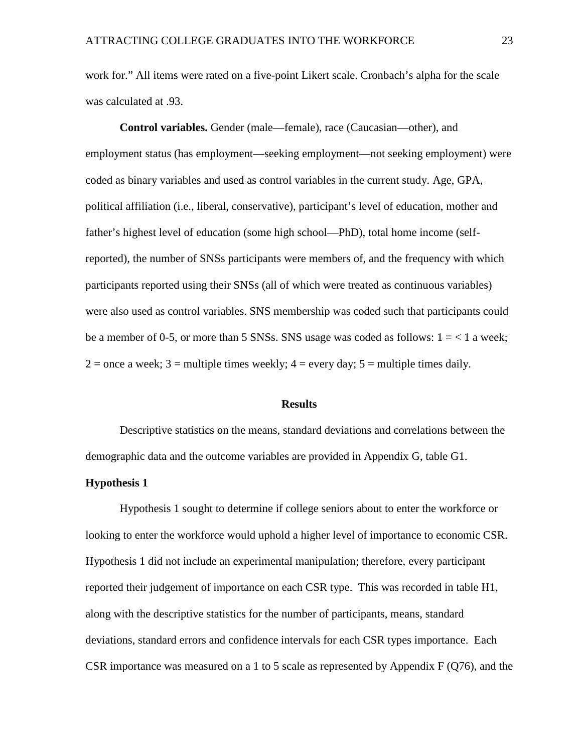work for." All items were rated on a five-point Likert scale. Cronbach's alpha for the scale was calculated at .93.

**Control variables.** Gender (male—female), race (Caucasian—other), and employment status (has employment—seeking employment—not seeking employment) were coded as binary variables and used as control variables in the current study. Age, GPA, political affiliation (i.e., liberal, conservative), participant's level of education, mother and father's highest level of education (some high school—PhD), total home income (self-reported), the number of SNSs participants were members of, and the frequency with which participants reported using their SNSs (all of which were treated as continuous variables) were also used as control variables. SNS membership was coded such that participants could be a member of 0-5, or more than 5 SNSs. SNS usage was coded as follows: 1 = < 1 a week; 2 = once a week; 3 = multiple times weekly; 4 = every day; 5 = multiple times daily.

## Results

Descriptive statistics on the means, standard deviations and correlations between the demographic data and the outcome variables are provided in Appendix G, table G1.

### Hypothesis 1

Hypothesis 1 sought to determine if college seniors about to enter the workforce or looking to enter the workforce would uphold a higher level of importance to economic CSR. Hypothesis 1 did not include an experimental manipulation; therefore, every participant reported their judgement of importance on each CSR type. This was recorded in table H1, along with the descriptive statistics for the number of participants, means, standard deviations, standard errors and confidence intervals for each CSR types importance. Each CSR importance was measured on a 1 to 5 scale as represented by Appendix F (Q76), and the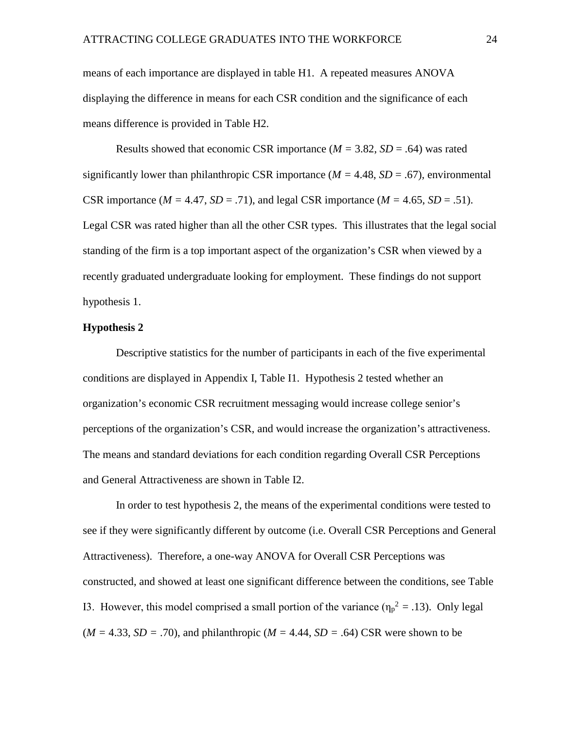means of each importance are displayed in table H1. A repeated measures ANOVA displaying the difference in means for each CSR condition and the significance of each means difference is provided in Table H2.

Results showed that economic CSR importance ($M$ = 3.82, $SD$ = .64) was rated significantly lower than philanthropic CSR importance ($M$ = 4.48, $SD$ = .67), environmental CSR importance ($M$ = 4.47, $SD$ = .71), and legal CSR importance ($M$ = 4.65, $SD$ = .51). Legal CSR was rated higher than all the other CSR types. This illustrates that the legal social standing of the firm is a top important aspect of the organization's CSR when viewed by a recently graduated undergraduate looking for employment. These findings do not support hypothesis 1.

**Hypothesis 2**

Descriptive statistics for the number of participants in each of the five experimental conditions are displayed in Appendix I, Table I1. Hypothesis 2 tested whether an organization's economic CSR recruitment messaging would increase college senior's perceptions of the organization's CSR, and would increase the organization's attractiveness. The means and standard deviations for each condition regarding Overall CSR Perceptions and General Attractiveness are shown in Table I2.

In order to test hypothesis 2, the means of the experimental conditions were tested to see if they were significantly different by outcome (i.e. Overall CSR Perceptions and General Attractiveness). Therefore, a one-way ANOVA for Overall CSR Perceptions was constructed, and showed at least one significant difference between the conditions, see Table I3. However, this model comprised a small portion of the variance ($\eta_p^2$ = .13). Only legal ($M$ = 4.33, $SD$ = .70), and philanthropic ($M$ = 4.44, $SD$ = .64) CSR were shown to be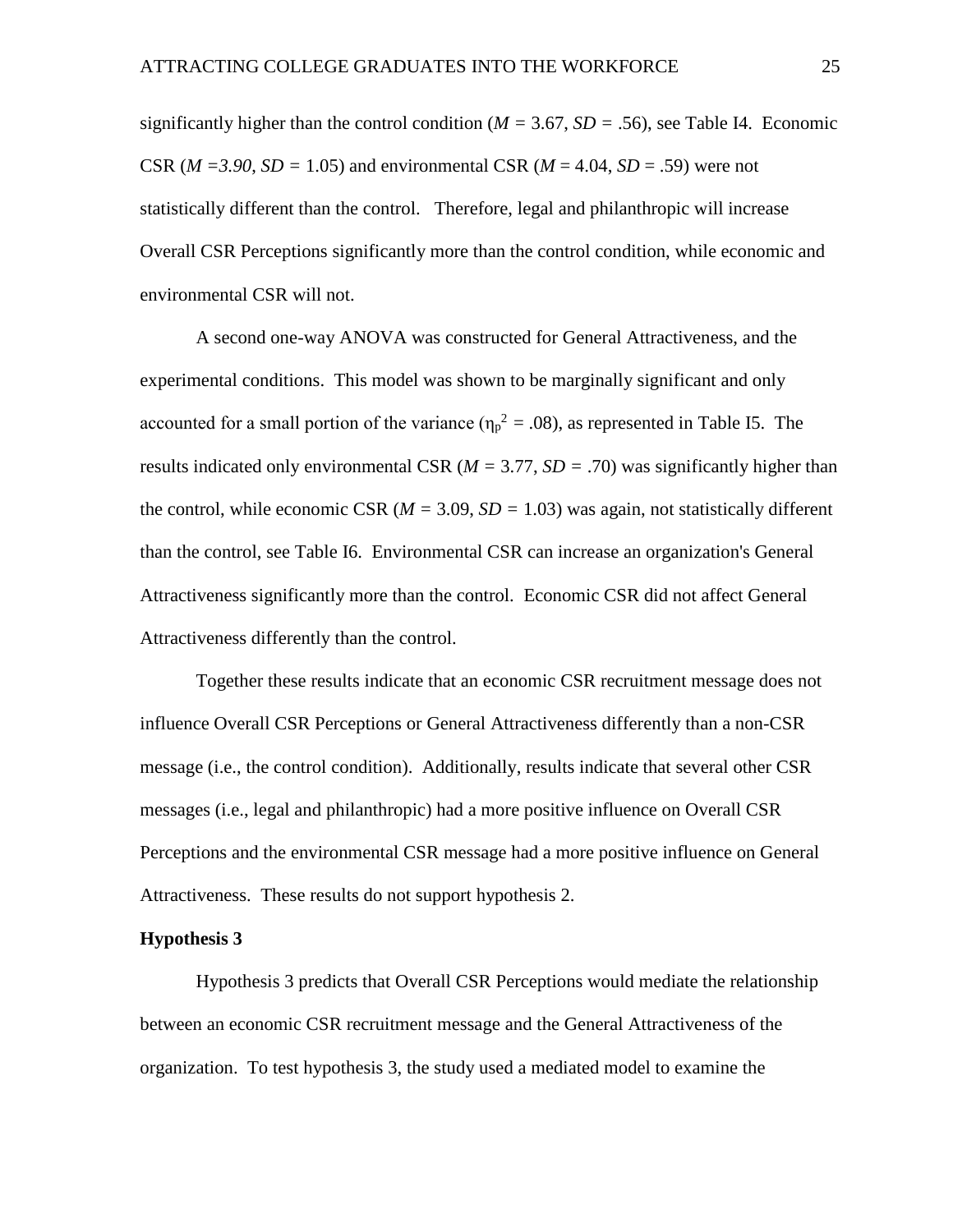significantly higher than the control condition (*M* = 3.67, *SD* = .56), see Table I4. Economic CSR (*M =3.90, SD* = 1.05) and environmental CSR (*M* = 4.04, *SD* = .59) were not statistically different than the control. Therefore, legal and philanthropic will increase Overall CSR Perceptions significantly more than the control condition, while economic and environmental CSR will not.

A second one-way ANOVA was constructed for General Attractiveness, and the experimental conditions. This model was shown to be marginally significant and only accounted for a small portion of the variance ($\eta_p^2$ = .08), as represented in Table I5. The results indicated only environmental CSR (*M* = 3.77, *SD* = .70) was significantly higher than the control, while economic CSR (*M* = 3.09, *SD* = 1.03) was again, not statistically different than the control, see Table I6. Environmental CSR can increase an organization's General Attractiveness significantly more than the control. Economic CSR did not affect General Attractiveness differently than the control.

Together these results indicate that an economic CSR recruitment message does not influence Overall CSR Perceptions or General Attractiveness differently than a non-CSR message (i.e., the control condition). Additionally, results indicate that several other CSR messages (i.e., legal and philanthropic) had a more positive influence on Overall CSR Perceptions and the environmental CSR message had a more positive influence on General Attractiveness. These results do not support hypothesis 2.

**Hypothesis 3**

Hypothesis 3 predicts that Overall CSR Perceptions would mediate the relationship between an economic CSR recruitment message and the General Attractiveness of the organization. To test hypothesis 3, the study used a mediated model to examine the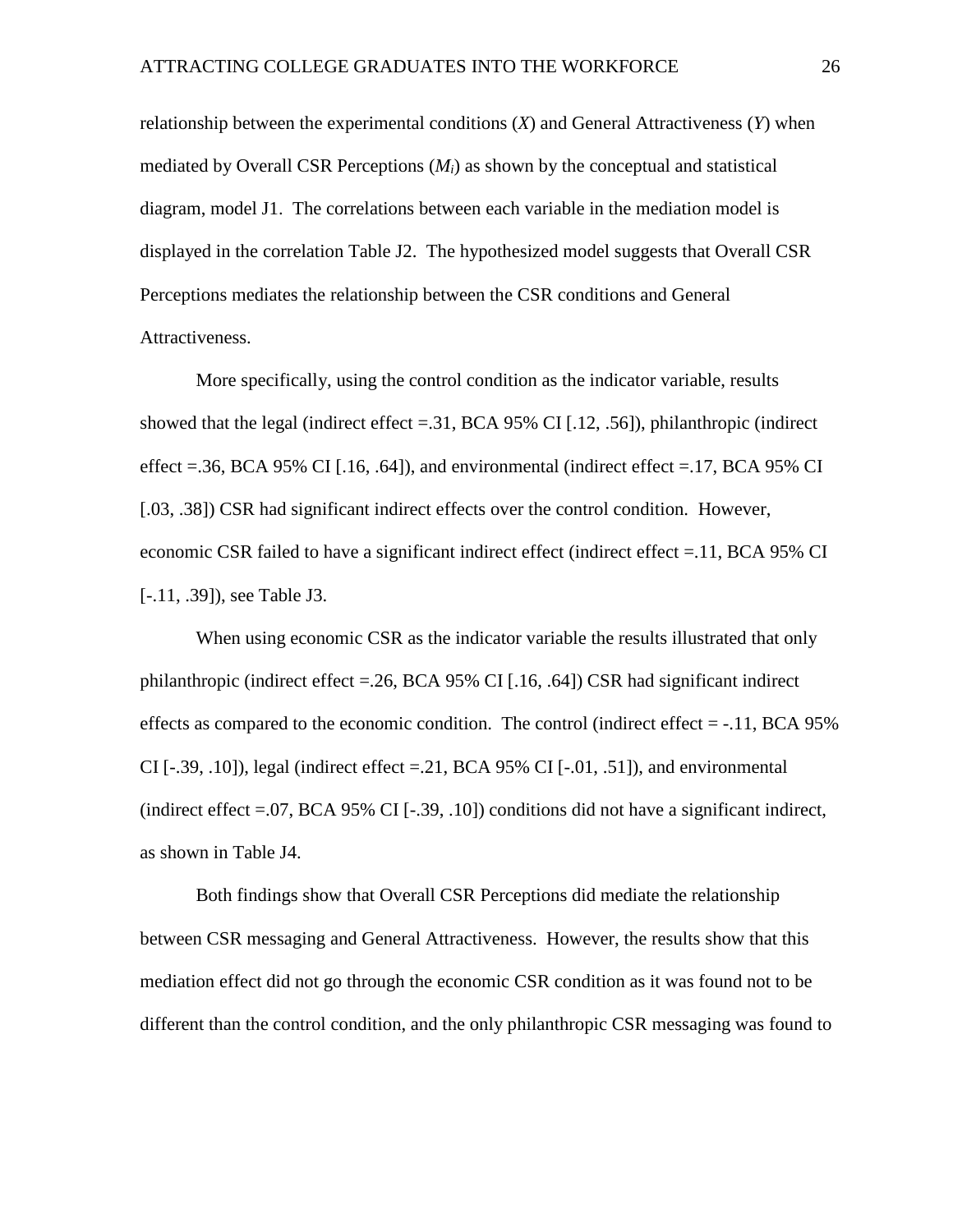relationship between the experimental conditions (*X*) and General Attractiveness (*Y*) when mediated by Overall CSR Perceptions ($M_i$) as shown by the conceptual and statistical diagram, model J1. The correlations between each variable in the mediation model is displayed in the correlation Table J2. The hypothesized model suggests that Overall CSR Perceptions mediates the relationship between the CSR conditions and General Attractiveness.

More specifically, using the control condition as the indicator variable, results showed that the legal (indirect effect =.31, BCA 95% CI [.12, .56]), philanthropic (indirect effect =.36, BCA 95% CI [.16, .64]), and environmental (indirect effect =.17, BCA 95% CI [.03, .38]) CSR had significant indirect effects over the control condition. However, economic CSR failed to have a significant indirect effect (indirect effect =.11, BCA 95% CI [-.11, .39]), see Table J3.

When using economic CSR as the indicator variable the results illustrated that only philanthropic (indirect effect =.26, BCA 95% CI [.16, .64]) CSR had significant indirect effects as compared to the economic condition. The control (indirect effect = -.11, BCA 95% CI [-.39, .10]), legal (indirect effect =.21, BCA 95% CI [-.01, .51]), and environmental (indirect effect =.07, BCA 95% CI [-.39, .10]) conditions did not have a significant indirect, as shown in Table J4.

Both findings show that Overall CSR Perceptions did mediate the relationship between CSR messaging and General Attractiveness. However, the results show that this mediation effect did not go through the economic CSR condition as it was found not to be different than the control condition, and the only philanthropic CSR messaging was found to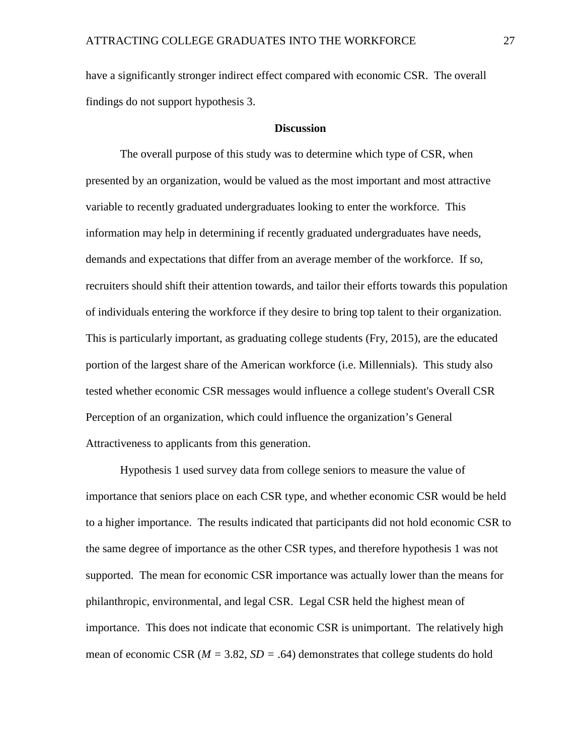have a significantly stronger indirect effect compared with economic CSR. The overall findings do not support hypothesis 3.

## Discussion

The overall purpose of this study was to determine which type of CSR, when presented by an organization, would be valued as the most important and most attractive variable to recently graduated undergraduates looking to enter the workforce. This information may help in determining if recently graduated undergraduates have needs, demands and expectations that differ from an average member of the workforce. If so, recruiters should shift their attention towards, and tailor their efforts towards this population of individuals entering the workforce if they desire to bring top talent to their organization. This is particularly important, as graduating college students (Fry, 2015), are the educated portion of the largest share of the American workforce (i.e. Millennials). This study also tested whether economic CSR messages would influence a college student's Overall CSR Perception of an organization, which could influence the organization's General Attractiveness to applicants from this generation.

Hypothesis 1 used survey data from college seniors to measure the value of importance that seniors place on each CSR type, and whether economic CSR would be held to a higher importance. The results indicated that participants did not hold economic CSR to the same degree of importance as the other CSR types, and therefore hypothesis 1 was not supported. The mean for economic CSR importance was actually lower than the means for philanthropic, environmental, and legal CSR. Legal CSR held the highest mean of importance. This does not indicate that economic CSR is unimportant. The relatively high mean of economic CSR ($M = 3.82$, $SD = .64$) demonstrates that college students do hold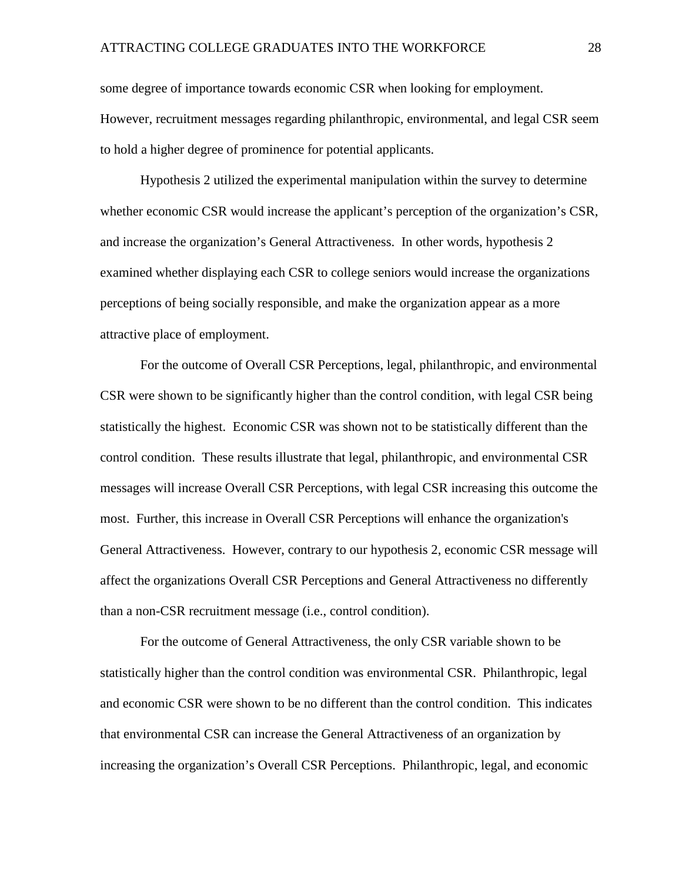some degree of importance towards economic CSR when looking for employment. However, recruitment messages regarding philanthropic, environmental, and legal CSR seem to hold a higher degree of prominence for potential applicants.

Hypothesis 2 utilized the experimental manipulation within the survey to determine whether economic CSR would increase the applicant's perception of the organization's CSR, and increase the organization's General Attractiveness. In other words, hypothesis 2 examined whether displaying each CSR to college seniors would increase the organizations perceptions of being socially responsible, and make the organization appear as a more attractive place of employment.

For the outcome of Overall CSR Perceptions, legal, philanthropic, and environmental CSR were shown to be significantly higher than the control condition, with legal CSR being statistically the highest. Economic CSR was shown not to be statistically different than the control condition. These results illustrate that legal, philanthropic, and environmental CSR messages will increase Overall CSR Perceptions, with legal CSR increasing this outcome the most. Further, this increase in Overall CSR Perceptions will enhance the organization's General Attractiveness. However, contrary to our hypothesis 2, economic CSR message will affect the organizations Overall CSR Perceptions and General Attractiveness no differently than a non-CSR recruitment message (i.e., control condition).

For the outcome of General Attractiveness, the only CSR variable shown to be statistically higher than the control condition was environmental CSR. Philanthropic, legal and economic CSR were shown to be no different than the control condition. This indicates that environmental CSR can increase the General Attractiveness of an organization by increasing the organization's Overall CSR Perceptions. Philanthropic, legal, and economic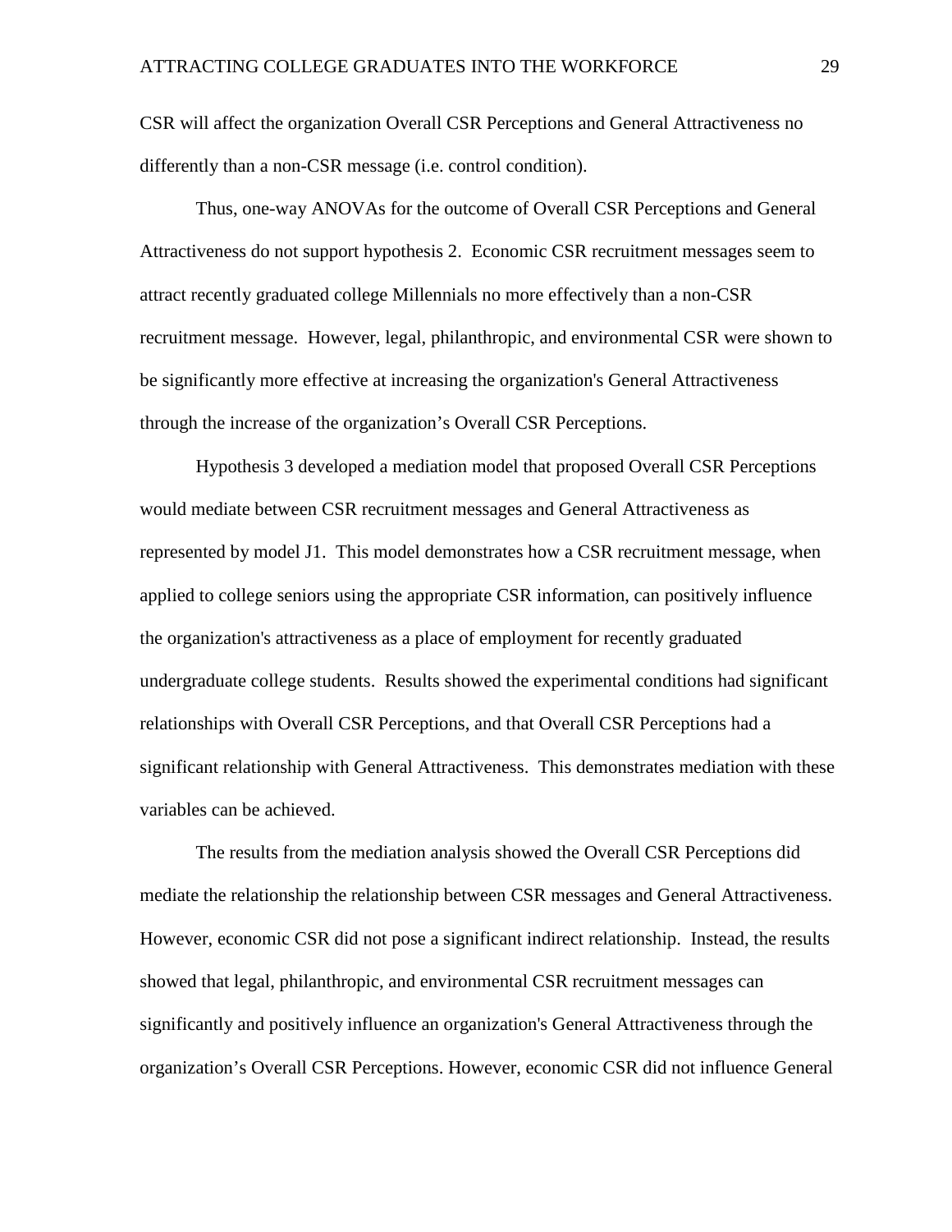CSR will affect the organization Overall CSR Perceptions and General Attractiveness no differently than a non-CSR message (i.e. control condition).

Thus, one-way ANOVAs for the outcome of Overall CSR Perceptions and General Attractiveness do not support hypothesis 2. Economic CSR recruitment messages seem to attract recently graduated college Millennials no more effectively than a non-CSR recruitment message. However, legal, philanthropic, and environmental CSR were shown to be significantly more effective at increasing the organization's General Attractiveness through the increase of the organization’s Overall CSR Perceptions.

Hypothesis 3 developed a mediation model that proposed Overall CSR Perceptions would mediate between CSR recruitment messages and General Attractiveness as represented by model J1. This model demonstrates how a CSR recruitment message, when applied to college seniors using the appropriate CSR information, can positively influence the organization's attractiveness as a place of employment for recently graduated undergraduate college students. Results showed the experimental conditions had significant relationships with Overall CSR Perceptions, and that Overall CSR Perceptions had a significant relationship with General Attractiveness. This demonstrates mediation with these variables can be achieved.

The results from the mediation analysis showed the Overall CSR Perceptions did mediate the relationship the relationship between CSR messages and General Attractiveness. However, economic CSR did not pose a significant indirect relationship. Instead, the results showed that legal, philanthropic, and environmental CSR recruitment messages can significantly and positively influence an organization's General Attractiveness through the organization’s Overall CSR Perceptions. However, economic CSR did not influence General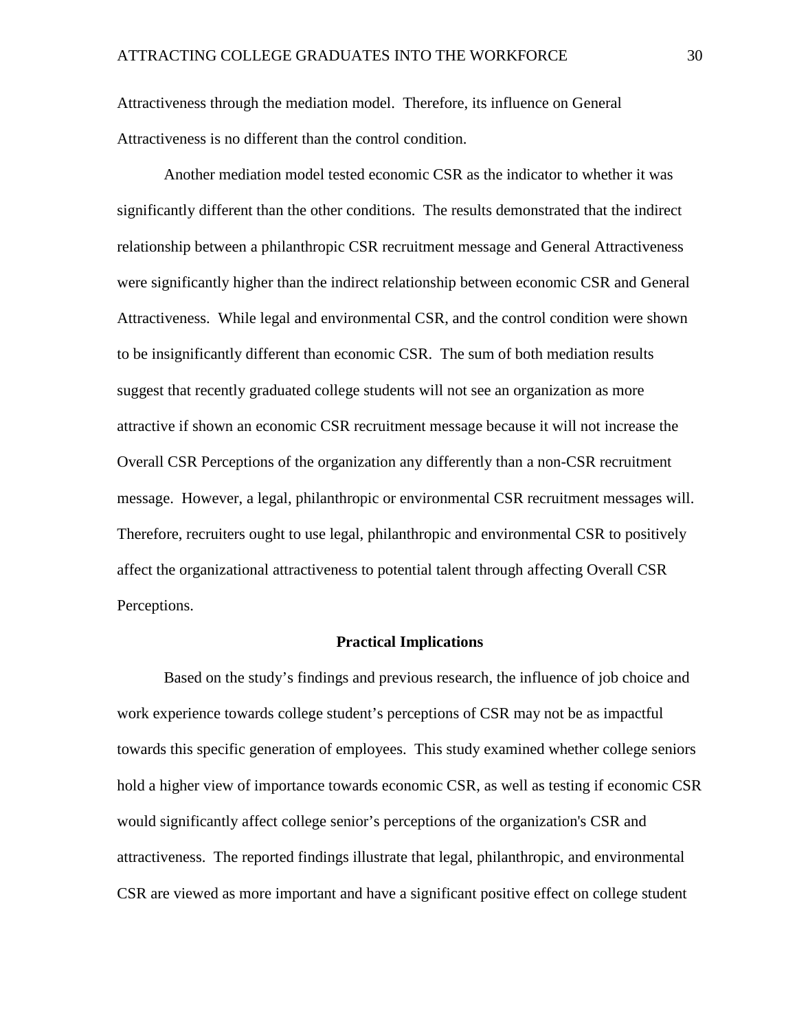Attractiveness through the mediation model. Therefore, its influence on General Attractiveness is no different than the control condition.

Another mediation model tested economic CSR as the indicator to whether it was significantly different than the other conditions. The results demonstrated that the indirect relationship between a philanthropic CSR recruitment message and General Attractiveness were significantly higher than the indirect relationship between economic CSR and General Attractiveness. While legal and environmental CSR, and the control condition were shown to be insignificantly different than economic CSR. The sum of both mediation results suggest that recently graduated college students will not see an organization as more attractive if shown an economic CSR recruitment message because it will not increase the Overall CSR Perceptions of the organization any differently than a non-CSR recruitment message. However, a legal, philanthropic or environmental CSR recruitment messages will. Therefore, recruiters ought to use legal, philanthropic and environmental CSR to positively affect the organizational attractiveness to potential talent through affecting Overall CSR Perceptions.

## Practical Implications

Based on the study's findings and previous research, the influence of job choice and work experience towards college student's perceptions of CSR may not be as impactful towards this specific generation of employees. This study examined whether college seniors hold a higher view of importance towards economic CSR, as well as testing if economic CSR would significantly affect college senior's perceptions of the organization's CSR and attractiveness. The reported findings illustrate that legal, philanthropic, and environmental CSR are viewed as more important and have a significant positive effect on college student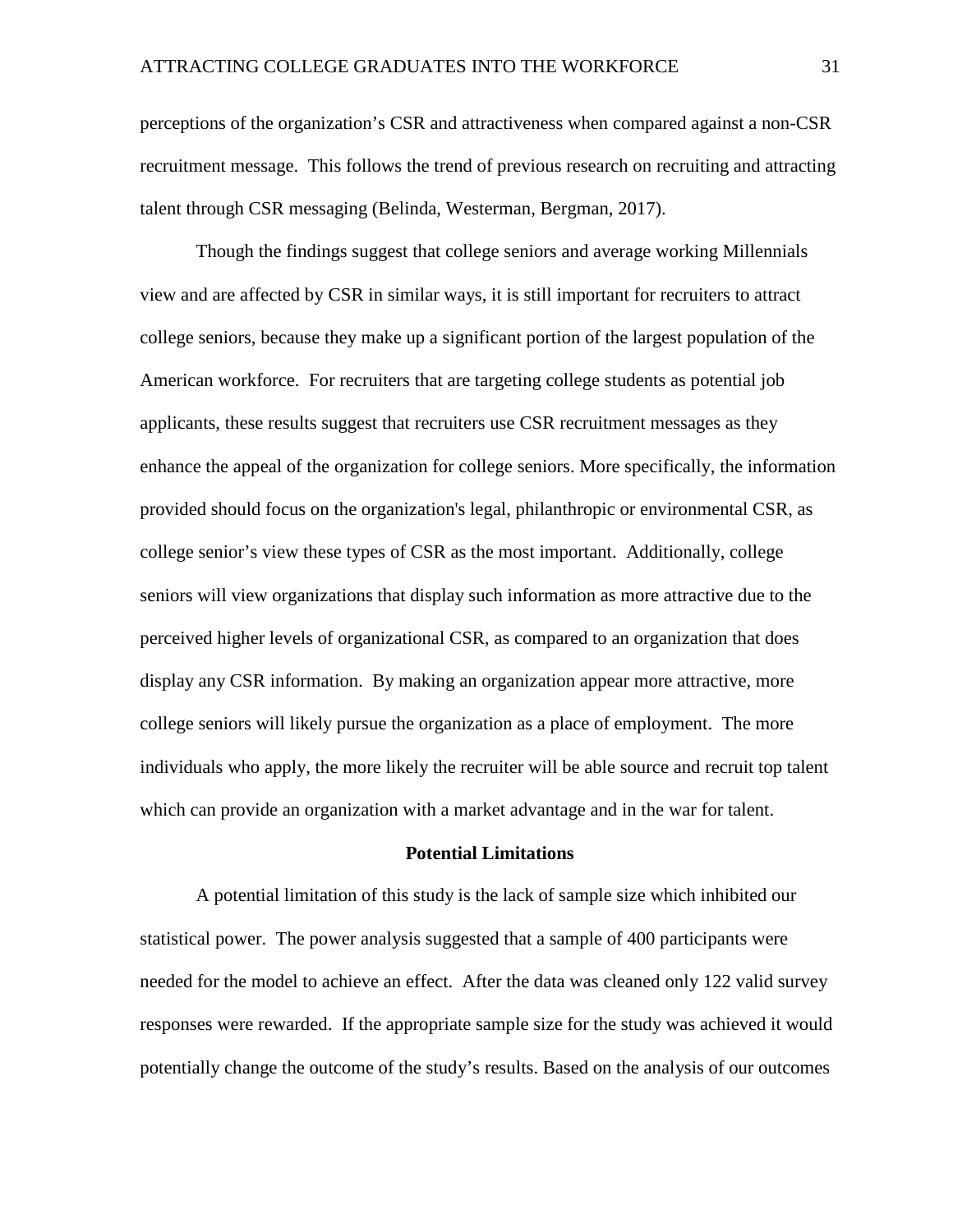perceptions of the organization's CSR and attractiveness when compared against a non-CSR recruitment message. This follows the trend of previous research on recruiting and attracting talent through CSR messaging (Belinda, Westerman, Bergman, 2017).

Though the findings suggest that college seniors and average working Millennials view and are affected by CSR in similar ways, it is still important for recruiters to attract college seniors, because they make up a significant portion of the largest population of the American workforce. For recruiters that are targeting college students as potential job applicants, these results suggest that recruiters use CSR recruitment messages as they enhance the appeal of the organization for college seniors. More specifically, the information provided should focus on the organization's legal, philanthropic or environmental CSR, as college senior's view these types of CSR as the most important. Additionally, college seniors will view organizations that display such information as more attractive due to the perceived higher levels of organizational CSR, as compared to an organization that does display any CSR information. By making an organization appear more attractive, more college seniors will likely pursue the organization as a place of employment. The more individuals who apply, the more likely the recruiter will be able source and recruit top talent which can provide an organization with a market advantage and in the war for talent.

## Potential Limitations

A potential limitation of this study is the lack of sample size which inhibited our statistical power. The power analysis suggested that a sample of 400 participants were needed for the model to achieve an effect. After the data was cleaned only 122 valid survey responses were rewarded. If the appropriate sample size for the study was achieved it would potentially change the outcome of the study's results. Based on the analysis of our outcomes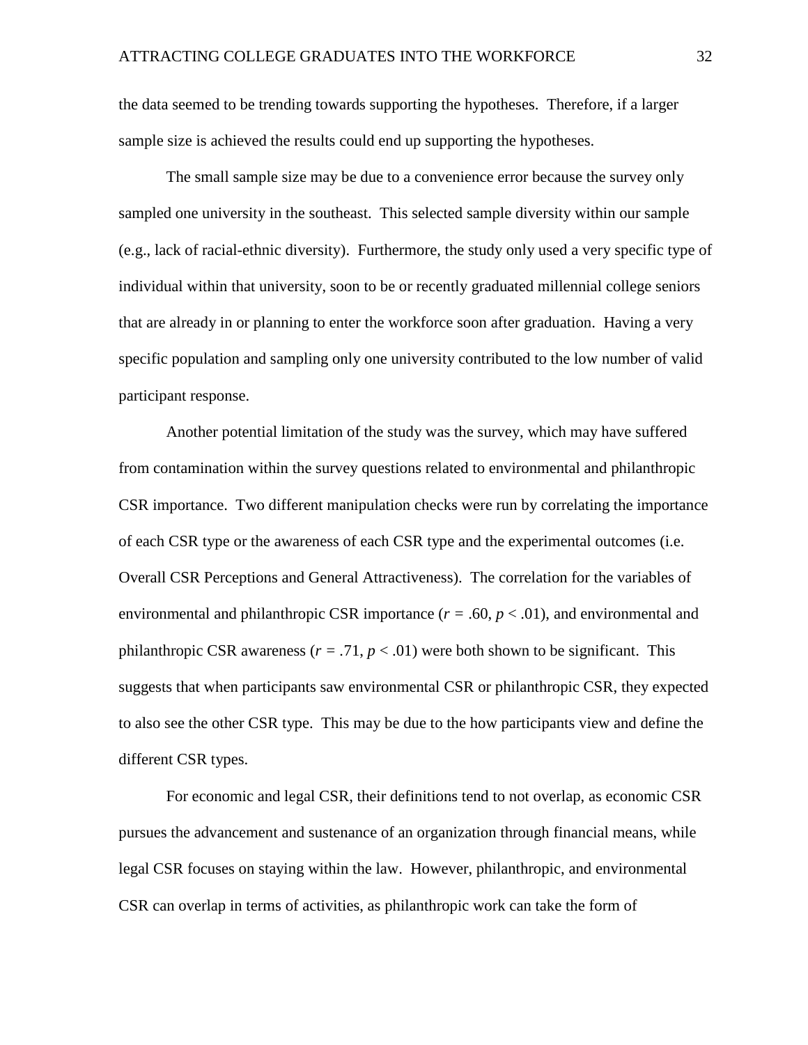the data seemed to be trending towards supporting the hypotheses. Therefore, if a larger sample size is achieved the results could end up supporting the hypotheses.

The small sample size may be due to a convenience error because the survey only sampled one university in the southeast. This selected sample diversity within our sample (e.g., lack of racial-ethnic diversity). Furthermore, the study only used a very specific type of individual within that university, soon to be or recently graduated millennial college seniors that are already in or planning to enter the workforce soon after graduation. Having a very specific population and sampling only one university contributed to the low number of valid participant response.

Another potential limitation of the study was the survey, which may have suffered from contamination within the survey questions related to environmental and philanthropic CSR importance. Two different manipulation checks were run by correlating the importance of each CSR type or the awareness of each CSR type and the experimental outcomes (i.e. Overall CSR Perceptions and General Attractiveness). The correlation for the variables of environmental and philanthropic CSR importance ($r = .60$, $p < .01$), and environmental and philanthropic CSR awareness ($r = .71$, $p < .01$) were both shown to be significant. This suggests that when participants saw environmental CSR or philanthropic CSR, they expected to also see the other CSR type. This may be due to the how participants view and define the different CSR types.

For economic and legal CSR, their definitions tend to not overlap, as economic CSR pursues the advancement and sustenance of an organization through financial means, while legal CSR focuses on staying within the law. However, philanthropic, and environmental CSR can overlap in terms of activities, as philanthropic work can take the form of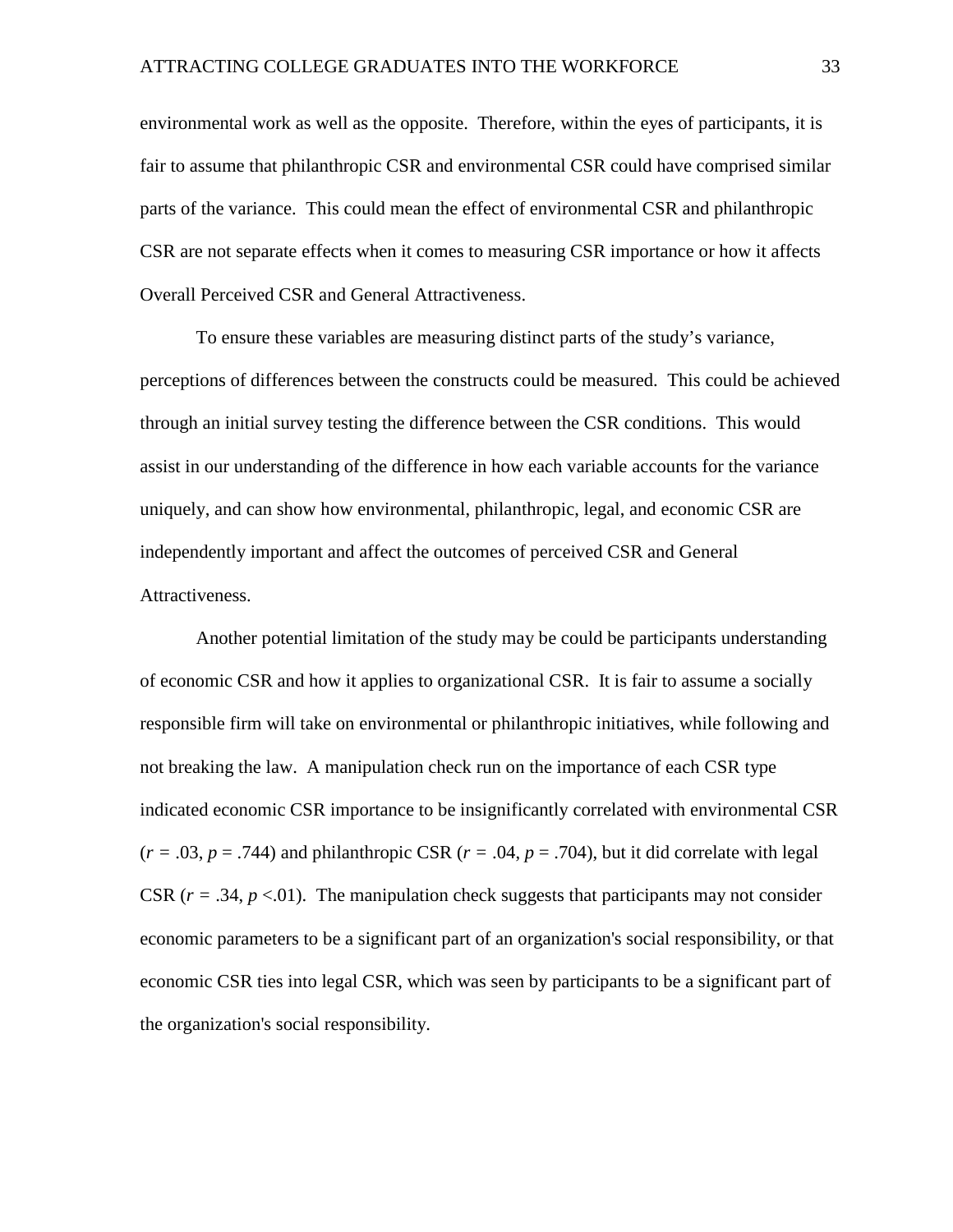environmental work as well as the opposite. Therefore, within the eyes of participants, it is fair to assume that philanthropic CSR and environmental CSR could have comprised similar parts of the variance. This could mean the effect of environmental CSR and philanthropic CSR are not separate effects when it comes to measuring CSR importance or how it affects Overall Perceived CSR and General Attractiveness.

To ensure these variables are measuring distinct parts of the study's variance, perceptions of differences between the constructs could be measured. This could be achieved through an initial survey testing the difference between the CSR conditions. This would assist in our understanding of the difference in how each variable accounts for the variance uniquely, and can show how environmental, philanthropic, legal, and economic CSR are independently important and affect the outcomes of perceived CSR and General Attractiveness.

Another potential limitation of the study may be could be participants understanding of economic CSR and how it applies to organizational CSR. It is fair to assume a socially responsible firm will take on environmental or philanthropic initiatives, while following and not breaking the law. A manipulation check run on the importance of each CSR type indicated economic CSR importance to be insignificantly correlated with environmental CSR ($r = .03$, $p = .744$) and philanthropic CSR ($r = .04$, $p = .704$), but it did correlate with legal CSR ($r = .34$, $p < .01$). The manipulation check suggests that participants may not consider economic parameters to be a significant part of an organization's social responsibility, or that economic CSR ties into legal CSR, which was seen by participants to be a significant part of the organization's social responsibility.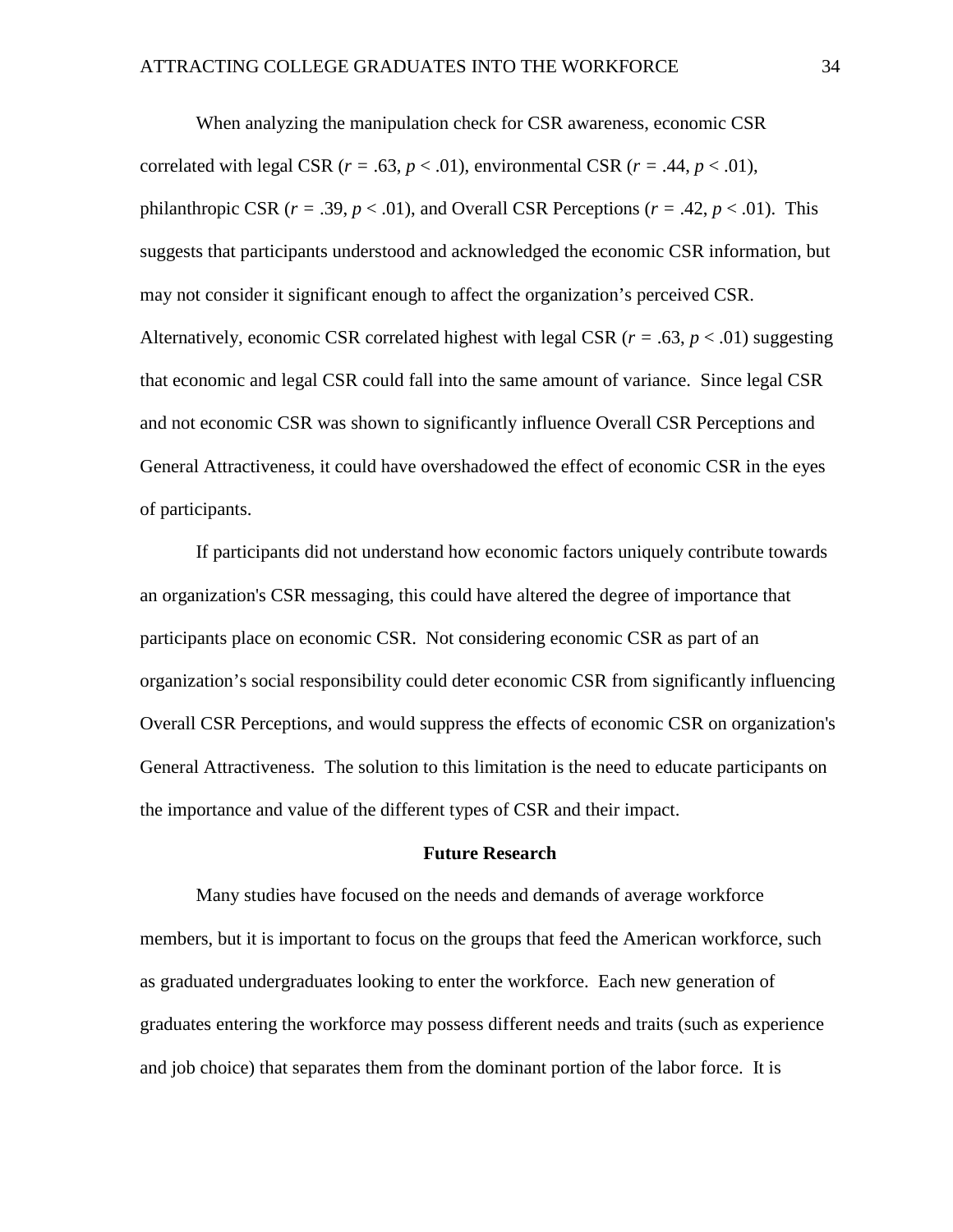When analyzing the manipulation check for CSR awareness, economic CSR correlated with legal CSR ($r$ = .63, $p$ < .01), environmental CSR ($r$ = .44, $p$ < .01), philanthropic CSR ($r$ = .39, $p$ < .01), and Overall CSR Perceptions ($r$ = .42, $p$ < .01). This suggests that participants understood and acknowledged the economic CSR information, but may not consider it significant enough to affect the organization's perceived CSR. Alternatively, economic CSR correlated highest with legal CSR ($r$ = .63, $p$ < .01) suggesting that economic and legal CSR could fall into the same amount of variance. Since legal CSR and not economic CSR was shown to significantly influence Overall CSR Perceptions and General Attractiveness, it could have overshadowed the effect of economic CSR in the eyes of participants.

If participants did not understand how economic factors uniquely contribute towards an organization's CSR messaging, this could have altered the degree of importance that participants place on economic CSR. Not considering economic CSR as part of an organization's social responsibility could deter economic CSR from significantly influencing Overall CSR Perceptions, and would suppress the effects of economic CSR on organization's General Attractiveness. The solution to this limitation is the need to educate participants on the importance and value of the different types of CSR and their impact.

## Future Research

Many studies have focused on the needs and demands of average workforce members, but it is important to focus on the groups that feed the American workforce, such as graduated undergraduates looking to enter the workforce. Each new generation of graduates entering the workforce may possess different needs and traits (such as experience and job choice) that separates them from the dominant portion of the labor force. It is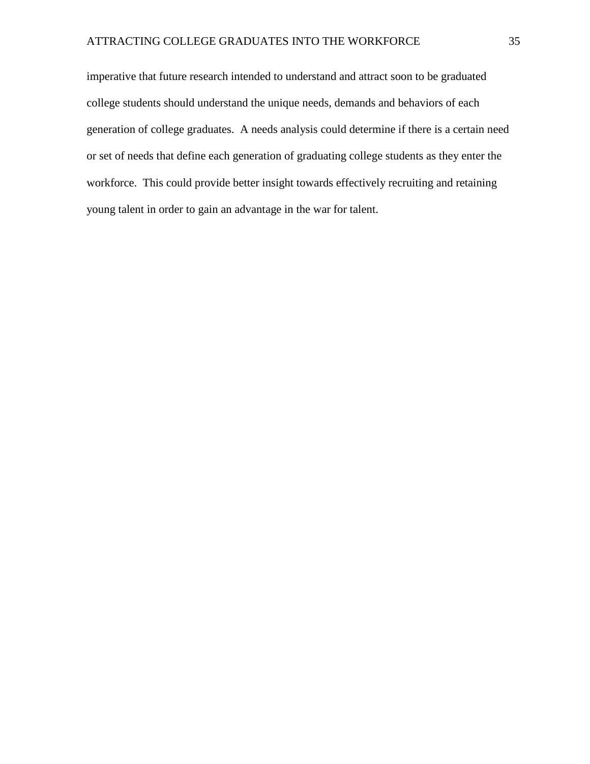imperative that future research intended to understand and attract soon to be graduated college students should understand the unique needs, demands and behaviors of each generation of college graduates. A needs analysis could determine if there is a certain need or set of needs that define each generation of graduating college students as they enter the workforce. This could provide better insight towards effectively recruiting and retaining young talent in order to gain an advantage in the war for talent.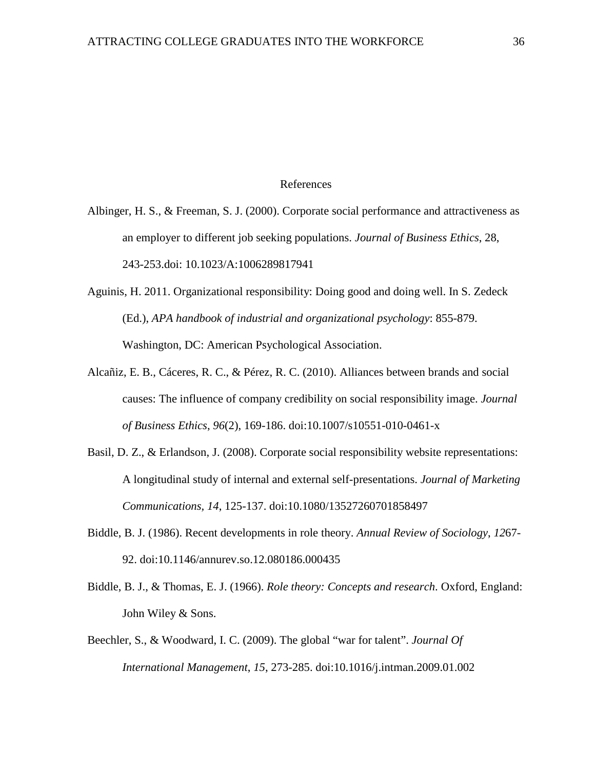# References

Albinger, H. S., & Freeman, S. J. (2000). Corporate social performance and attractiveness as an employer to different job seeking populations. *Journal of Business Ethics*, 28, 243-253.doi: 10.1023/A:1006289817941

Aguinis, H. 2011. Organizational responsibility: Doing good and doing well. In S. Zedeck (Ed.), *APA handbook of industrial and organizational psychology*: 855-879. Washington, DC: American Psychological Association.

Alcañiz, E. B., Cáceres, R. C., & Pérez, R. C. (2010). Alliances between brands and social causes: The influence of company credibility on social responsibility image. *Journal of Business Ethics*, *96*(2), 169-186. doi:10.1007/s10551-010-0461-x

Basil, D. Z., & Erlandson, J. (2008). Corporate social responsibility website representations: A longitudinal study of internal and external self-presentations. *Journal of Marketing Communications*, *14*, 125-137. doi:10.1080/13527260701858497

Biddle, B. J. (1986). Recent developments in role theory. *Annual Review of Sociology*, *12*67-92. doi:10.1146/annurev.so.12.080186.000435

Biddle, B. J., & Thomas, E. J. (1966). *Role theory: Concepts and research*. Oxford, England: John Wiley & Sons.

Beechler, S., & Woodward, I. C. (2009). The global "war for talent". *Journal Of International Management*, *15*, 273-285. doi:10.1016/j.intman.2009.01.002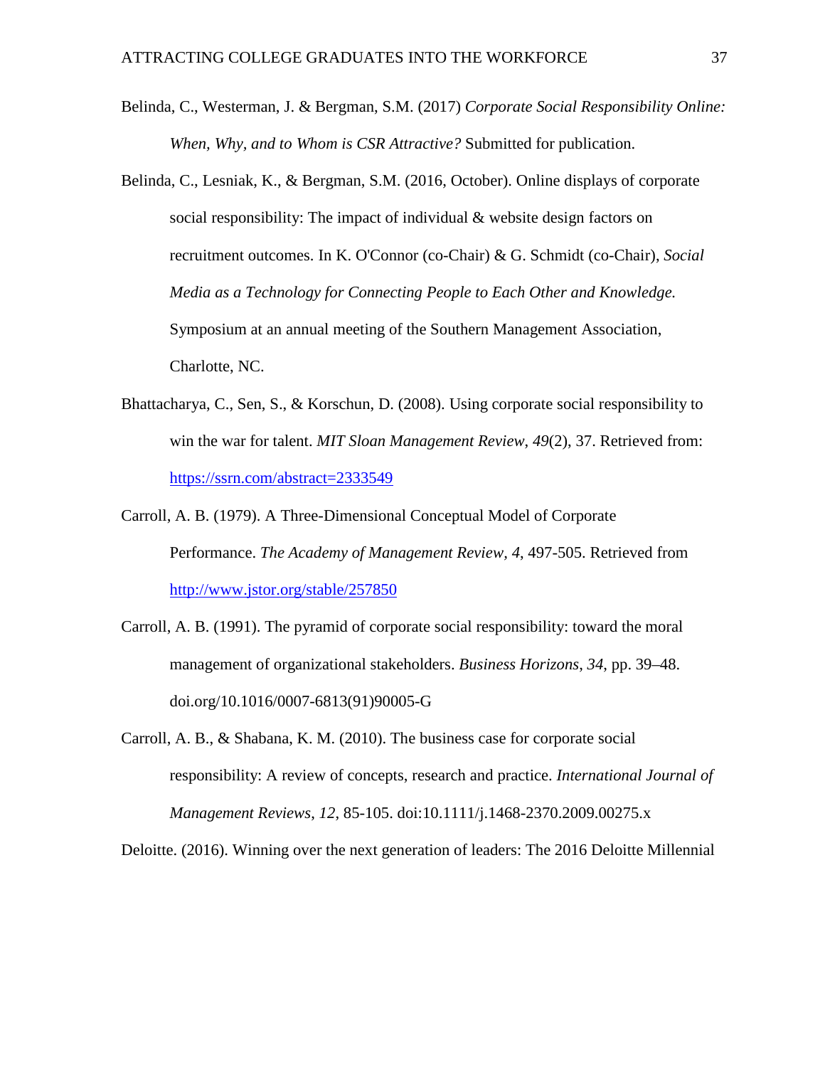Belinda, C., Westerman, J. & Bergman, S.M. (2017) *Corporate Social Responsibility Online: When, Why, and to Whom is CSR Attractive?* Submitted for publication.

Belinda, C., Lesniak, K., & Bergman, S.M. (2016, October). Online displays of corporate social responsibility: The impact of individual & website design factors on recruitment outcomes. In K. O'Connor (co-Chair) & G. Schmidt (co-Chair), *Social Media as a Technology for Connecting People to Each Other and Knowledge.* Symposium at an annual meeting of the Southern Management Association, Charlotte, NC.

Bhattacharya, C., Sen, S., & Korschun, D. (2008). Using corporate social responsibility to win the war for talent. *MIT Sloan Management Review*, *49*(2), 37. Retrieved from: https://ssrn.com/abstract=2333549

Carroll, A. B. (1979). A Three-Dimensional Conceptual Model of Corporate Performance. *The Academy of Management Review, 4,* 497-505. Retrieved from http://www.jstor.org/stable/257850

Carroll, A. B. (1991). The pyramid of corporate social responsibility: toward the moral management of organizational stakeholders. *Business Horizons*, *34*, pp. 39–48. doi.org/10.1016/0007-6813(91)90005-G

Carroll, A. B., & Shabana, K. M. (2010). The business case for corporate social responsibility: A review of concepts, research and practice. *International Journal of Management Reviews*, *12*, 85-105. doi:10.1111/j.1468-2370.2009.00275.x

Deloitte. (2016). Winning over the next generation of leaders: The 2016 Deloitte Millennial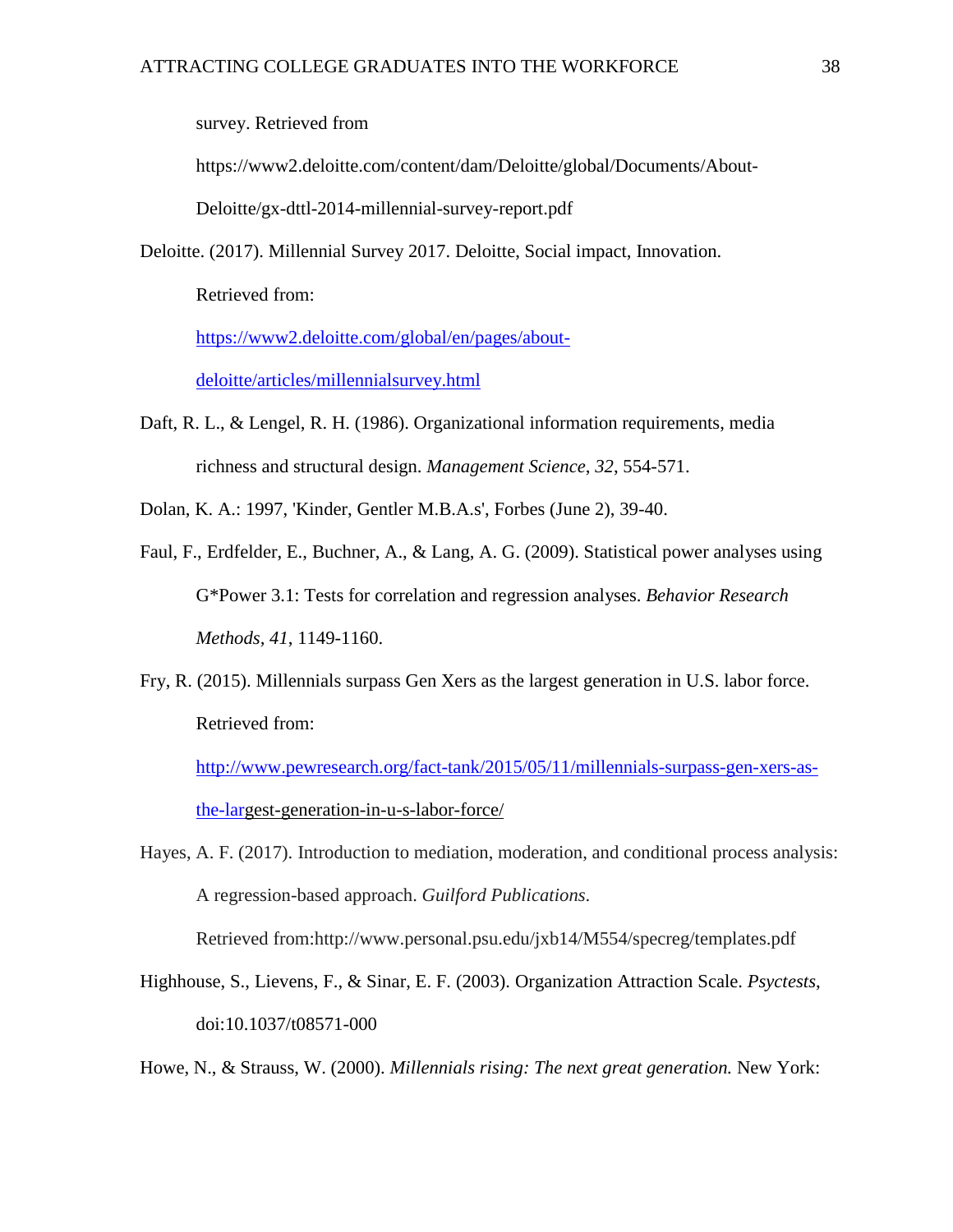survey. Retrieved from https://www2.deloitte.com/content/dam/Deloitte/global/Documents/About-Deloitte/gx-dttl-2014-millennial-survey-report.pdf

Deloitte. (2017). Millennial Survey 2017. Deloitte, Social impact, Innovation. Retrieved from: https://www2.deloitte.com/global/en/pages/about-deloitte/articles/millennialsurvey.html

Daft, R. L., & Lengel, R. H. (1986). Organizational information requirements, media richness and structural design. *Management Science*, *32*, 554-571.

Dolan, K. A.: 1997, 'Kinder, Gentler M.B.A.s', Forbes (June 2), 39-40.

Faul, F., Erdfelder, E., Buchner, A., & Lang, A. G. (2009). Statistical power analyses using G*Power 3.1: Tests for correlation and regression analyses. *Behavior Research Methods*, *41*, 1149-1160.

Fry, R. (2015). Millennials surpass Gen Xers as the largest generation in U.S. labor force. Retrieved from: http://www.pewresearch.org/fact-tank/2015/05/11/millennials-surpass-gen-xers-as-the-largest-generation-in-u-s-labor-force/

Hayes, A. F. (2017). Introduction to mediation, moderation, and conditional process analysis: A regression-based approach. *Guilford Publications*. Retrieved from:http://www.personal.psu.edu/jxb14/M554/specreg/templates.pdf

Highhouse, S., Lievens, F., & Sinar, E. F. (2003). Organization Attraction Scale. *Psyctests*, doi:10.1037/t08571-000

Howe, N., & Strauss, W. (2000). *Millennials rising: The next great generation.* New York: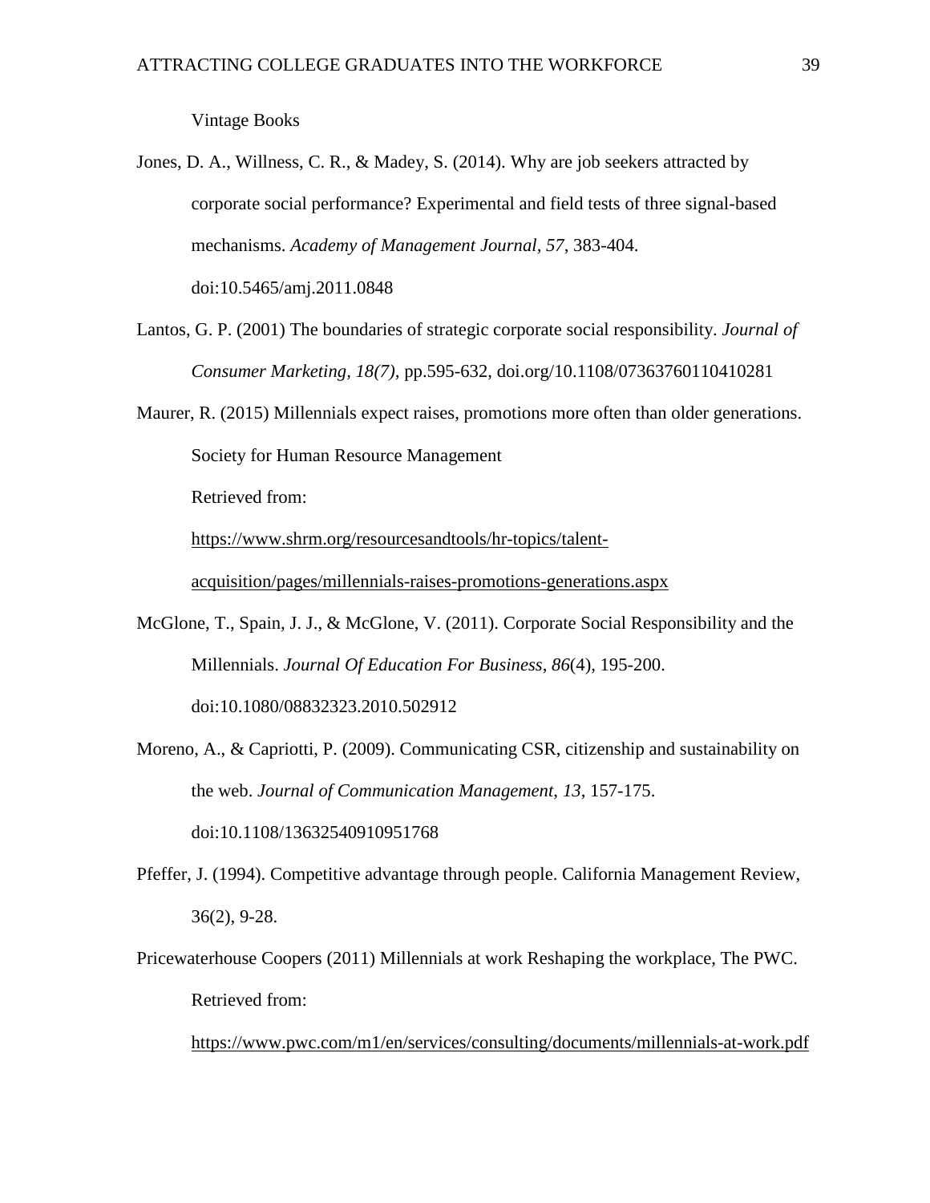Vintage Books

Jones, D. A., Willness, C. R., & Madey, S. (2014). Why are job seekers attracted by corporate social performance? Experimental and field tests of three signal-based mechanisms. *Academy of Management Journal*, *57*, 383-404. doi:10.5465/amj.2011.0848

Lantos, G. P. (2001) The boundaries of strategic corporate social responsibility. *Journal of Consumer Marketing*, *18(7)*, pp.595-632, doi.org/10.1108/07363760110410281

Maurer, R. (2015) Millennials expect raises, promotions more often than older generations. Society for Human Resource Management

Retrieved from:

https://www.shrm.org/resourcesandtools/hr-topics/talent-acquisition/pages/millennials-raises-promotions-generations.aspx

McGlone, T., Spain, J. J., & McGlone, V. (2011). Corporate Social Responsibility and the Millennials. *Journal Of Education For Business*, *86*(4), 195-200. doi:10.1080/08832323.2010.502912

Moreno, A., & Capriotti, P. (2009). Communicating CSR, citizenship and sustainability on the web. *Journal of Communication Management*, *13*, 157-175. doi:10.1108/13632540910951768

Pfeffer, J. (1994). Competitive advantage through people. California Management Review, 36(2), 9-28.

Pricewaterhouse Coopers (2011) Millennials at work Reshaping the workplace, The PWC. Retrieved from:

https://www.pwc.com/m1/en/services/consulting/documents/millennials-at-work.pdf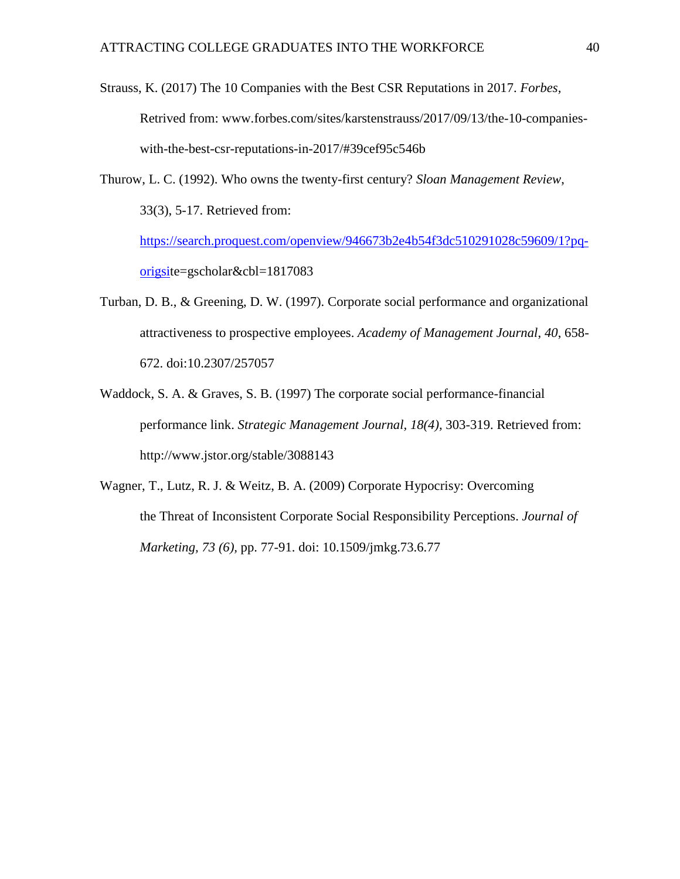Strauss, K. (2017) The 10 Companies with the Best CSR Reputations in 2017. *Forbes*, Retrived from: www.forbes.com/sites/karstenstrauss/2017/09/13/the-10-companies-with-the-best-csr-reputations-in-2017/#39cef95c546b

Thurow, L. C. (1992). Who owns the twenty-first century? *Sloan Management Review*, 33(3), 5-17. Retrieved from: https://search.proquest.com/openview/946673b2e4b54f3dc510291028c59609/1?pq-origsite=gscholar&cbl=1817083

Turban, D. B., & Greening, D. W. (1997). Corporate social performance and organizational attractiveness to prospective employees. *Academy of Management Journal*, *40*, 658-672. doi:10.2307/257057

Waddock, S. A. & Graves, S. B. (1997) The corporate social performance-financial performance link. *Strategic Management Journal, 18(4),* 303-319. Retrieved from: http://www.jstor.org/stable/3088143

Wagner, T., Lutz, R. J. & Weitz, B. A. (2009) Corporate Hypocrisy: Overcoming the Threat of Inconsistent Corporate Social Responsibility Perceptions. *Journal of Marketing, 73 (6),* pp. 77-91. doi: 10.1509/jmkg.73.6.77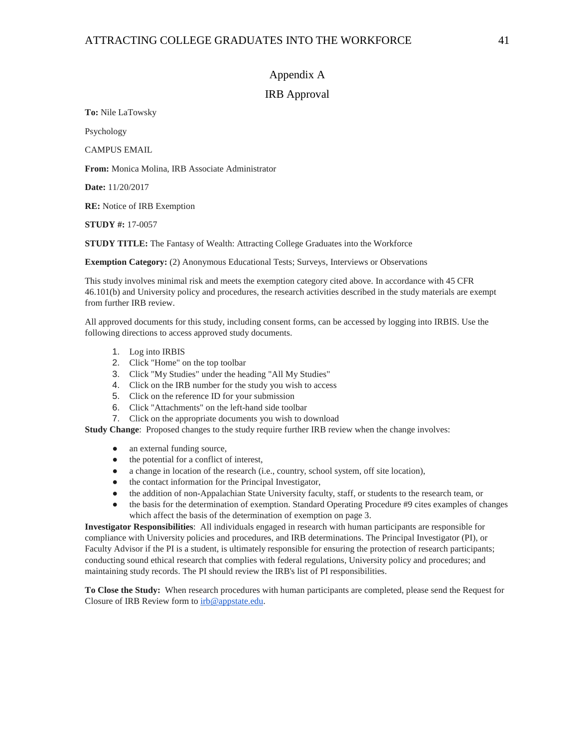# Appendix A

## IRB Approval

**To:** Nile LaTowsky

Psychology

CAMPUS EMAIL

**From:** Monica Molina, IRB Associate Administrator

**Date:** 11/20/2017

**RE:** Notice of IRB Exemption

**STUDY #:** 17-0057

**STUDY TITLE:** The Fantasy of Wealth: Attracting College Graduates into the Workforce

**Exemption Category:** (2) Anonymous Educational Tests; Surveys, Interviews or Observations

This study involves minimal risk and meets the exemption category cited above. In accordance with 45 CFR 46.101(b) and University policy and procedures, the research activities described in the study materials are exempt from further IRB review.

All approved documents for this study, including consent forms, can be accessed by logging into IRBIS. Use the following directions to access approved study documents.

1. Log into IRBIS
2. Click "Home" on the top toolbar
3. Click "My Studies" under the heading "All My Studies"
4. Click on the IRB number for the study you wish to access
5. Click on the reference ID for your submission
6. Click "Attachments" on the left-hand side toolbar
7. Click on the appropriate documents you wish to download

**Study Change**: Proposed changes to the study require further IRB review when the change involves:

- an external funding source,
- the potential for a conflict of interest,
- a change in location of the research (i.e., country, school system, off site location),
- the contact information for the Principal Investigator,
- the addition of non-Appalachian State University faculty, staff, or students to the research team, or
- the basis for the determination of exemption. Standard Operating Procedure #9 cites examples of changes which affect the basis of the determination of exemption on page 3.

**Investigator Responsibilities**: All individuals engaged in research with human participants are responsible for compliance with University policies and procedures, and IRB determinations. The Principal Investigator (PI), or Faculty Advisor if the PI is a student, is ultimately responsible for ensuring the protection of research participants; conducting sound ethical research that complies with federal regulations, University policy and procedures; and maintaining study records. The PI should review the IRB's list of PI responsibilities.

**To Close the Study:** When research procedures with human participants are completed, please send the Request for Closure of IRB Review form to irb@appstate.edu.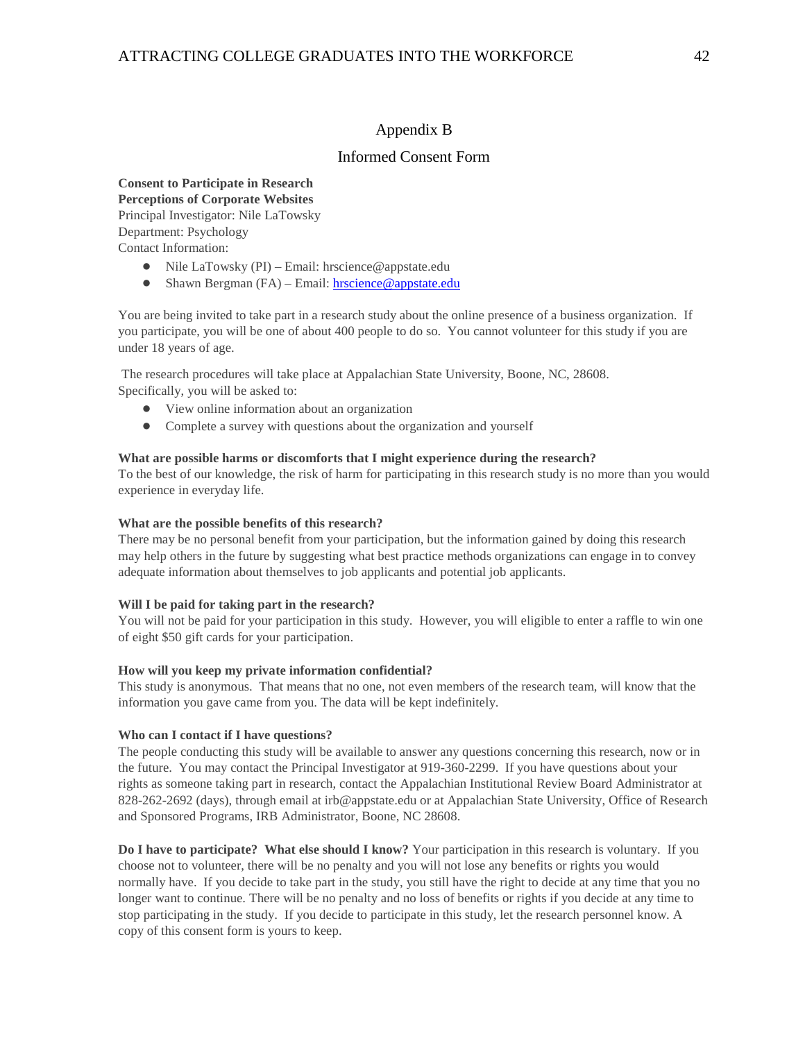# Appendix B

## Informed Consent Form

**Consent to Participate in Research**
**Perceptions of Corporate Websites**
Principal Investigator: Nile LaTowsky
Department: Psychology
Contact Information:

- Nile LaTowsky (PI) – Email: hrscience@appstate.edu
- Shawn Bergman (FA) – Email: hrscience@appstate.edu

You are being invited to take part in a research study about the online presence of a business organization. If you participate, you will be one of about 400 people to do so. You cannot volunteer for this study if you are under 18 years of age.

The research procedures will take place at Appalachian State University, Boone, NC, 28608. Specifically, you will be asked to:

- View online information about an organization
- Complete a survey with questions about the organization and yourself

**What are possible harms or discomforts that I might experience during the research?**
To the best of our knowledge, the risk of harm for participating in this research study is no more than you would experience in everyday life.

**What are the possible benefits of this research?**
There may be no personal benefit from your participation, but the information gained by doing this research may help others in the future by suggesting what best practice methods organizations can engage in to convey adequate information about themselves to job applicants and potential job applicants.

**Will I be paid for taking part in the research?**
You will not be paid for your participation in this study. However, you will eligible to enter a raffle to win one of eight $50 gift cards for your participation.

**How will you keep my private information confidential?**
This study is anonymous. That means that no one, not even members of the research team, will know that the information you gave came from you. The data will be kept indefinitely.

**Who can I contact if I have questions?**
The people conducting this study will be available to answer any questions concerning this research, now or in the future. You may contact the Principal Investigator at 919-360-2299. If you have questions about your rights as someone taking part in research, contact the Appalachian Institutional Review Board Administrator at 828-262-2692 (days), through email at irb@appstate.edu or at Appalachian State University, Office of Research and Sponsored Programs, IRB Administrator, Boone, NC 28608.

**Do I have to participate? What else should I know?** Your participation in this research is voluntary. If you choose not to volunteer, there will be no penalty and you will not lose any benefits or rights you would normally have. If you decide to take part in the study, you still have the right to decide at any time that you no longer want to continue. There will be no penalty and no loss of benefits or rights if you decide at any time to stop participating in the study. If you decide to participate in this study, let the research personnel know. A copy of this consent form is yours to keep.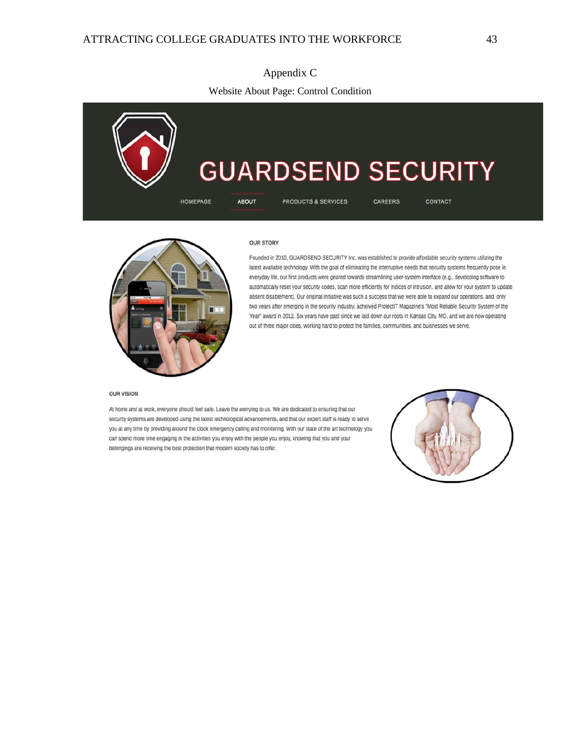Appendix C

Website About Page: Control Condition

GUARDSEND SECURITY

HOMEPAGE ABOUT PRODUCTS & SERVICES CAREERS CONTACT

OUR STORY

Founded in 2010, GUARDSEND SECURITY Inc. was establshed to provide affordable security systems utilizing the latest avaliable technology. With the goal of eliminating the interruptive needs that security systems frequently pose in everyday life, our first products were geared towards streamlining user-system interface (e.g., developing software to automatically reset your security codes, scan more efficiently for indices of intrusion, and allow for your system to update absent disablement). Our original initiative was such a success that we were able to expand our operations, and, only two years after emerging in the security industry, acheived ProtectIT Magazine's "Most Reliable Security System of the Year" award in 2012. Six years have past since we laid down our roots in Kansas City, MO, and we are now operating out of three major cities, working hard to protect the families, communities, and buisnesses we serve.

OUR VISION

At home and at work, everyone should feel safe. Leave the worrying to us. We are dedicated to ensuring that our security systems are developed using the latest technological advancements, and that our expert staff is ready to serve you at any time by providing around the clock emergency calling and monitoring. With our state of the art technology you can spend more time engaging in the activities you enjoy with the people you enjoy, knowing that you and your belongings are receiving the best protection that modern society has to offer.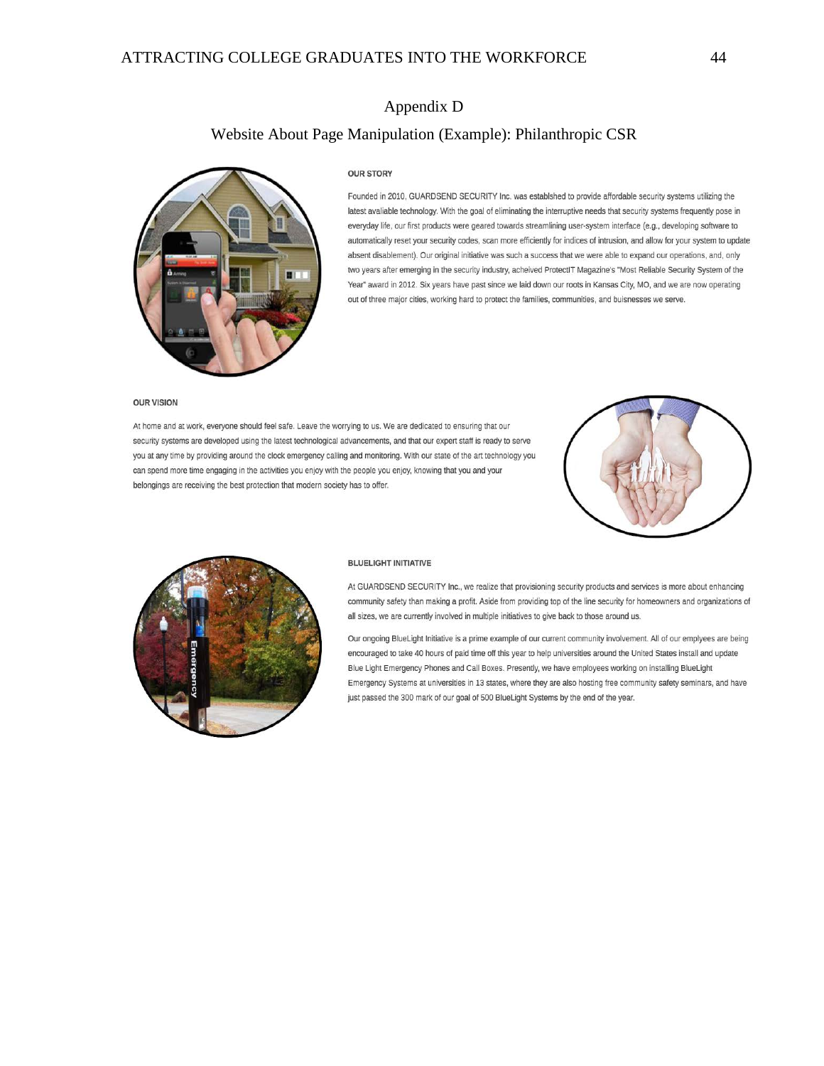# Appendix D

## Website About Page Manipulation (Example): Philanthropic CSR

### OUR STORY

Founded in 2010, GUARDSEND SECURITY Inc. was establshed to provide affordable security systems utilizing the latest avaliable technology. With the goal of eliminating the interruptive needs that security systems frequently pose in everyday life, our first products were geared towards streamlining user-system interface (e.g., developing software to automatically reset your security codes, scan more efficiently for indices of intrusion, and allow for your system to update absent disablement). Our original initiative was such a success that we were able to expand our operations, and, only two years after emerging in the security industry, acheived ProtectIT Magazine's "Most Reliable Security System of the Year" award in 2012. Six years have past since we laid down our roots in Kansas City, MO, and we are now operating out of three major cities, working hard to protect the families, communities, and buisnesses we serve.

### OUR VISION

At home and at work, everyone should feel safe. Leave the worrying to us. We are dedicated to ensuring that our security systems are developed using the latest technological advancements, and that our expert staff is ready to serve you at any time by providing around the clock emergency calling and monitoring. With our state of the art technology you can spend more time engaging in the activities you enjoy with the people you enjoy, knowing that you and your belongings are receiving the best protection that modern society has to offer.

### BLUELIGHT INITIATIVE

At GUARDSEND SECURITY Inc., we realize that provisioning security products and services is more about enhancing community safety than making a profit. Aside from providing top of the line security for homeowners and organizations of all sizes, we are currently involved in multiple initiatives to give back to those around us.

Our ongoing BlueLight Initiative is a prime example of our current community involvement. All of our emplyees are being encouraged to take 40 hours of paid time off this year to help universities around the United States install and update Blue Light Emergency Phones and Call Boxes. Presently, we have employees working on installing BlueLight Emergency Systems at universities in 13 states, where they are also hosting free community safety seminars, and have just passed the 300 mark of our goal of 500 BlueLight Systems by the end of the year.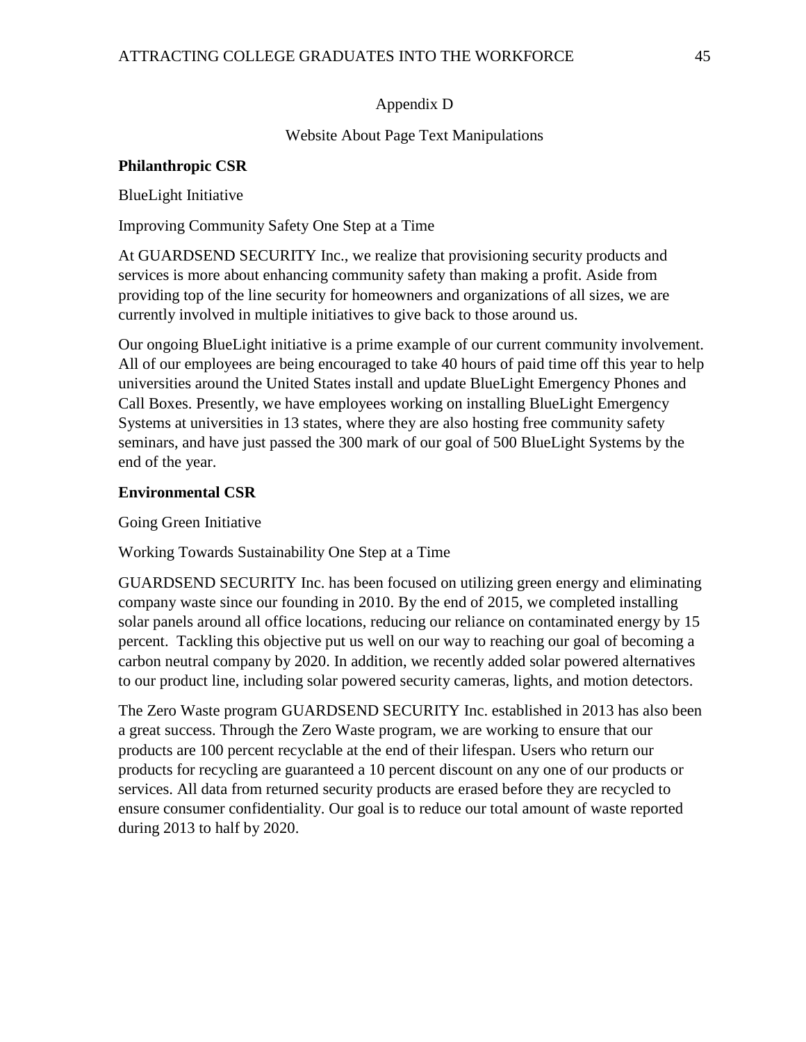# Appendix D

## Website About Page Text Manipulations

**Philanthropic CSR**

BlueLight Initiative

Improving Community Safety One Step at a Time

At GUARDSEND SECURITY Inc., we realize that provisioning security products and services is more about enhancing community safety than making a profit. Aside from providing top of the line security for homeowners and organizations of all sizes, we are currently involved in multiple initiatives to give back to those around us.

Our ongoing BlueLight initiative is a prime example of our current community involvement. All of our employees are being encouraged to take 40 hours of paid time off this year to help universities around the United States install and update BlueLight Emergency Phones and Call Boxes. Presently, we have employees working on installing BlueLight Emergency Systems at universities in 13 states, where they are also hosting free community safety seminars, and have just passed the 300 mark of our goal of 500 BlueLight Systems by the end of the year.

**Environmental CSR**

Going Green Initiative

Working Towards Sustainability One Step at a Time

GUARDSEND SECURITY Inc. has been focused on utilizing green energy and eliminating company waste since our founding in 2010. By the end of 2015, we completed installing solar panels around all office locations, reducing our reliance on contaminated energy by 15 percent. Tackling this objective put us well on our way to reaching our goal of becoming a carbon neutral company by 2020. In addition, we recently added solar powered alternatives to our product line, including solar powered security cameras, lights, and motion detectors.

The Zero Waste program GUARDSEND SECURITY Inc. established in 2013 has also been a great success. Through the Zero Waste program, we are working to ensure that our products are 100 percent recyclable at the end of their lifespan. Users who return our products for recycling are guaranteed a 10 percent discount on any one of our products or services. All data from returned security products are erased before they are recycled to ensure consumer confidentiality. Our goal is to reduce our total amount of waste reported during 2013 to half by 2020.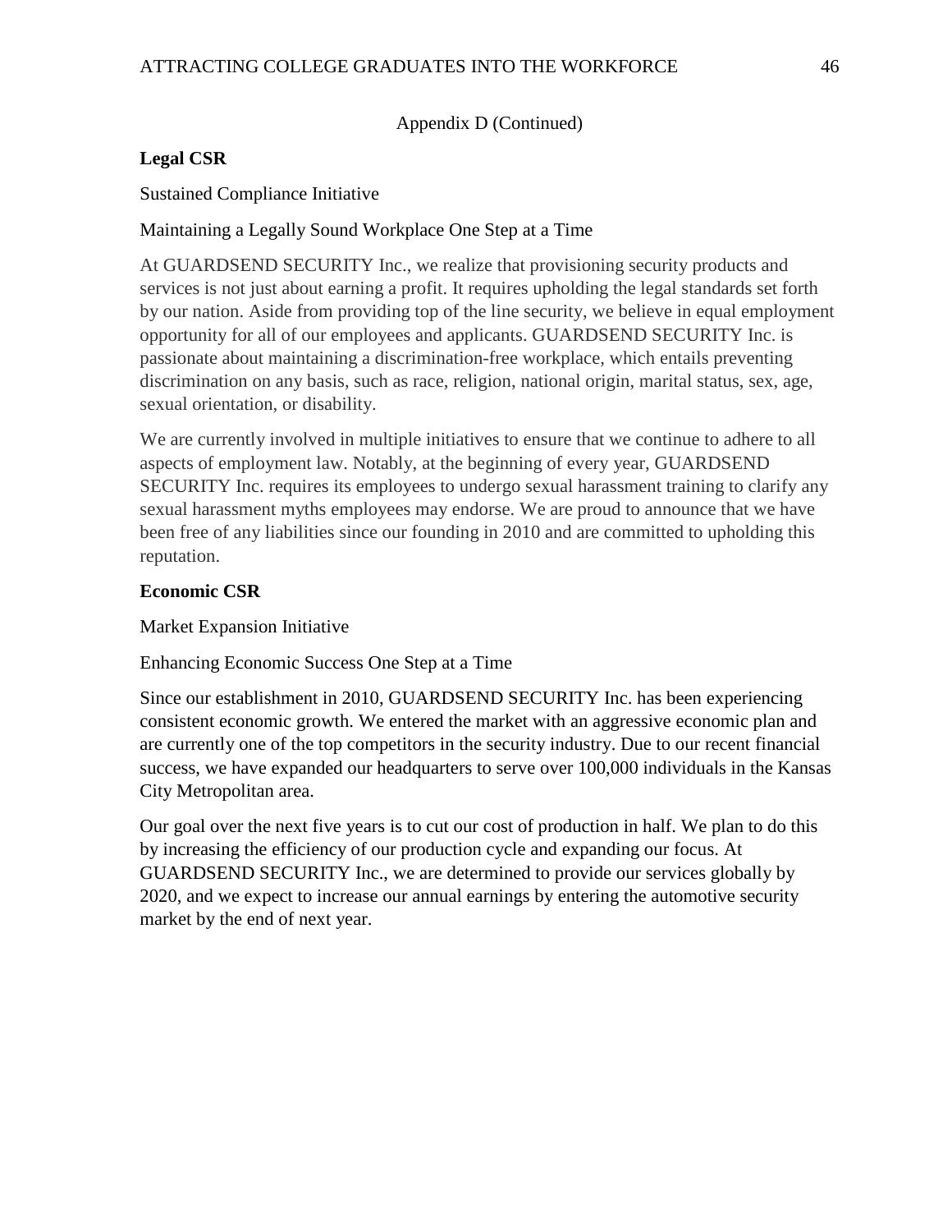Appendix D (Continued)

**Legal CSR**

Sustained Compliance Initiative

Maintaining a Legally Sound Workplace One Step at a Time

At GUARDSEND SECURITY Inc., we realize that provisioning security products and services is not just about earning a profit. It requires upholding the legal standards set forth by our nation. Aside from providing top of the line security, we believe in equal employment opportunity for all of our employees and applicants. GUARDSEND SECURITY Inc. is passionate about maintaining a discrimination-free workplace, which entails preventing discrimination on any basis, such as race, religion, national origin, marital status, sex, age, sexual orientation, or disability.

We are currently involved in multiple initiatives to ensure that we continue to adhere to all aspects of employment law. Notably, at the beginning of every year, GUARDSEND SECURITY Inc. requires its employees to undergo sexual harassment training to clarify any sexual harassment myths employees may endorse. We are proud to announce that we have been free of any liabilities since our founding in 2010 and are committed to upholding this reputation.

**Economic CSR**

Market Expansion Initiative

Enhancing Economic Success One Step at a Time

Since our establishment in 2010, GUARDSEND SECURITY Inc. has been experiencing consistent economic growth. We entered the market with an aggressive economic plan and are currently one of the top competitors in the security industry. Due to our recent financial success, we have expanded our headquarters to serve over 100,000 individuals in the Kansas City Metropolitan area.

Our goal over the next five years is to cut our cost of production in half. We plan to do this by increasing the efficiency of our production cycle and expanding our focus. At GUARDSEND SECURITY Inc., we are determined to provide our services globally by 2020, and we expect to increase our annual earnings by entering the automotive security market by the end of next year.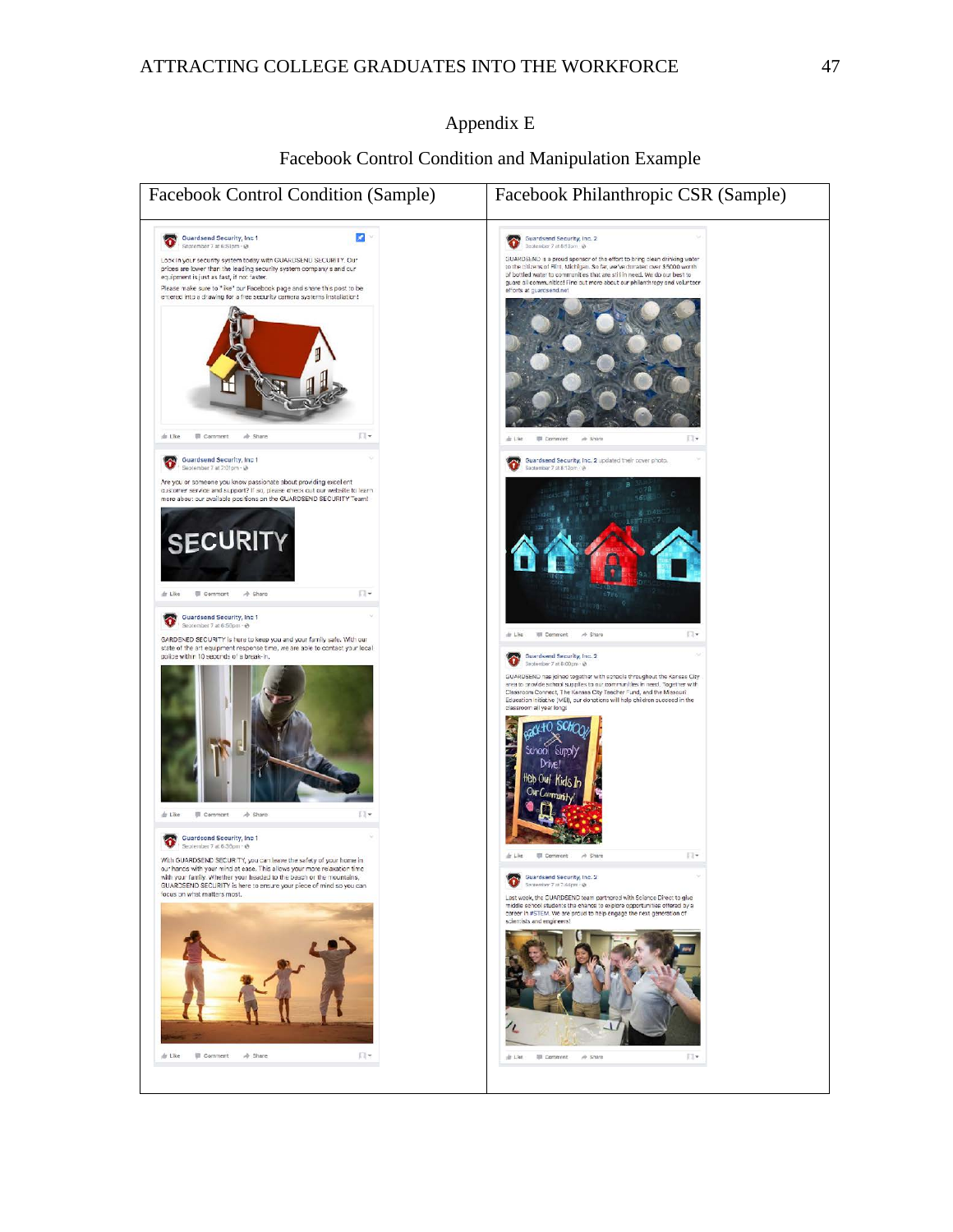# Appendix E

## Facebook Control Condition and Manipulation Example

| Facebook Control Condition (Sample) | Facebook Philanthropic CSR (Sample) |
|---|---|
| | |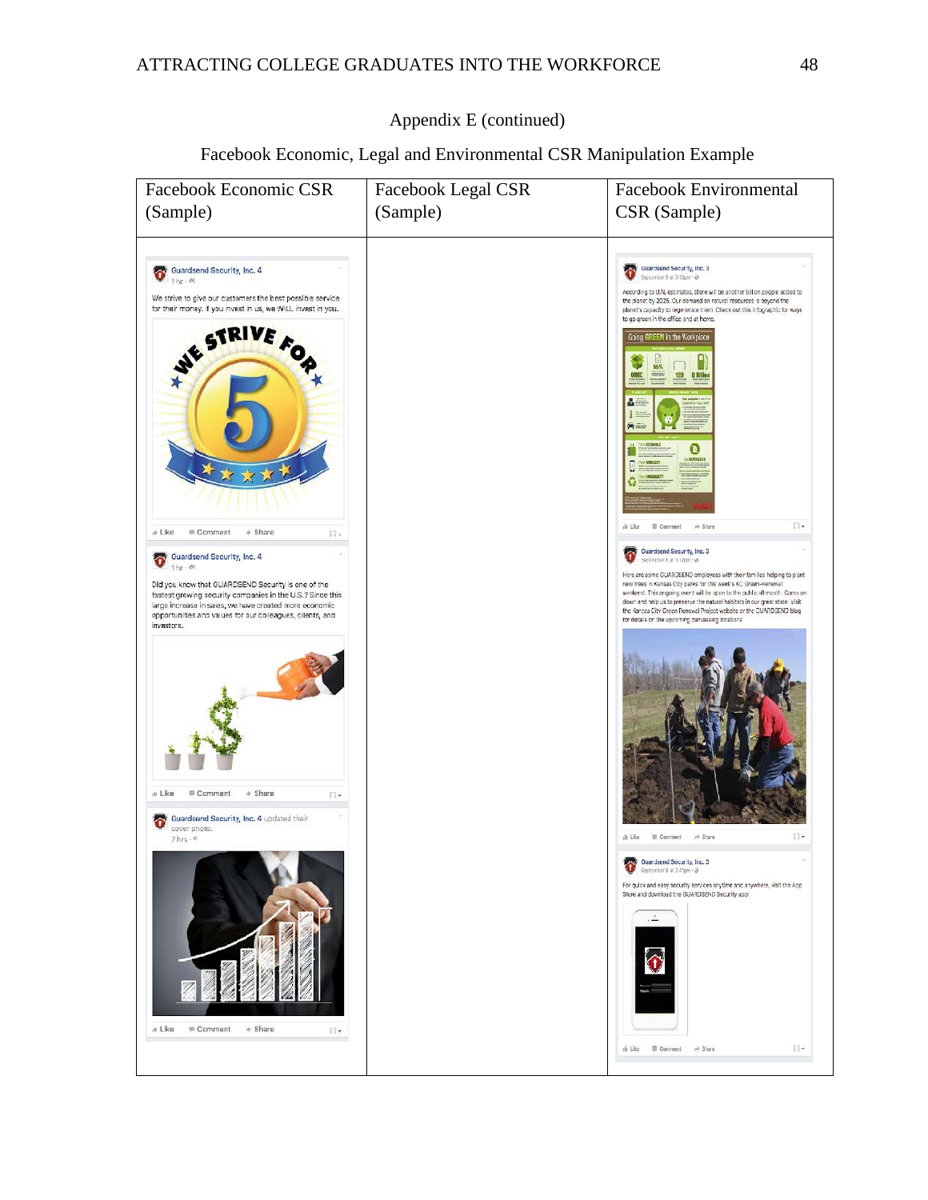Appendix E (continued)

Facebook Economic, Legal and Environmental CSR Manipulation Example

| Facebook Economic CSR (Sample) | Facebook Legal CSR (Sample) | Facebook Environmental CSR (Sample) |
|---|---|---|
| Guardsend Security, Inc. 4<br>1 hr<br>We strive to give our customers the best possible service for their money. If you invest in us, we WILL invest in you.<br>WE STRIVE FOR 5<br>Like Comment Share<br><br>Guardsend Security, Inc. 4<br>1 hr<br>Did you know that GUARDSEND Security is one of the fastest growing security companies in the U.S.? Since this large increase in sales, we have created more economic opportunities and values for our colleagues, clients, and investors.<br>Like Comment Share<br><br>Guardsend Security, Inc. 4 updated their cover photo.<br>7 hrs<br>Like Comment Share | | Guardsend Security, Inc. 3<br>According to U.N. estimates, there will be another billion people added to the planet by 2025. Our demand on natural resources is beyond the planet's capacity to regenerate them. Check out this infographic for ways to go green in the office and at home.<br>Going GREEN in the Workplace<br>Like Comment Share<br><br>Guardsend Security, Inc. 3<br>Here are some GUARDSEND employees with their families helping to plant new trees in Kansas City parks for this week's KC Green-Renewal weekend. This ongoing event will be open to the public all month. Come on down and help us to preserve the natural habitats in our great state. Visit the Kansas City Green Renewal Project website or the GUARDSEND blog for details on the upcoming canvassing locations.<br>Like Comment Share<br><br>Guardsend Security, Inc. 3<br>For quick and easy security services anytime and anywhere, visit the App Store and download the GUARDSEND Security app!<br>Like Comment Share |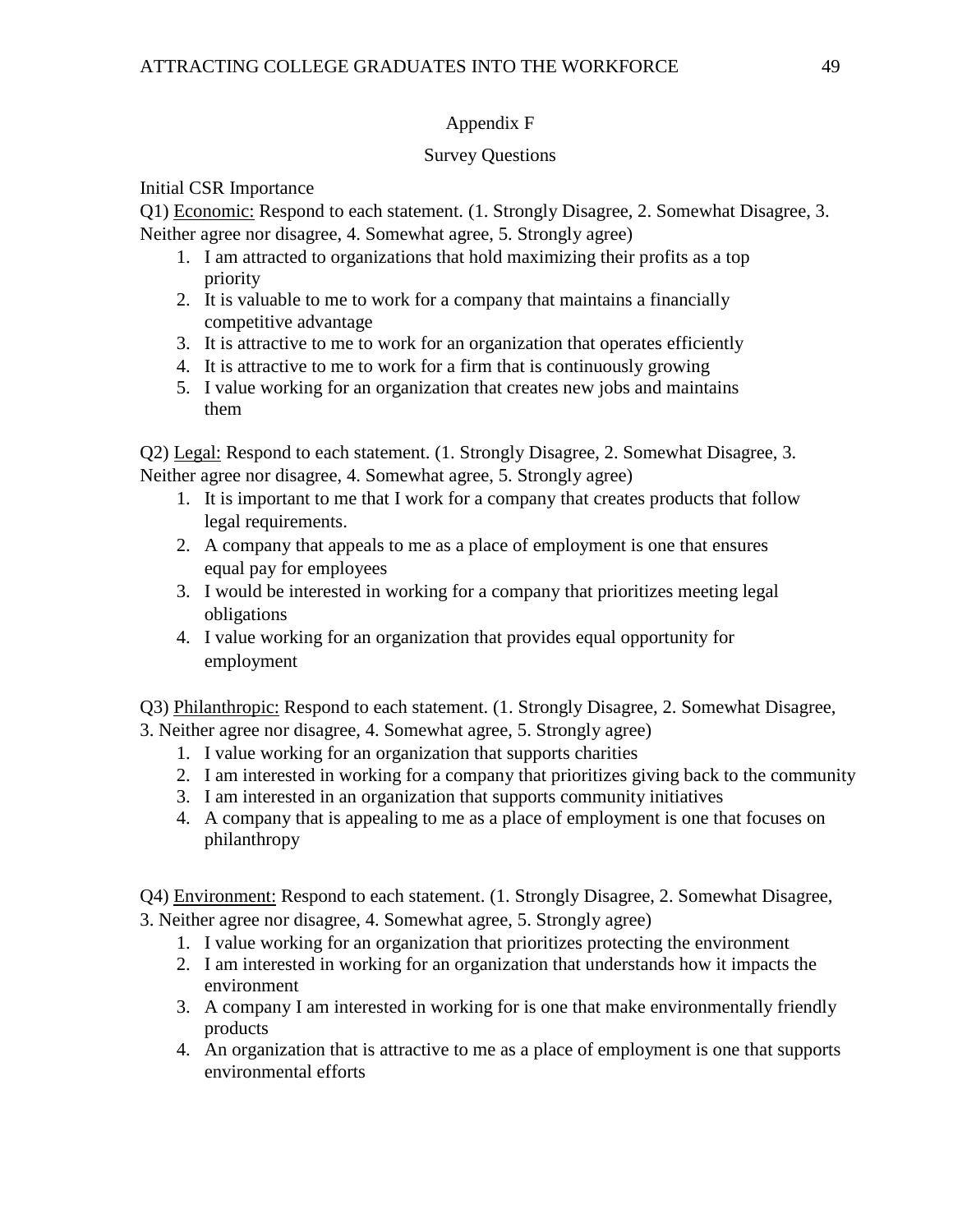## Appendix F

### Survey Questions

Initial CSR Importance

Q1) <u>Economic:</u> Respond to each statement. (1. Strongly Disagree, 2. Somewhat Disagree, 3. Neither agree nor disagree, 4. Somewhat agree, 5. Strongly agree)

1. I am attracted to organizations that hold maximizing their profits as a top priority
2. It is valuable to me to work for a company that maintains a financially competitive advantage
3. It is attractive to me to work for an organization that operates efficiently
4. It is attractive to me to work for a firm that is continuously growing
5. I value working for an organization that creates new jobs and maintains them

Q2) <u>Legal:</u> Respond to each statement. (1. Strongly Disagree, 2. Somewhat Disagree, 3. Neither agree nor disagree, 4. Somewhat agree, 5. Strongly agree)

1. It is important to me that I work for a company that creates products that follow legal requirements.
2. A company that appeals to me as a place of employment is one that ensures equal pay for employees
3. I would be interested in working for a company that prioritizes meeting legal obligations
4. I value working for an organization that provides equal opportunity for employment

Q3) <u>Philanthropic:</u> Respond to each statement. (1. Strongly Disagree, 2. Somewhat Disagree, 3. Neither agree nor disagree, 4. Somewhat agree, 5. Strongly agree)

1. I value working for an organization that supports charities
2. I am interested in working for a company that prioritizes giving back to the community
3. I am interested in an organization that supports community initiatives
4. A company that is appealing to me as a place of employment is one that focuses on philanthropy

Q4) <u>Environment:</u> Respond to each statement. (1. Strongly Disagree, 2. Somewhat Disagree, 3. Neither agree nor disagree, 4. Somewhat agree, 5. Strongly agree)

1. I value working for an organization that prioritizes protecting the environment
2. I am interested in working for an organization that understands how it impacts the environment
3. A company I am interested in working for is one that make environmentally friendly products
4. An organization that is attractive to me as a place of employment is one that supports environmental efforts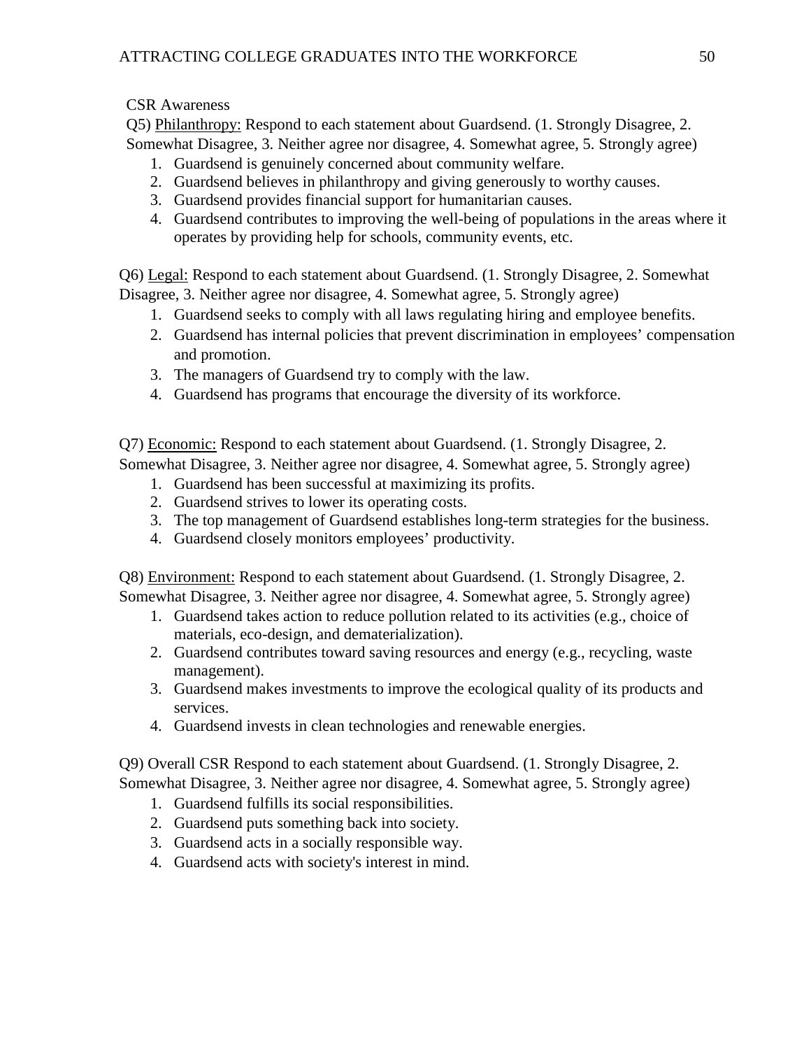CSR Awareness

Q5) Philanthropy: Respond to each statement about Guardsend. (1. Strongly Disagree, 2. Somewhat Disagree, 3. Neither agree nor disagree, 4. Somewhat agree, 5. Strongly agree)

1. Guardsend is genuinely concerned about community welfare.
2. Guardsend believes in philanthropy and giving generously to worthy causes.
3. Guardsend provides financial support for humanitarian causes.
4. Guardsend contributes to improving the well-being of populations in the areas where it operates by providing help for schools, community events, etc.

Q6) Legal: Respond to each statement about Guardsend. (1. Strongly Disagree, 2. Somewhat Disagree, 3. Neither agree nor disagree, 4. Somewhat agree, 5. Strongly agree)

1. Guardsend seeks to comply with all laws regulating hiring and employee benefits.
2. Guardsend has internal policies that prevent discrimination in employees' compensation and promotion.
3. The managers of Guardsend try to comply with the law.
4. Guardsend has programs that encourage the diversity of its workforce.

Q7) Economic: Respond to each statement about Guardsend. (1. Strongly Disagree, 2. Somewhat Disagree, 3. Neither agree nor disagree, 4. Somewhat agree, 5. Strongly agree)

1. Guardsend has been successful at maximizing its profits.
2. Guardsend strives to lower its operating costs.
3. The top management of Guardsend establishes long-term strategies for the business.
4. Guardsend closely monitors employees' productivity.

Q8) Environment: Respond to each statement about Guardsend. (1. Strongly Disagree, 2. Somewhat Disagree, 3. Neither agree nor disagree, 4. Somewhat agree, 5. Strongly agree)

1. Guardsend takes action to reduce pollution related to its activities (e.g., choice of materials, eco-design, and dematerialization).
2. Guardsend contributes toward saving resources and energy (e.g., recycling, waste management).
3. Guardsend makes investments to improve the ecological quality of its products and services.
4. Guardsend invests in clean technologies and renewable energies.

Q9) Overall CSR Respond to each statement about Guardsend. (1. Strongly Disagree, 2. Somewhat Disagree, 3. Neither agree nor disagree, 4. Somewhat agree, 5. Strongly agree)

1. Guardsend fulfills its social responsibilities.
2. Guardsend puts something back into society.
3. Guardsend acts in a socially responsible way.
4. Guardsend acts with society's interest in mind.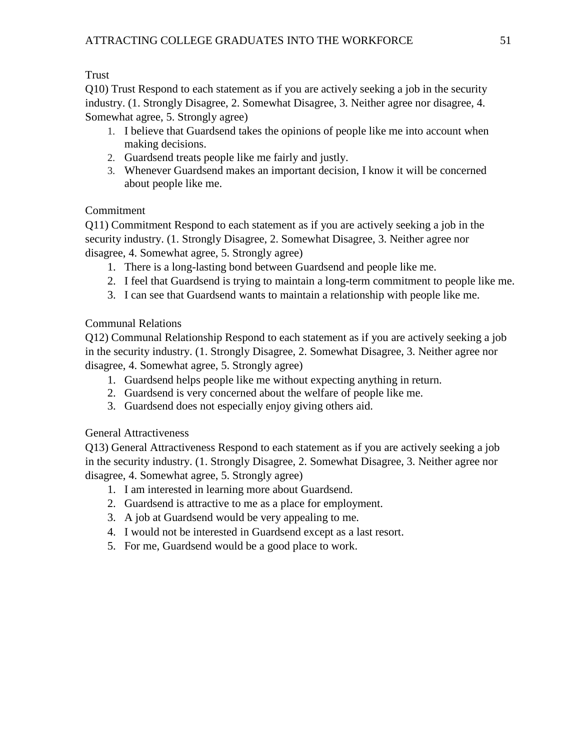Trust

Q10) Trust Respond to each statement as if you are actively seeking a job in the security industry. (1. Strongly Disagree, 2. Somewhat Disagree, 3. Neither agree nor disagree, 4. Somewhat agree, 5. Strongly agree)

1. I believe that Guardsend takes the opinions of people like me into account when making decisions.
2. Guardsend treats people like me fairly and justly.
3. Whenever Guardsend makes an important decision, I know it will be concerned about people like me.

Commitment

Q11) Commitment Respond to each statement as if you are actively seeking a job in the security industry. (1. Strongly Disagree, 2. Somewhat Disagree, 3. Neither agree nor disagree, 4. Somewhat agree, 5. Strongly agree)

1. There is a long-lasting bond between Guardsend and people like me.
2. I feel that Guardsend is trying to maintain a long-term commitment to people like me.
3. I can see that Guardsend wants to maintain a relationship with people like me.

Communal Relations

Q12) Communal Relationship Respond to each statement as if you are actively seeking a job in the security industry. (1. Strongly Disagree, 2. Somewhat Disagree, 3. Neither agree nor disagree, 4. Somewhat agree, 5. Strongly agree)

1. Guardsend helps people like me without expecting anything in return.
2. Guardsend is very concerned about the welfare of people like me.
3. Guardsend does not especially enjoy giving others aid.

General Attractiveness

Q13) General Attractiveness Respond to each statement as if you are actively seeking a job in the security industry. (1. Strongly Disagree, 2. Somewhat Disagree, 3. Neither agree nor disagree, 4. Somewhat agree, 5. Strongly agree)

1. I am interested in learning more about Guardsend.
2. Guardsend is attractive to me as a place for employment.
3. A job at Guardsend would be very appealing to me.
4. I would not be interested in Guardsend except as a last resort.
5. For me, Guardsend would be a good place to work.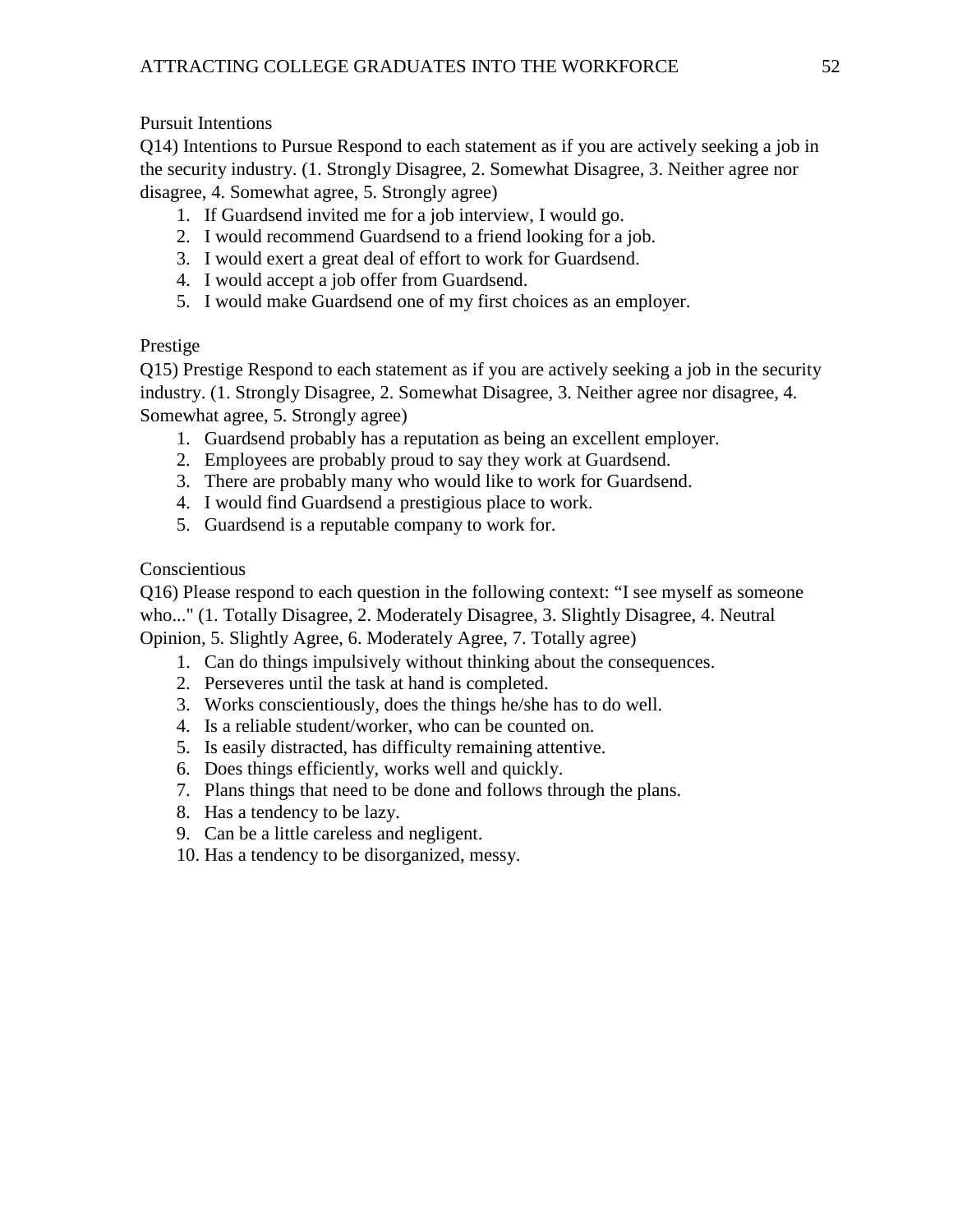Pursuit Intentions

Q14) Intentions to Pursue Respond to each statement as if you are actively seeking a job in the security industry. (1. Strongly Disagree, 2. Somewhat Disagree, 3. Neither agree nor disagree, 4. Somewhat agree, 5. Strongly agree)

1. If Guardsend invited me for a job interview, I would go.
2. I would recommend Guardsend to a friend looking for a job.
3. I would exert a great deal of effort to work for Guardsend.
4. I would accept a job offer from Guardsend.
5. I would make Guardsend one of my first choices as an employer.

Prestige

Q15) Prestige Respond to each statement as if you are actively seeking a job in the security industry. (1. Strongly Disagree, 2. Somewhat Disagree, 3. Neither agree nor disagree, 4. Somewhat agree, 5. Strongly agree)

1. Guardsend probably has a reputation as being an excellent employer.
2. Employees are probably proud to say they work at Guardsend.
3. There are probably many who would like to work for Guardsend.
4. I would find Guardsend a prestigious place to work.
5. Guardsend is a reputable company to work for.

Conscientious

Q16) Please respond to each question in the following context: "I see myself as someone who..." (1. Totally Disagree, 2. Moderately Disagree, 3. Slightly Disagree, 4. Neutral Opinion, 5. Slightly Agree, 6. Moderately Agree, 7. Totally agree)

1. Can do things impulsively without thinking about the consequences.
2. Perseveres until the task at hand is completed.
3. Works conscientiously, does the things he/she has to do well.
4. Is a reliable student/worker, who can be counted on.
5. Is easily distracted, has difficulty remaining attentive.
6. Does things efficiently, works well and quickly.
7. Plans things that need to be done and follows through the plans.
8. Has a tendency to be lazy.
9. Can be a little careless and negligent.
10. Has a tendency to be disorganized, messy.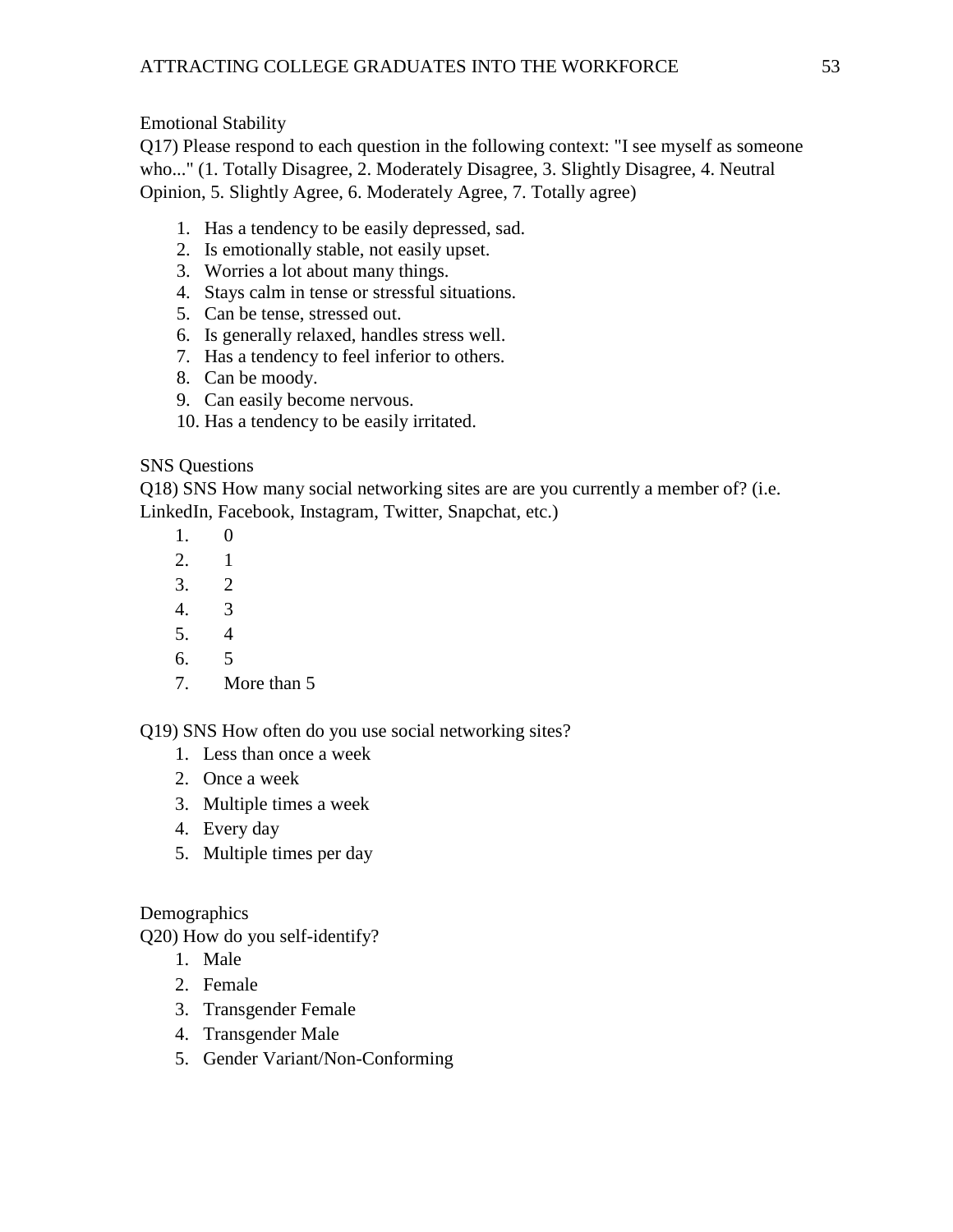Emotional Stability

Q17) Please respond to each question in the following context: "I see myself as someone who..." (1. Totally Disagree, 2. Moderately Disagree, 3. Slightly Disagree, 4. Neutral Opinion, 5. Slightly Agree, 6. Moderately Agree, 7. Totally agree)

1. Has a tendency to be easily depressed, sad.
2. Is emotionally stable, not easily upset.
3. Worries a lot about many things.
4. Stays calm in tense or stressful situations.
5. Can be tense, stressed out.
6. Is generally relaxed, handles stress well.
7. Has a tendency to feel inferior to others.
8. Can be moody.
9. Can easily become nervous.
10. Has a tendency to be easily irritated.

SNS Questions

Q18) SNS How many social networking sites are are you currently a member of? (i.e. LinkedIn, Facebook, Instagram, Twitter, Snapchat, etc.)

1. 0
2. 1
3. 2
4. 3
5. 4
6. 5
7. More than 5

Q19) SNS How often do you use social networking sites?

1. Less than once a week
2. Once a week
3. Multiple times a week
4. Every day
5. Multiple times per day

Demographics

Q20) How do you self-identify?

1. Male
2. Female
3. Transgender Female
4. Transgender Male
5. Gender Variant/Non-Conforming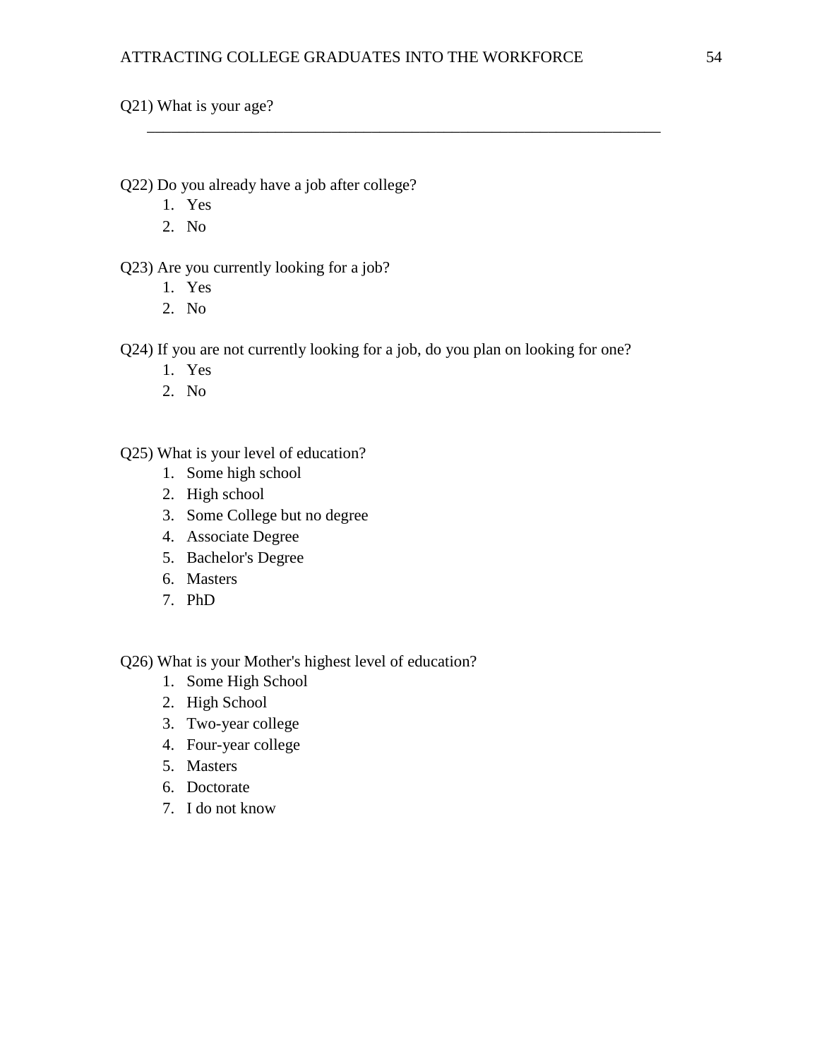Q21) What is your age?

______________________________________________________________________

Q22) Do you already have a job after college?

1. Yes
2. No

Q23) Are you currently looking for a job?

1. Yes
2. No

Q24) If you are not currently looking for a job, do you plan on looking for one?

1. Yes
2. No

Q25) What is your level of education?

1. Some high school
2. High school
3. Some College but no degree
4. Associate Degree
5. Bachelor's Degree
6. Masters
7. PhD

Q26) What is your Mother's highest level of education?

1. Some High School
2. High School
3. Two-year college
4. Four-year college
5. Masters
6. Doctorate
7. I do not know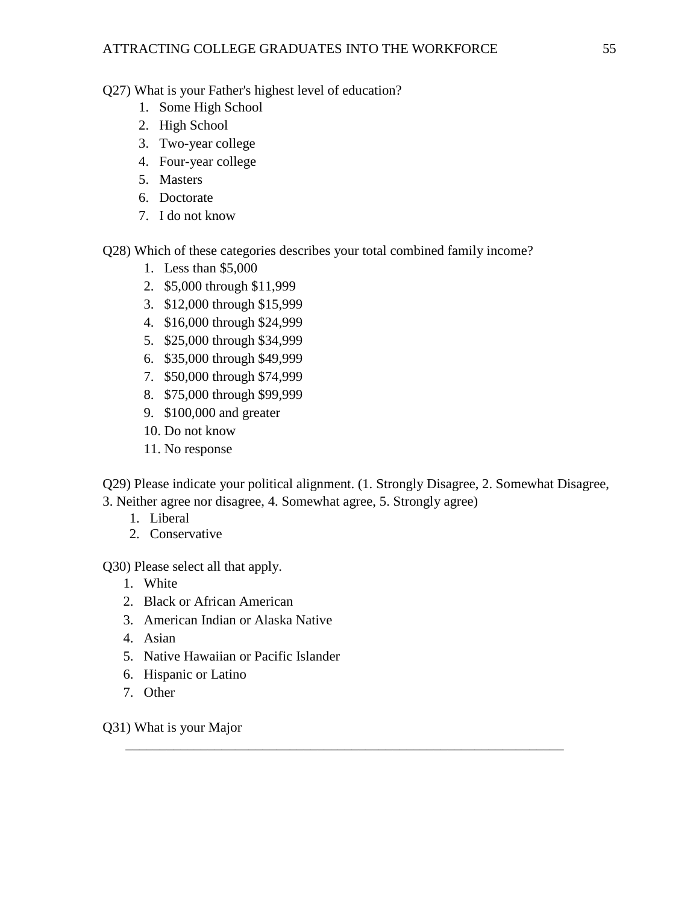Q27) What is your Father's highest level of education?

1. Some High School
2. High School
3. Two-year college
4. Four-year college
5. Masters
6. Doctorate
7. I do not know

Q28) Which of these categories describes your total combined family income?

1. Less than $5,000
2. $5,000 through $11,999
3. $12,000 through $15,999
4. $16,000 through $24,999
5. $25,000 through $34,999
6. $35,000 through $49,999
7. $50,000 through $74,999
8. $75,000 through $99,999
9. $100,000 and greater
10. Do not know
11. No response

Q29) Please indicate your political alignment. (1. Strongly Disagree, 2. Somewhat Disagree, 3. Neither agree nor disagree, 4. Somewhat agree, 5. Strongly agree)

1. Liberal
2. Conservative

Q30) Please select all that apply.

1. White
2. Black or African American
3. American Indian or Alaska Native
4. Asian
5. Native Hawaiian or Pacific Islander
6. Hispanic or Latino
7. Other

Q31) What is your Major

_________________________________________________________________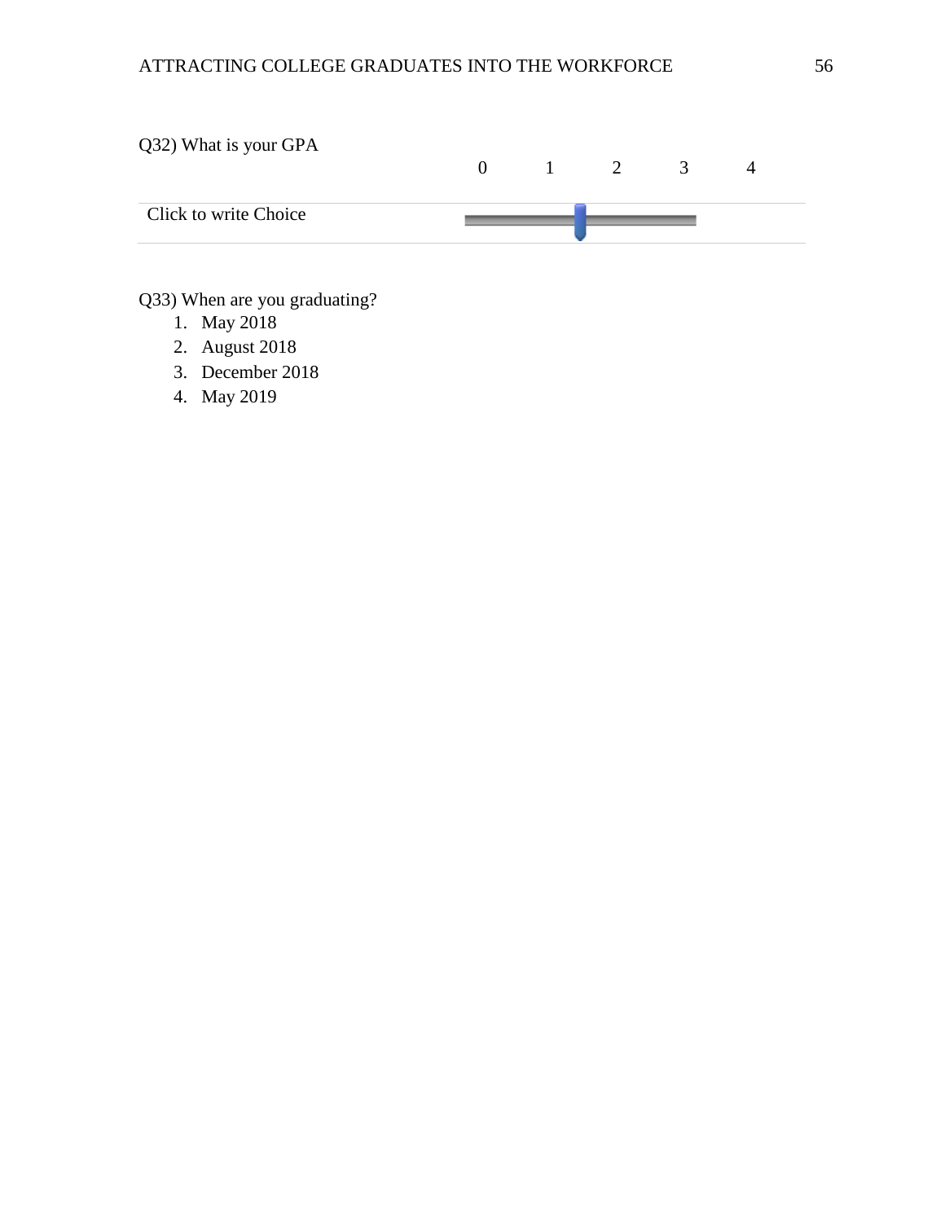Q32) What is your GPA

| | 0 | 1 | 2 | 3 | 4 |
|---|---|---|---|---|---|
| Click to write Choice | | | | | |

Q33) When are you graduating?

1. May 2018
2. August 2018
3. December 2018
4. May 2019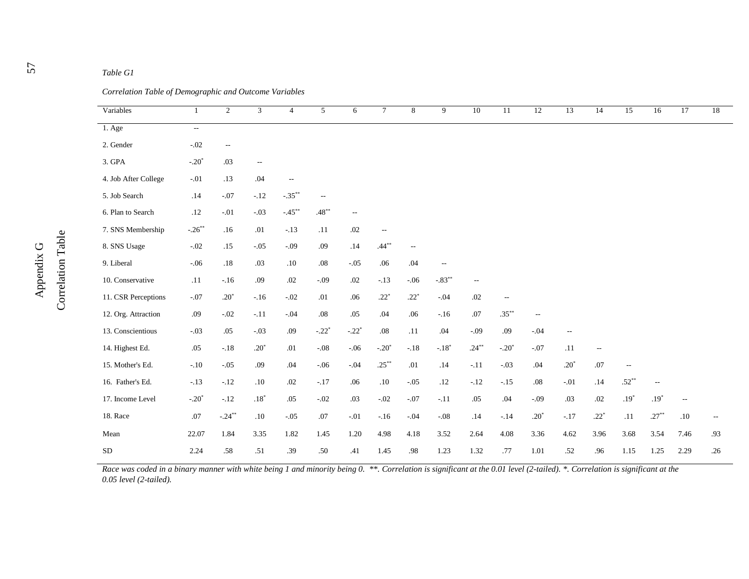# Appendix G

## Correlation Table

*Table G1*

*Correlation Table of Demographic and Outcome Variables*

| Variables | 1 | 2 | 3 | 4 | 5 | 6 | 7 | 8 | 9 | 10 | 11 | 12 | 13 | 14 | 15 | 16 | 17 | 18 |
|---|---|---|---|---|---|---|---|---|---|---|---|---|---|---|---|---|---|---|
| 1. Age | -- | | | | | | | | | | | | | | | | | |
| 2. Gender | -.02 | -- | | | | | | | | | | | | | | | | |
| 3. GPA | -.20* | .03 | -- | | | | | | | | | | | | | | | |
| 4. Job After College | -.01 | .13 | .04 | -- | | | | | | | | | | | | | | |
| 5. Job Search | .14 | -.07 | -.12 | -.35** | -- | | | | | | | | | | | | | |
| 6. Plan to Search | .12 | -.01 | -.03 | -.45** | .48** | -- | | | | | | | | | | | | |
| 7. SNS Membership | -.26** | .16 | .01 | -.13 | .11 | .02 | -- | | | | | | | | | | | |
| 8. SNS Usage | -.02 | .15 | -.05 | -.09 | .09 | .14 | .44** | -- | | | | | | | | | | |
| 9. Liberal | -.06 | .18 | .03 | .10 | .08 | -.05 | .06 | .04 | -- | | | | | | | | | |
| 10. Conservative | .11 | -.16 | .09 | .02 | -.09 | .02 | -.13 | -.06 | -.83** | -- | | | | | | | | |
| 11. CSR Perceptions | -.07 | .20* | -.16 | -.02 | .01 | .06 | .22* | .22* | -.04 | .02 | -- | | | | | | | |
| 12. Org. Attraction | .09 | -.02 | -.11 | -.04 | .08 | .05 | .04 | .06 | -.16 | .07 | .35** | -- | | | | | | |
| 13. Conscientious | -.03 | .05 | -.03 | .09 | -.22* | -.22* | .08 | .11 | .04 | -.09 | .09 | -.04 | -- | | | | | |
| 14. Highest Ed. | .05 | -.18 | .20* | .01 | -.08 | -.06 | -.20* | -.18 | -.18* | .24** | -.20* | -.07 | .11 | -- | | | | |
| 15. Mother's Ed. | -.10 | -.05 | .09 | .04 | -.06 | -.04 | .25** | .01 | .14 | -.11 | -.03 | .04 | .20* | .07 | -- | | | |
| 16. Father's Ed. | -.13 | -.12 | .10 | .02 | -.17 | .06 | .10 | -.05 | .12 | -.12 | -.15 | .08 | -.01 | .14 | .52** | -- | | |
| 17. Income Level | -.20* | -.12 | .18* | .05 | -.02 | .03 | -.02 | -.07 | -.11 | .05 | .04 | -.09 | .03 | .02 | .19* | .19* | -- | |
| 18. Race | .07 | -.24** | .10 | -.05 | .07 | -.01 | -.16 | -.04 | -.08 | .14 | -.14 | .20* | -.17 | .22* | .11 | .27** | .10 | -- |
| Mean | 22.07 | 1.84 | 3.35 | 1.82 | 1.45 | 1.20 | 4.98 | 4.18 | 3.52 | 2.64 | 4.08 | 3.36 | 4.62 | 3.96 | 3.68 | 3.54 | 7.46 | .93 |
| SD | 2.24 | .58 | .51 | .39 | .50 | .41 | 1.45 | .98 | 1.23 | 1.32 | .77 | 1.01 | .52 | .96 | 1.15 | 1.25 | 2.29 | .26 |

*Race was coded in a binary manner with white being 1 and minority being 0. \*\*. Correlation is significant at the 0.01 level (2-tailed). \*. Correlation is significant at the 0.05 level (2-tailed).*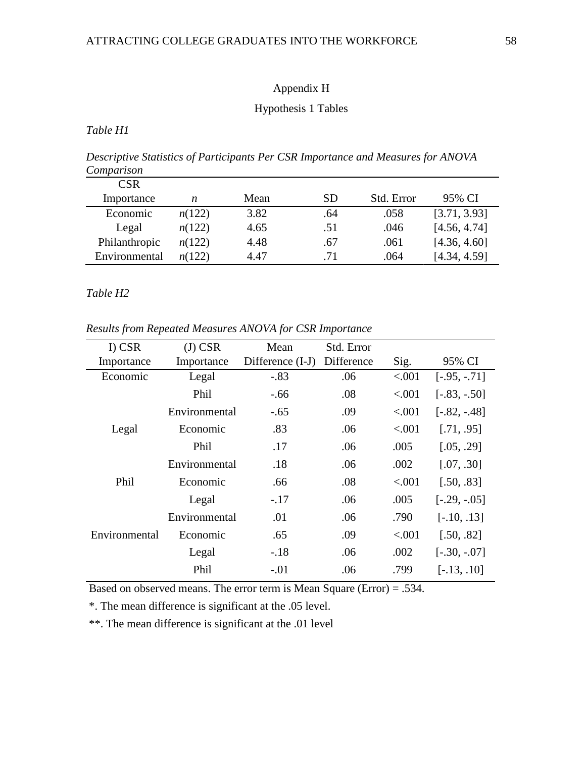# Appendix H

## Hypothesis 1 Tables

*Table H1*

*Descriptive Statistics of Participants Per CSR Importance and Measures for ANOVA Comparison*

| CSR Importance | *n* | Mean | SD | Std. Error | 95% CI |
|---|---|---|---|---|---|
| Economic | *n*(122) | 3.82 | .64 | .058 | [3.71, 3.93] |
| Legal | *n*(122) | 4.65 | .51 | .046 | [4.56, 4.74] |
| Philanthropic | *n*(122) | 4.48 | .67 | .061 | [4.36, 4.60] |
| Environmental | *n*(122) | 4.47 | .71 | .064 | [4.34, 4.59] |

*Table H2*

*Results from Repeated Measures ANOVA for CSR Importance*

| I) CSR Importance | (J) CSR Importance | Mean Difference (I-J) | Std. Error Difference | Sig. | 95% CI |
|---|---|---|---|---|---|
| Economic | Legal | -.83 | .06 | <.001 | [-.95, -.71] |
| | Phil | -.66 | .08 | <.001 | [-.83, -.50] |
| | Environmental | -.65 | .09 | <.001 | [-.82, -.48] |
| Legal | Economic | .83 | .06 | <.001 | [.71, .95] |
| | Phil | .17 | .06 | .005 | [.05, .29] |
| | Environmental | .18 | .06 | .002 | [.07, .30] |
| Phil | Economic | .66 | .08 | <.001 | [.50, .83] |
| | Legal | -.17 | .06 | .005 | [-.29, -.05] |
| | Environmental | .01 | .06 | .790 | [-.10, .13] |
| Environmental | Economic | .65 | .09 | <.001 | [.50, .82] |
| | Legal | -.18 | .06 | .002 | [-.30, -.07] |
| | Phil | -.01 | .06 | .799 | [-.13, .10] |

Based on observed means. The error term is Mean Square (Error) = .534.

*. The mean difference is significant at the .05 level.

**. The mean difference is significant at the .01 level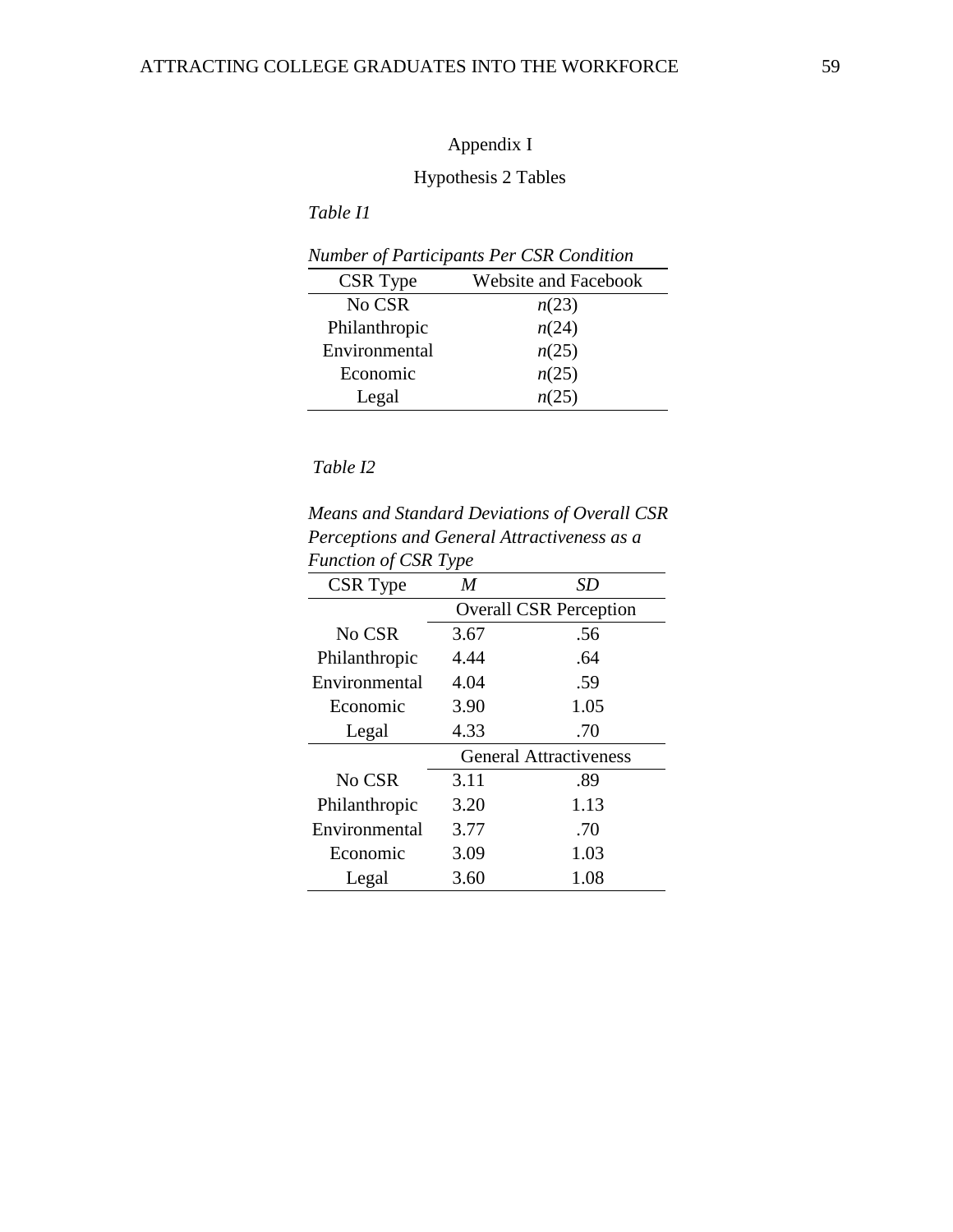# Appendix I

## Hypothesis 2 Tables

*Table I1*

*Number of Participants Per CSR Condition*

| CSR Type | Website and Facebook |
|---|---|
| No CSR | *n*(23) |
| Philanthropic | *n*(24) |
| Environmental | *n*(25) |
| Economic | *n*(25) |
| Legal | *n*(25) |

*Table I2*

*Means and Standard Deviations of Overall CSR Perceptions and General Attractiveness as a Function of CSR Type*

| CSR Type | *M* | *SD* |
|---|---|---|
| | Overall CSR Perception | |
| No CSR | 3.67 | .56 |
| Philanthropic | 4.44 | .64 |
| Environmental | 4.04 | .59 |
| Economic | 3.90 | 1.05 |
| Legal | 4.33 | .70 |
| | General Attractiveness | |
| No CSR | 3.11 | .89 |
| Philanthropic | 3.20 | 1.13 |
| Environmental | 3.77 | .70 |
| Economic | 3.09 | 1.03 |
| Legal | 3.60 | 1.08 |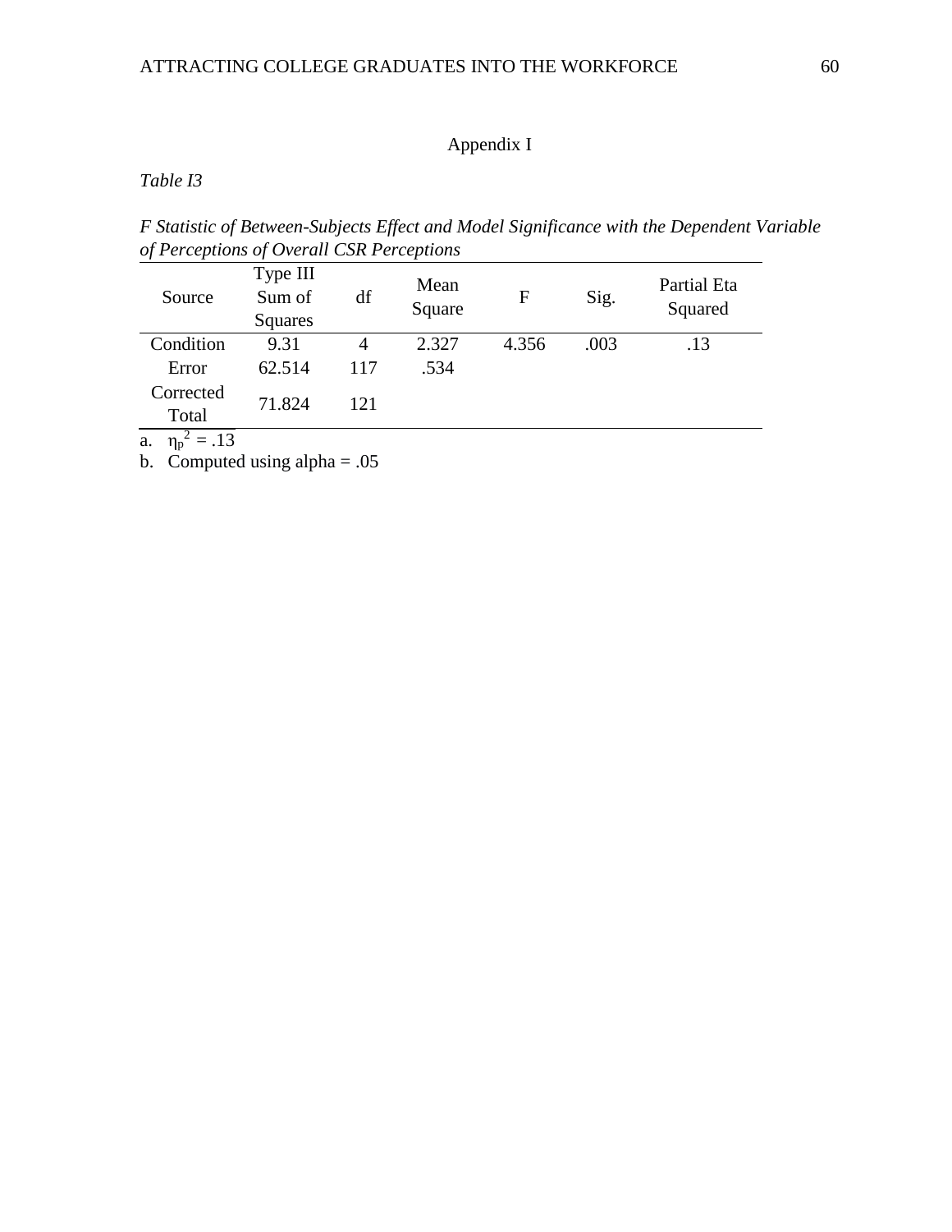Appendix I

*Table I3*

*F Statistic of Between-Subjects Effect and Model Significance with the Dependent Variable of Perceptions of Overall CSR Perceptions*

| Source | Type III Sum of Squares | df | Mean Square | F | Sig. | Partial Eta Squared |
|---|---|---|---|---|---|---|
| Condition | 9.31 | 4 | 2.327 | 4.356 | .003 | .13 |
| Error | 62.514 | 117 | .534 | | | |
| Corrected Total | 71.824 | 121 | | | | |

a. $\eta_p^2 = .13$

b. Computed using alpha = .05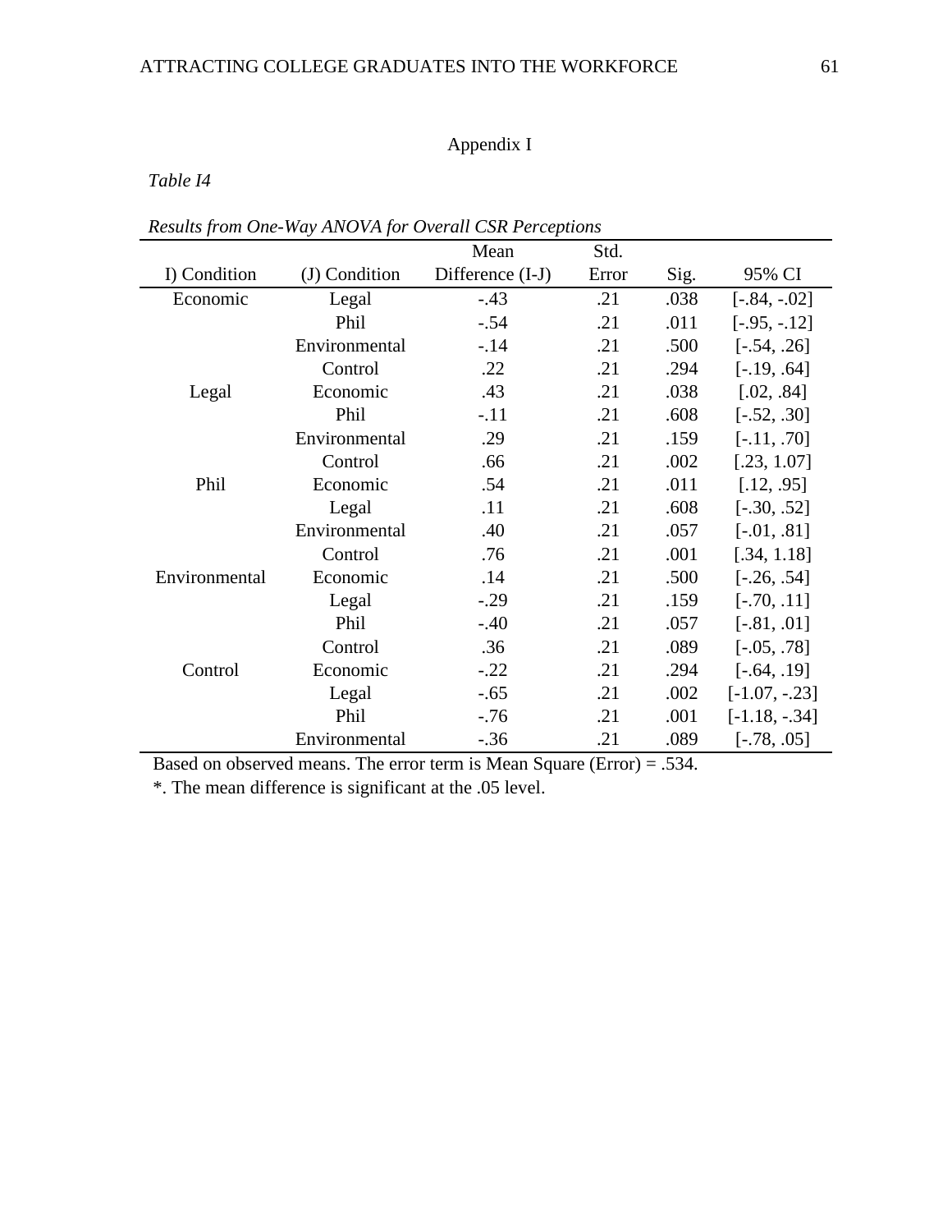Appendix I

*Table I4*

*Results from One-Way ANOVA for Overall CSR Perceptions*

| I) Condition | (J) Condition | Mean Difference (I-J) | Std. Error | Sig. | 95% CI |
|---|---|---|---|---|---|
| Economic | Legal | -.43 | .21 | .038 | [-.84, -.02] |
| | Phil | -.54 | .21 | .011 | [-.95, -.12] |
| | Environmental | -.14 | .21 | .500 | [-.54, .26] |
| | Control | .22 | .21 | .294 | [-.19, .64] |
| Legal | Economic | .43 | .21 | .038 | [.02, .84] |
| | Phil | -.11 | .21 | .608 | [-.52, .30] |
| | Environmental | .29 | .21 | .159 | [-.11, .70] |
| | Control | .66 | .21 | .002 | [.23, 1.07] |
| Phil | Economic | .54 | .21 | .011 | [.12, .95] |
| | Legal | .11 | .21 | .608 | [-.30, .52] |
| | Environmental | .40 | .21 | .057 | [-.01, .81] |
| | Control | .76 | .21 | .001 | [.34, 1.18] |
| Environmental | Economic | .14 | .21 | .500 | [-.26, .54] |
| | Legal | -.29 | .21 | .159 | [-.70, .11] |
| | Phil | -.40 | .21 | .057 | [-.81, .01] |
| | Control | .36 | .21 | .089 | [-.05, .78] |
| Control | Economic | -.22 | .21 | .294 | [-.64, .19] |
| | Legal | -.65 | .21 | .002 | [-1.07, -.23] |
| | Phil | -.76 | .21 | .001 | [-1.18, -.34] |
| | Environmental | -.36 | .21 | .089 | [-.78, .05] |

Based on observed means. The error term is Mean Square (Error) = .534.

*. The mean difference is significant at the .05 level.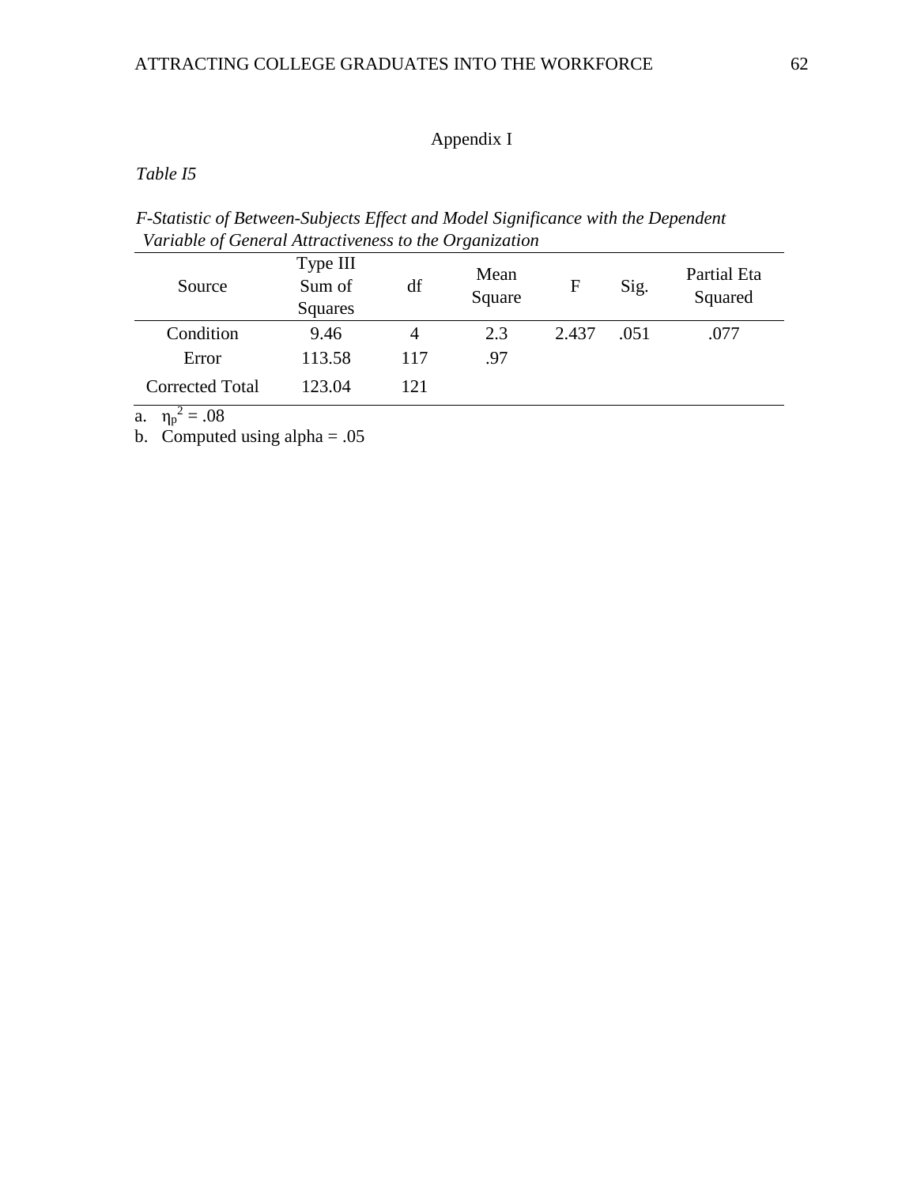## Appendix I

*Table I5*

*F-Statistic of Between-Subjects Effect and Model Significance with the Dependent Variable of General Attractiveness to the Organization*

| Source | Type III Sum of Squares | df | Mean Square | F | Sig. | Partial Eta Squared |
|---|---|---|---|---|---|---|
| Condition | 9.46 | 4 | 2.3 | 2.437 | .051 | .077 |
| Error | 113.58 | 117 | .97 | | | |
| Corrected Total | 123.04 | 121 | | | | |

a. $\eta_p^2 = .08$

b. Computed using alpha = .05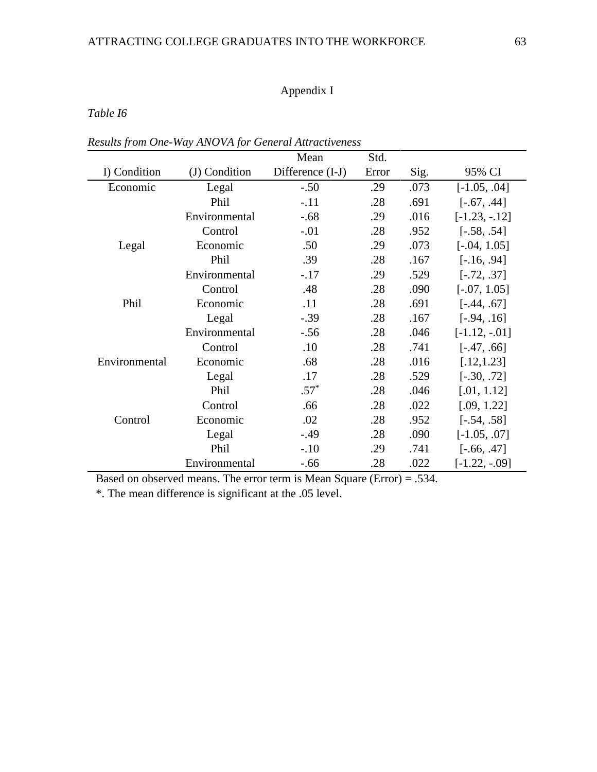Appendix I

*Table I6*

*Results from One-Way ANOVA for General Attractiveness*

| I) Condition | (J) Condition | Mean Difference (I-J) | Std. Error | Sig. | 95% CI |
|---|---|---|---|---|---|
| Economic | Legal | -.50 | .29 | .073 | [-1.05, .04] |
| | Phil | -.11 | .28 | .691 | [-.67, .44] |
| | Environmental | -.68 | .29 | .016 | [-1.23, -.12] |
| | Control | -.01 | .28 | .952 | [-.58, .54] |
| Legal | Economic | .50 | .29 | .073 | [-.04, 1.05] |
| | Phil | .39 | .28 | .167 | [-.16, .94] |
| | Environmental | -.17 | .29 | .529 | [-.72, .37] |
| | Control | .48 | .28 | .090 | [-.07, 1.05] |
| Phil | Economic | .11 | .28 | .691 | [-.44, .67] |
| | Legal | -.39 | .28 | .167 | [-.94, .16] |
| | Environmental | -.56 | .28 | .046 | [-1.12, -.01] |
| | Control | .10 | .28 | .741 | [-.47, .66] |
| Environmental | Economic | .68 | .28 | .016 | [.12,1.23] |
| | Legal | .17 | .28 | .529 | [-.30, .72] |
| | Phil | .57* | .28 | .046 | [.01, 1.12] |
| | Control | .66 | .28 | .022 | [.09, 1.22] |
| Control | Economic | .02 | .28 | .952 | [-.54, .58] |
| | Legal | -.49 | .28 | .090 | [-1.05, .07] |
| | Phil | -.10 | .29 | .741 | [-.66, .47] |
| | Environmental | -.66 | .28 | .022 | [-1.22, -.09] |

Based on observed means. The error term is Mean Square (Error) = .534.

*. The mean difference is significant at the .05 level.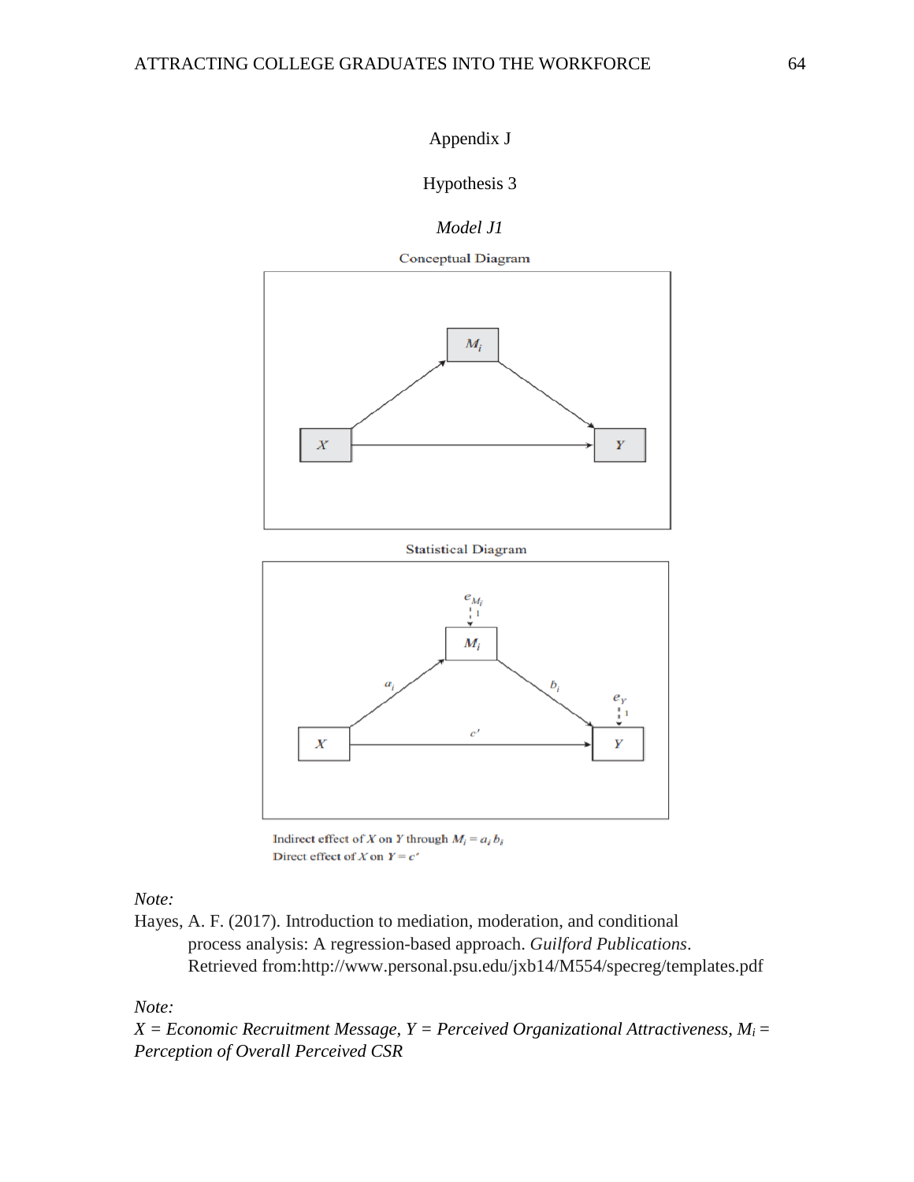Appendix J

Hypothesis 3

*Model J1*

Conceptual Diagram

Statistical Diagram

Indirect effect of $X$ on $Y$ through $M_i = a_i b_i$

Direct effect of $X$ on $Y = c'$

*Note:*

Hayes, A. F. (2017). Introduction to mediation, moderation, and conditional process analysis: A regression-based approach. *Guilford Publications*. Retrieved from:http://www.personal.psu.edu/jxb14/M554/specreg/templates.pdf

*Note:*

*X = Economic Recruitment Message, Y = Perceived Organizational Attractiveness,* $M_i$ *= Perception of Overall Perceived CSR*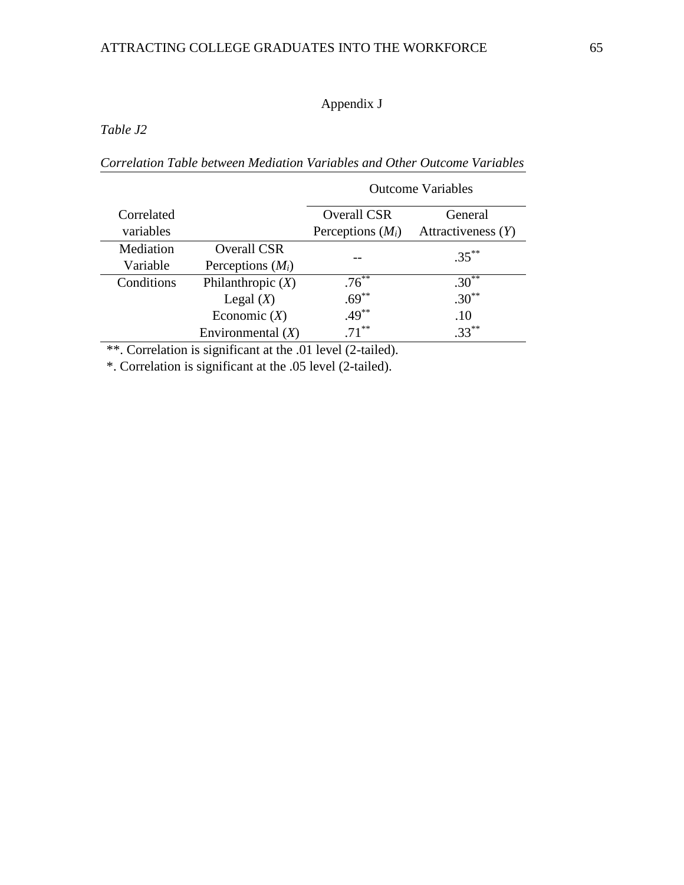Appendix J

*Table J2*

*Correlation Table between Mediation Variables and Other Outcome Variables*

| Correlated variables | | Outcome Variables | |
|---|---|---|---|
| | | Overall CSR Perceptions ($M_i$) | General Attractiveness ($Y$) |
| Mediation Variable | Overall CSR Perceptions ($M_i$) | -- | $.35^{**}$ |
| Conditions | Philanthropic ($X$) | $.76^{**}$ | $.30^{**}$ |
| | Legal ($X$) | $.69^{**}$ | $.30^{**}$ |
| | Economic ($X$) | $.49^{**}$ | .10 |
| | Environmental ($X$) | $.71^{**}$ | $.33^{**}$ |

**. Correlation is significant at the .01 level (2-tailed).

*. Correlation is significant at the .05 level (2-tailed).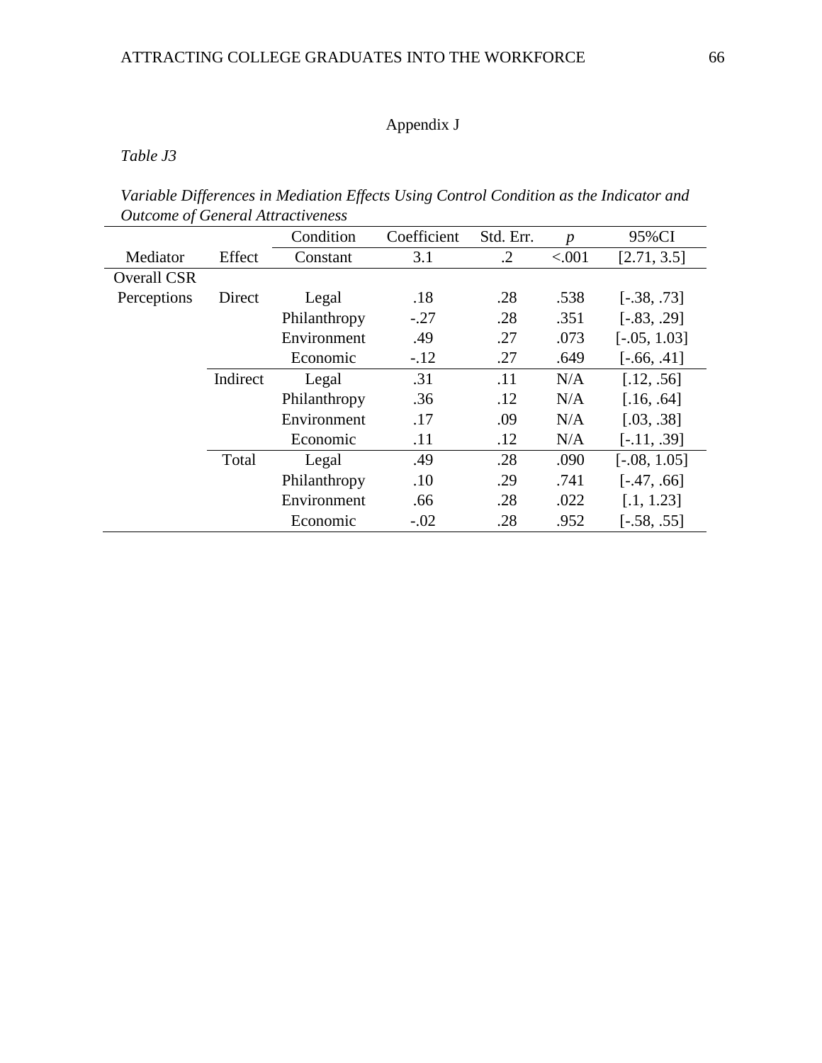Appendix J

*Table J3*

*Variable Differences in Mediation Effects Using Control Condition as the Indicator and Outcome of General Attractiveness*

| | | Condition | Coefficient | Std. Err. | *p* | 95%CI |
|---|---|---|---|---|---|---|
| Mediator | Effect | Constant | 3.1 | .2 | <.001 | [2.71, 3.5] |
| Overall CSR Perceptions | Direct | Legal | .18 | .28 | .538 | [-.38, .73] |
| | | Philanthropy | -.27 | .28 | .351 | [-.83, .29] |
| | | Environment | .49 | .27 | .073 | [-.05, 1.03] |
| | | Economic | -.12 | .27 | .649 | [-.66, .41] |
| | Indirect | Legal | .31 | .11 | N/A | [.12, .56] |
| | | Philanthropy | .36 | .12 | N/A | [.16, .64] |
| | | Environment | .17 | .09 | N/A | [.03, .38] |
| | | Economic | .11 | .12 | N/A | [-.11, .39] |
| | Total | Legal | .49 | .28 | .090 | [-.08, 1.05] |
| | | Philanthropy | .10 | .29 | .741 | [-.47, .66] |
| | | Environment | .66 | .28 | .022 | [.1, 1.23] |
| | | Economic | -.02 | .28 | .952 | [-.58, .55] |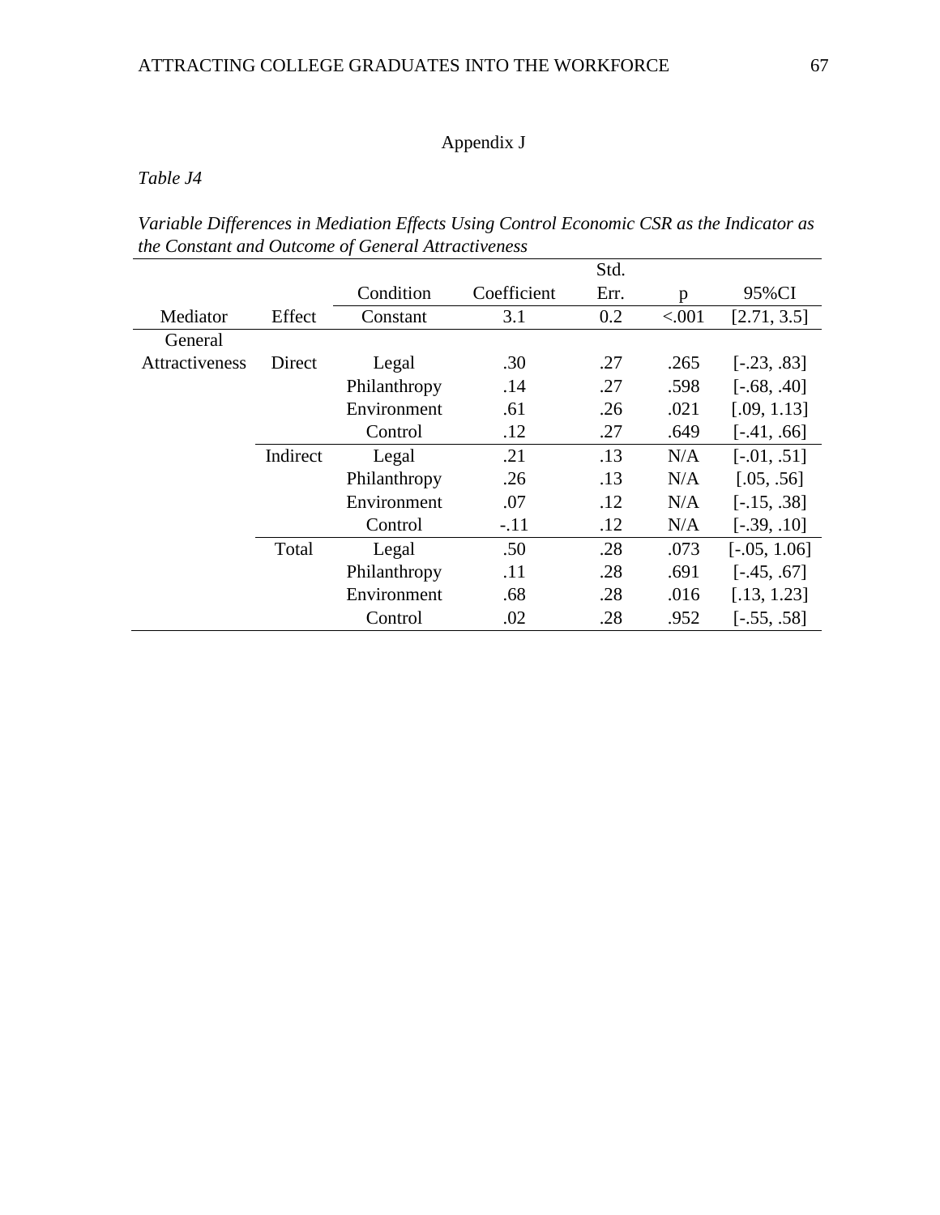Appendix J

*Table J4*

*Variable Differences in Mediation Effects Using Control Economic CSR as the Indicator as the Constant and Outcome of General Attractiveness*

| Mediator | Effect | Condition | Coefficient | Std. Err. | p | 95%CI |
|---|---|---|---|---|---|---|
| | | Constant | 3.1 | 0.2 | <.001 | [2.71, 3.5] |
| General Attractiveness | Direct | Legal | .30 | .27 | .265 | [-.23, .83] |
| | | Philanthropy | .14 | .27 | .598 | [-.68, .40] |
| | | Environment | .61 | .26 | .021 | [.09, 1.13] |
| | | Control | .12 | .27 | .649 | [-.41, .66] |
| | Indirect | Legal | .21 | .13 | N/A | [-.01, .51] |
| | | Philanthropy | .26 | .13 | N/A | [.05, .56] |
| | | Environment | .07 | .12 | N/A | [-.15, .38] |
| | | Control | -.11 | .12 | N/A | [-.39, .10] |
| | Total | Legal | .50 | .28 | .073 | [-.05, 1.06] |
| | | Philanthropy | .11 | .28 | .691 | [-.45, .67] |
| | | Environment | .68 | .28 | .016 | [.13, 1.23] |
| | | Control | .02 | .28 | .952 | [-.55, .58] |